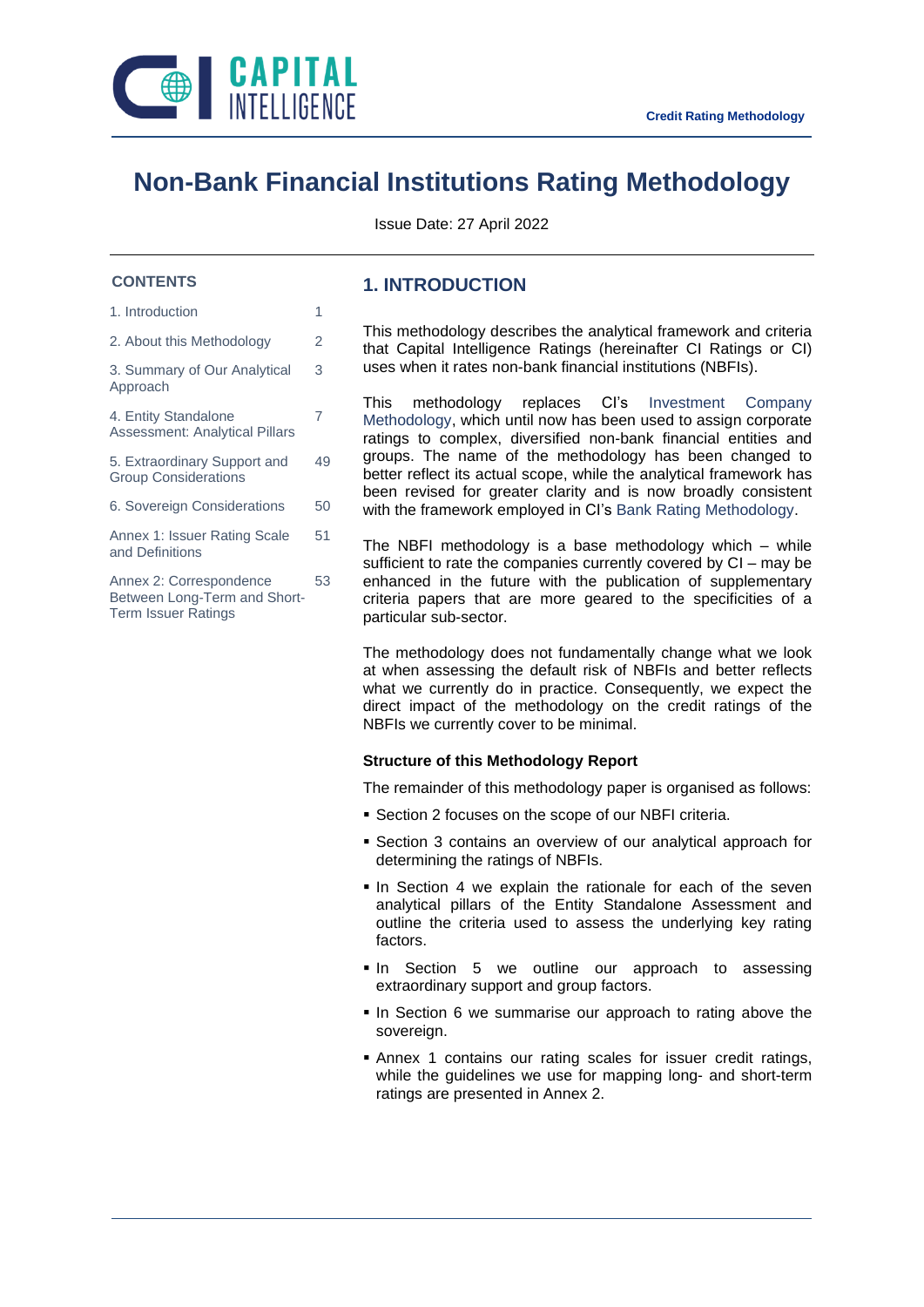Credit Rating Methodology

# Non-Bank Financial Institutions Rating Methodology

Issue Date: 27 April 2022

**CONTENTS**

| | |
|---|---|
| 1. Introduction | 1 |
| 2. About this Methodology | 2 |
| 3. Summary of Our Analytical Approach | 3 |
| 4. Entity Standalone Assessment: Analytical Pillars | 7 |
| 5. Extraordinary Support and Group Considerations | 49 |
| 6. Sovereign Considerations | 50 |
| Annex 1: Issuer Rating Scale and Definitions | 51 |
| Annex 2: Correspondence Between Long-Term and Short-Term Issuer Ratings | 53 |

## 1. INTRODUCTION

This methodology describes the analytical framework and criteria that Capital Intelligence Ratings (hereinafter CI Ratings or CI) uses when it rates non-bank financial institutions (NBFIs).

This methodology replaces CI's Investment Company Methodology, which until now has been used to assign corporate ratings to complex, diversified non-bank financial entities and groups. The name of the methodology has been changed to better reflect its actual scope, while the analytical framework has been revised for greater clarity and is now broadly consistent with the framework employed in CI's Bank Rating Methodology.

The NBFI methodology is a base methodology which – while sufficient to rate the companies currently covered by CI – may be enhanced in the future with the publication of supplementary criteria papers that are more geared to the specificities of a particular sub-sector.

The methodology does not fundamentally change what we look at when assessing the default risk of NBFIs and better reflects what we currently do in practice. Consequently, we expect the direct impact of the methodology on the credit ratings of the NBFIs we currently cover to be minimal.

### Structure of this Methodology Report

The remainder of this methodology paper is organised as follows:

- Section 2 focuses on the scope of our NBFI criteria.
- Section 3 contains an overview of our analytical approach for determining the ratings of NBFIs.
- In Section 4 we explain the rationale for each of the seven analytical pillars of the Entity Standalone Assessment and outline the criteria used to assess the underlying key rating factors.
- In Section 5 we outline our approach to assessing extraordinary support and group factors.
- In Section 6 we summarise our approach to rating above the sovereign.
- Annex 1 contains our rating scales for issuer credit ratings, while the guidelines we use for mapping long- and short-term ratings are presented in Annex 2.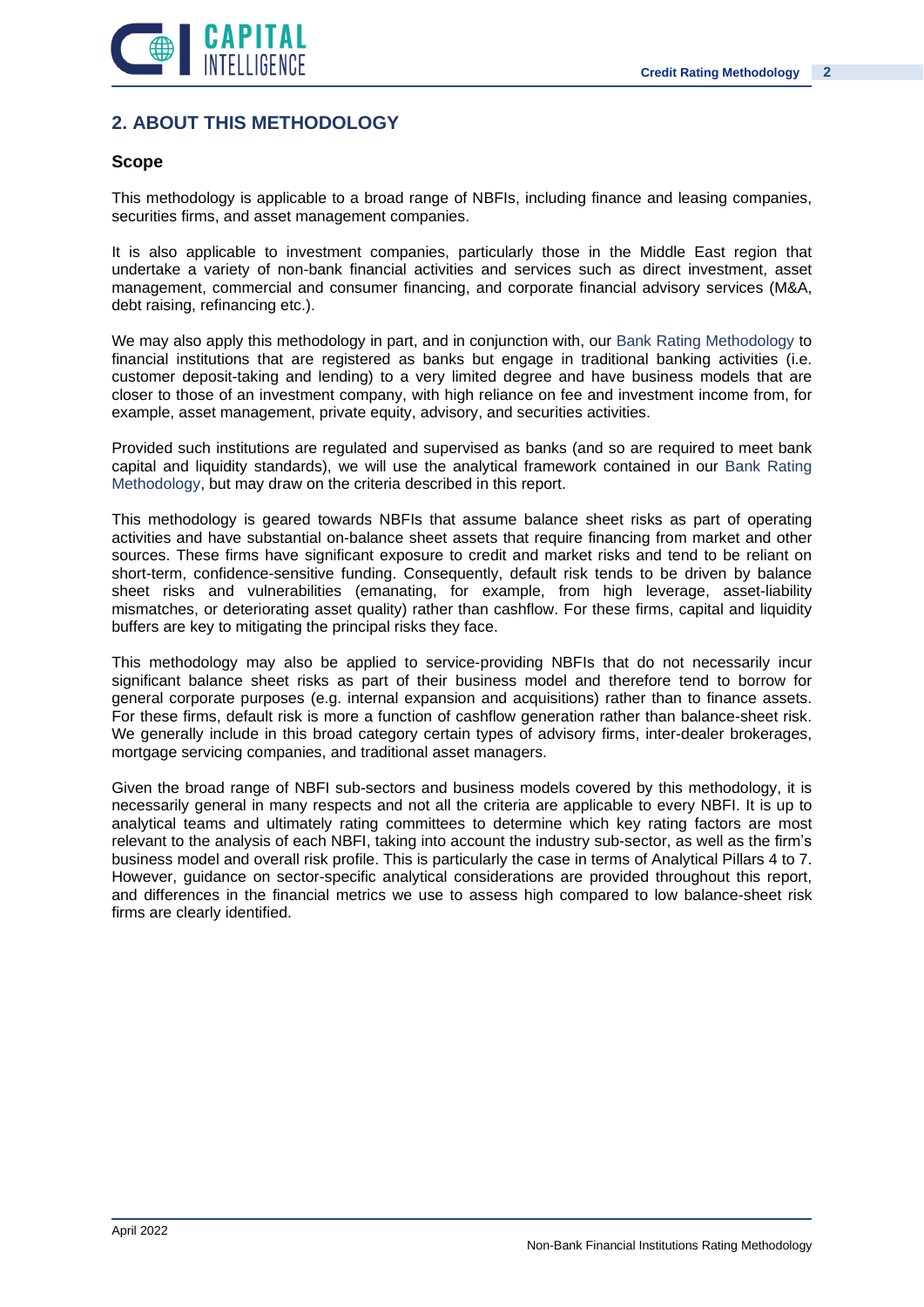## 2. ABOUT THIS METHODOLOGY

### Scope

This methodology is applicable to a broad range of NBFIs, including finance and leasing companies, securities firms, and asset management companies.

It is also applicable to investment companies, particularly those in the Middle East region that undertake a variety of non-bank financial activities and services such as direct investment, asset management, commercial and consumer financing, and corporate financial advisory services (M&A, debt raising, refinancing etc.).

We may also apply this methodology in part, and in conjunction with, our Bank Rating Methodology to financial institutions that are registered as banks but engage in traditional banking activities (i.e. customer deposit-taking and lending) to a very limited degree and have business models that are closer to those of an investment company, with high reliance on fee and investment income from, for example, asset management, private equity, advisory, and securities activities.

Provided such institutions are regulated and supervised as banks (and so are required to meet bank capital and liquidity standards), we will use the analytical framework contained in our Bank Rating Methodology, but may draw on the criteria described in this report.

This methodology is geared towards NBFIs that assume balance sheet risks as part of operating activities and have substantial on-balance sheet assets that require financing from market and other sources. These firms have significant exposure to credit and market risks and tend to be reliant on short-term, confidence-sensitive funding. Consequently, default risk tends to be driven by balance sheet risks and vulnerabilities (emanating, for example, from high leverage, asset-liability mismatches, or deteriorating asset quality) rather than cashflow. For these firms, capital and liquidity buffers are key to mitigating the principal risks they face.

This methodology may also be applied to service-providing NBFIs that do not necessarily incur significant balance sheet risks as part of their business model and therefore tend to borrow for general corporate purposes (e.g. internal expansion and acquisitions) rather than to finance assets. For these firms, default risk is more a function of cashflow generation rather than balance-sheet risk. We generally include in this broad category certain types of advisory firms, inter-dealer brokerages, mortgage servicing companies, and traditional asset managers.

Given the broad range of NBFI sub-sectors and business models covered by this methodology, it is necessarily general in many respects and not all the criteria are applicable to every NBFI. It is up to analytical teams and ultimately rating committees to determine which key rating factors are most relevant to the analysis of each NBFI, taking into account the industry sub-sector, as well as the firm's business model and overall risk profile. This is particularly the case in terms of Analytical Pillars 4 to 7. However, guidance on sector-specific analytical considerations are provided throughout this report, and differences in the financial metrics we use to assess high compared to low balance-sheet risk firms are clearly identified.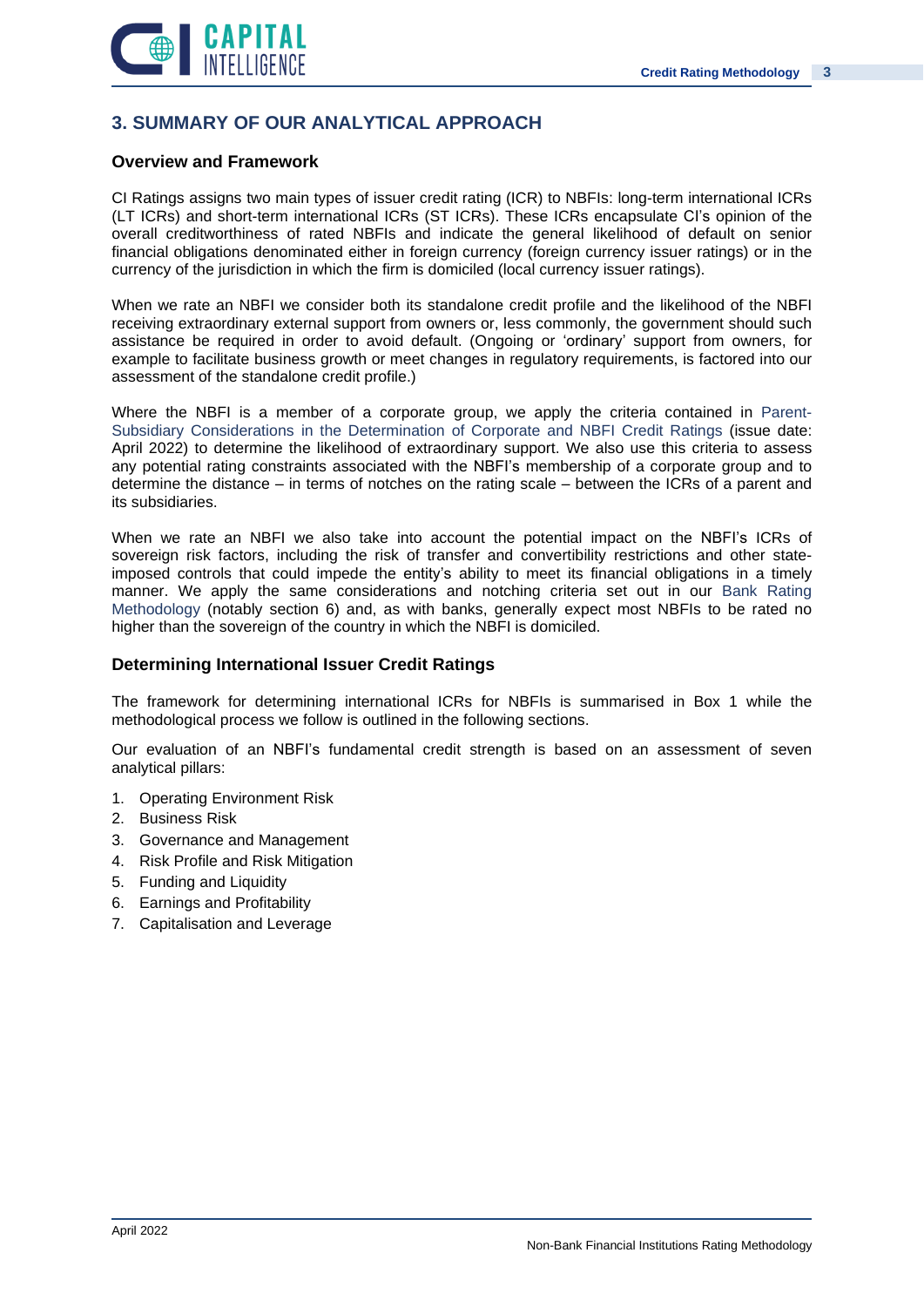## 3. SUMMARY OF OUR ANALYTICAL APPROACH

### Overview and Framework

CI Ratings assigns two main types of issuer credit rating (ICR) to NBFIs: long-term international ICRs (LT ICRs) and short-term international ICRs (ST ICRs). These ICRs encapsulate CI's opinion of the overall creditworthiness of rated NBFIs and indicate the general likelihood of default on senior financial obligations denominated either in foreign currency (foreign currency issuer ratings) or in the currency of the jurisdiction in which the firm is domiciled (local currency issuer ratings).

When we rate an NBFI we consider both its standalone credit profile and the likelihood of the NBFI receiving extraordinary external support from owners or, less commonly, the government should such assistance be required in order to avoid default. (Ongoing or 'ordinary' support from owners, for example to facilitate business growth or meet changes in regulatory requirements, is factored into our assessment of the standalone credit profile.)

Where the NBFI is a member of a corporate group, we apply the criteria contained in Parent-Subsidiary Considerations in the Determination of Corporate and NBFI Credit Ratings (issue date: April 2022) to determine the likelihood of extraordinary support. We also use this criteria to assess any potential rating constraints associated with the NBFI's membership of a corporate group and to determine the distance – in terms of notches on the rating scale – between the ICRs of a parent and its subsidiaries.

When we rate an NBFI we also take into account the potential impact on the NBFI's ICRs of sovereign risk factors, including the risk of transfer and convertibility restrictions and other state-imposed controls that could impede the entity's ability to meet its financial obligations in a timely manner. We apply the same considerations and notching criteria set out in our Bank Rating Methodology (notably section 6) and, as with banks, generally expect most NBFIs to be rated no higher than the sovereign of the country in which the NBFI is domiciled.

### Determining International Issuer Credit Ratings

The framework for determining international ICRs for NBFIs is summarised in Box 1 while the methodological process we follow is outlined in the following sections.

Our evaluation of an NBFI's fundamental credit strength is based on an assessment of seven analytical pillars:

1. Operating Environment Risk
2. Business Risk
3. Governance and Management
4. Risk Profile and Risk Mitigation
5. Funding and Liquidity
6. Earnings and Profitability
7. Capitalisation and Leverage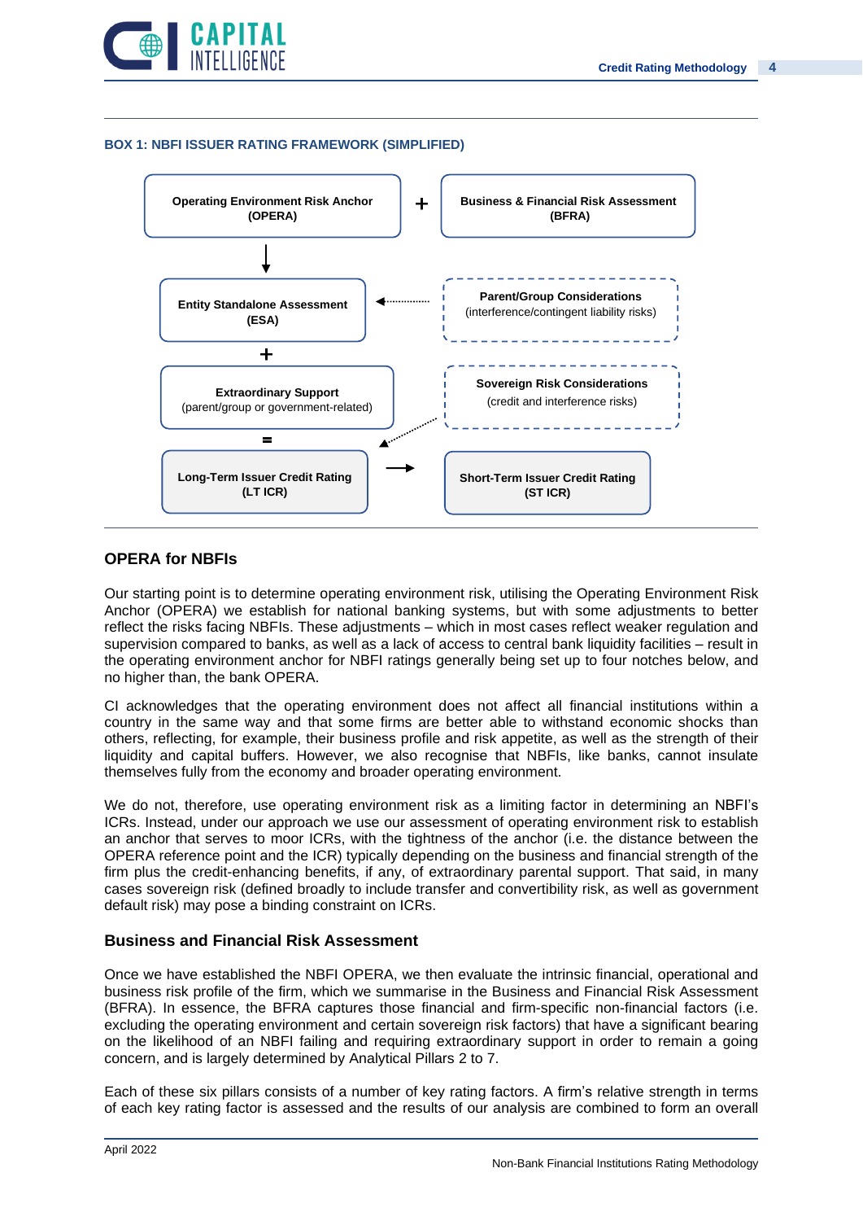**BOX 1: NBFI ISSUER RATING FRAMEWORK (SIMPLIFIED)**

**Operating Environment Risk Anchor (OPERA)** + **Business & Financial Risk Assessment (BFRA)**

↓

**Entity Standalone Assessment (ESA)** ← **Parent/Group Considerations** (interference/contingent liability risks)

+

**Extraordinary Support** (parent/group or government-related) — **Sovereign Risk Considerations** (credit and interference risks)

=

**Long-Term Issuer Credit Rating (LT ICR)** → **Short-Term Issuer Credit Rating (ST ICR)**

## OPERA for NBFIs

Our starting point is to determine operating environment risk, utilising the Operating Environment Risk Anchor (OPERA) we establish for national banking systems, but with some adjustments to better reflect the risks facing NBFIs. These adjustments – which in most cases reflect weaker regulation and supervision compared to banks, as well as a lack of access to central bank liquidity facilities – result in the operating environment anchor for NBFI ratings generally being set up to four notches below, and no higher than, the bank OPERA.

CI acknowledges that the operating environment does not affect all financial institutions within a country in the same way and that some firms are better able to withstand economic shocks than others, reflecting, for example, their business profile and risk appetite, as well as the strength of their liquidity and capital buffers. However, we also recognise that NBFIs, like banks, cannot insulate themselves fully from the economy and broader operating environment.

We do not, therefore, use operating environment risk as a limiting factor in determining an NBFI's ICRs. Instead, under our approach we use our assessment of operating environment risk to establish an anchor that serves to moor ICRs, with the tightness of the anchor (i.e. the distance between the OPERA reference point and the ICR) typically depending on the business and financial strength of the firm plus the credit-enhancing benefits, if any, of extraordinary parental support. That said, in many cases sovereign risk (defined broadly to include transfer and convertibility risk, as well as government default risk) may pose a binding constraint on ICRs.

### Business and Financial Risk Assessment

Once we have established the NBFI OPERA, we then evaluate the intrinsic financial, operational and business risk profile of the firm, which we summarise in the Business and Financial Risk Assessment (BFRA). In essence, the BFRA captures those financial and firm-specific non-financial factors (i.e. excluding the operating environment and certain sovereign risk factors) that have a significant bearing on the likelihood of an NBFI failing and requiring extraordinary support in order to remain a going concern, and is largely determined by Analytical Pillars 2 to 7.

Each of these six pillars consists of a number of key rating factors. A firm's relative strength in terms of each key rating factor is assessed and the results of our analysis are combined to form an overall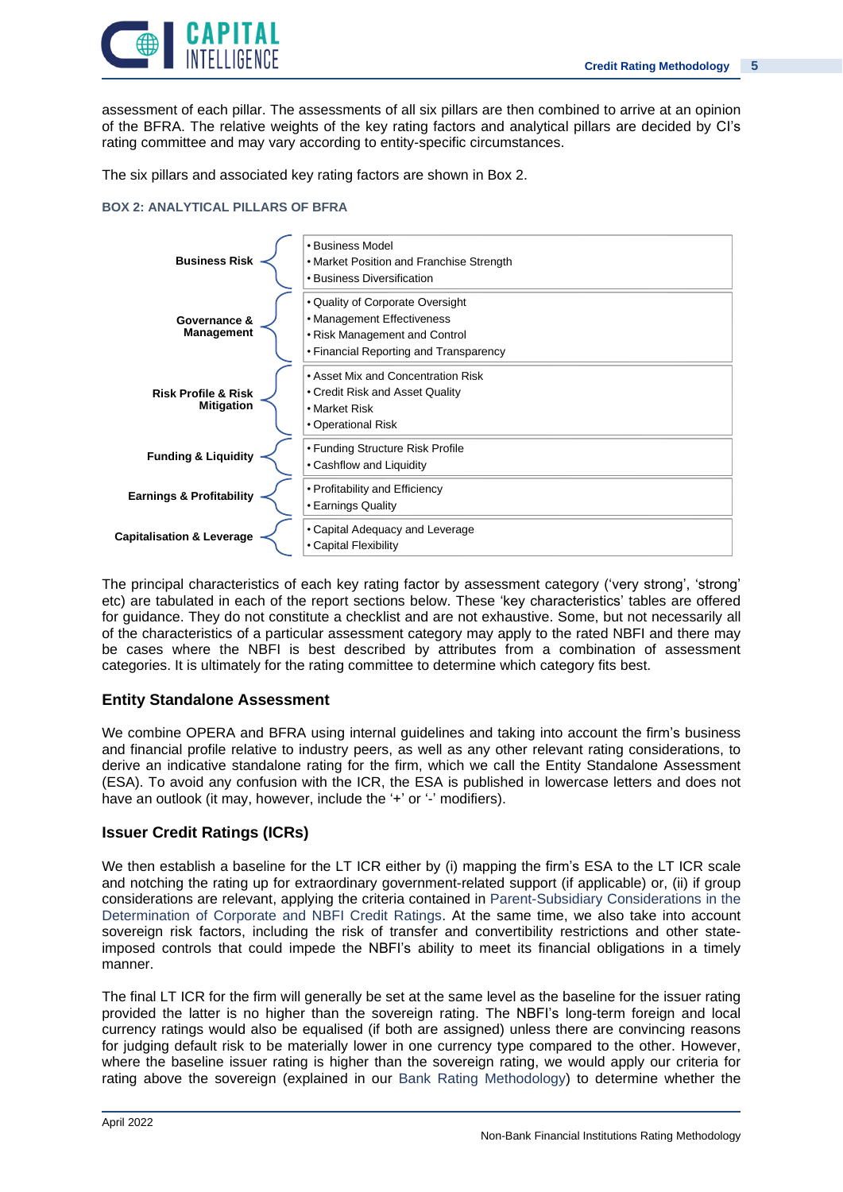assessment of each pillar. The assessments of all six pillars are then combined to arrive at an opinion of the BFRA. The relative weights of the key rating factors and analytical pillars are decided by CI's rating committee and may vary according to entity-specific circumstances.

The six pillars and associated key rating factors are shown in Box 2.

**BOX 2: ANALYTICAL PILLARS OF BFRA**

| Pillar | Key Rating Factors |
| --- | --- |
| **Business Risk** | • Business Model<br>• Market Position and Franchise Strength<br>• Business Diversification |
| **Governance & Management** | • Quality of Corporate Oversight<br>• Management Effectiveness<br>• Risk Management and Control<br>• Financial Reporting and Transparency |
| **Risk Profile & Risk Mitigation** | • Asset Mix and Concentration Risk<br>• Credit Risk and Asset Quality<br>• Market Risk<br>• Operational Risk |
| **Funding & Liquidity** | • Funding Structure Risk Profile<br>• Cashflow and Liquidity |
| **Earnings & Profitability** | • Profitability and Efficiency<br>• Earnings Quality |
| **Capitalisation & Leverage** | • Capital Adequacy and Leverage<br>• Capital Flexibility |

The principal characteristics of each key rating factor by assessment category ('very strong', 'strong' etc) are tabulated in each of the report sections below. These 'key characteristics' tables are offered for guidance. They do not constitute a checklist and are not exhaustive. Some, but not necessarily all of the characteristics of a particular assessment category may apply to the rated NBFI and there may be cases where the NBFI is best described by attributes from a combination of assessment categories. It is ultimately for the rating committee to determine which category fits best.

## Entity Standalone Assessment

We combine OPERA and BFRA using internal guidelines and taking into account the firm's business and financial profile relative to industry peers, as well as any other relevant rating considerations, to derive an indicative standalone rating for the firm, which we call the Entity Standalone Assessment (ESA). To avoid any confusion with the ICR, the ESA is published in lowercase letters and does not have an outlook (it may, however, include the '+' or '-' modifiers).

## Issuer Credit Ratings (ICRs)

We then establish a baseline for the LT ICR either by (i) mapping the firm's ESA to the LT ICR scale and notching the rating up for extraordinary government-related support (if applicable) or, (ii) if group considerations are relevant, applying the criteria contained in Parent-Subsidiary Considerations in the Determination of Corporate and NBFI Credit Ratings. At the same time, we also take into account sovereign risk factors, including the risk of transfer and convertibility restrictions and other state-imposed controls that could impede the NBFI's ability to meet its financial obligations in a timely manner.

The final LT ICR for the firm will generally be set at the same level as the baseline for the issuer rating provided the latter is no higher than the sovereign rating. The NBFI's long-term foreign and local currency ratings would also be equalised (if both are assigned) unless there are convincing reasons for judging default risk to be materially lower in one currency type compared to the other. However, where the baseline issuer rating is higher than the sovereign rating, we would apply our criteria for rating above the sovereign (explained in our Bank Rating Methodology) to determine whether the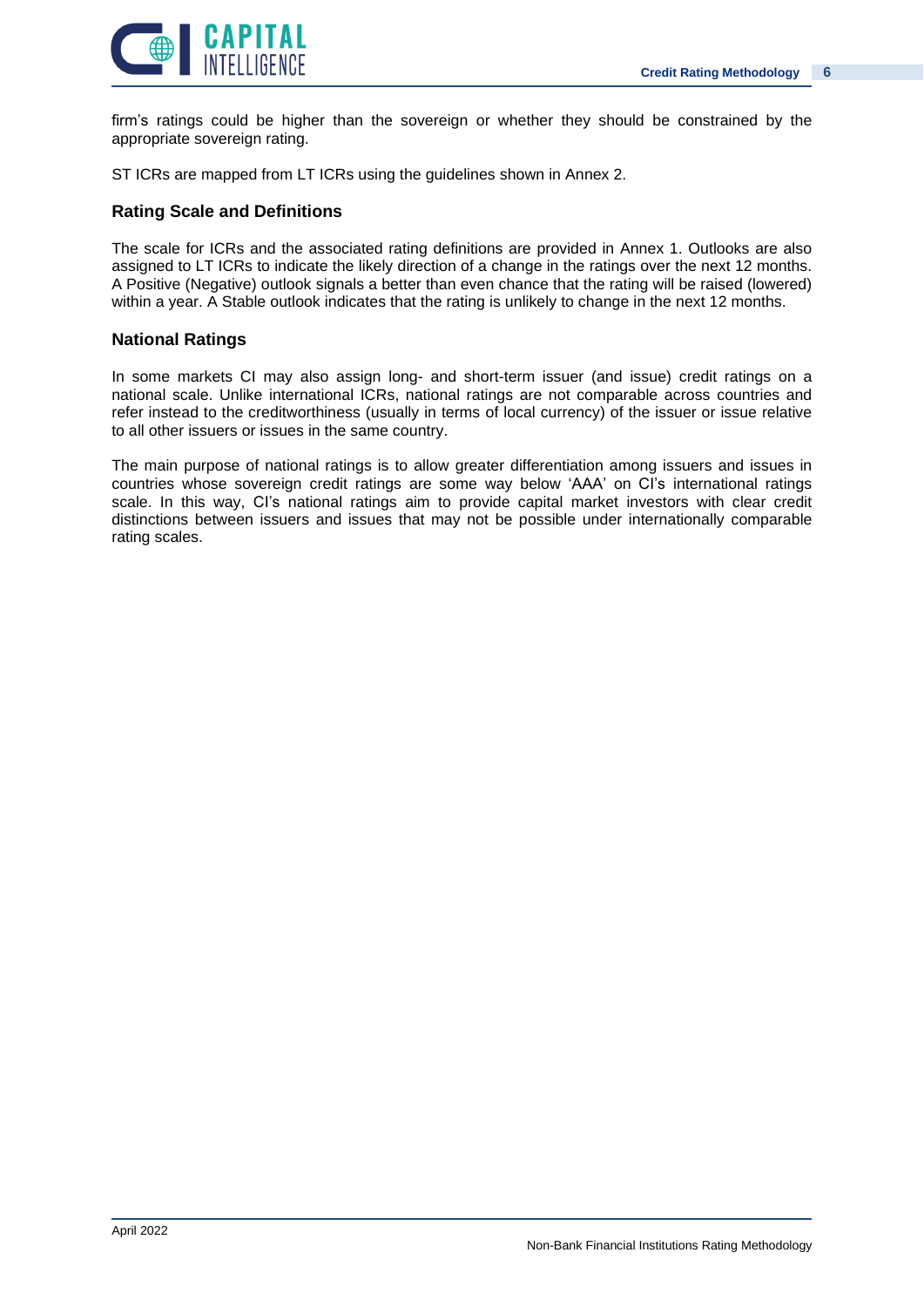firm's ratings could be higher than the sovereign or whether they should be constrained by the appropriate sovereign rating.

ST ICRs are mapped from LT ICRs using the guidelines shown in Annex 2.

## Rating Scale and Definitions

The scale for ICRs and the associated rating definitions are provided in Annex 1. Outlooks are also assigned to LT ICRs to indicate the likely direction of a change in the ratings over the next 12 months. A Positive (Negative) outlook signals a better than even chance that the rating will be raised (lowered) within a year. A Stable outlook indicates that the rating is unlikely to change in the next 12 months.

## National Ratings

In some markets CI may also assign long- and short-term issuer (and issue) credit ratings on a national scale. Unlike international ICRs, national ratings are not comparable across countries and refer instead to the creditworthiness (usually in terms of local currency) of the issuer or issue relative to all other issuers or issues in the same country.

The main purpose of national ratings is to allow greater differentiation among issuers and issues in countries whose sovereign credit ratings are some way below 'AAA' on CI's international ratings scale. In this way, CI's national ratings aim to provide capital market investors with clear credit distinctions between issuers and issues that may not be possible under internationally comparable rating scales.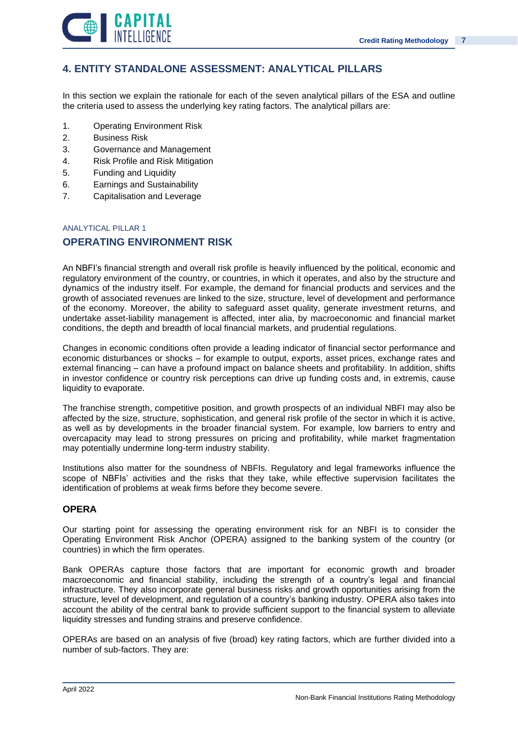# 4. ENTITY STANDALONE ASSESSMENT: ANALYTICAL PILLARS

In this section we explain the rationale for each of the seven analytical pillars of the ESA and outline the criteria used to assess the underlying key rating factors. The analytical pillars are:

1. Operating Environment Risk
2. Business Risk
3. Governance and Management
4. Risk Profile and Risk Mitigation
5. Funding and Liquidity
6. Earnings and Sustainability
7. Capitalisation and Leverage

ANALYTICAL PILLAR 1

## OPERATING ENVIRONMENT RISK

An NBFI's financial strength and overall risk profile is heavily influenced by the political, economic and regulatory environment of the country, or countries, in which it operates, and also by the structure and dynamics of the industry itself. For example, the demand for financial products and services and the growth of associated revenues are linked to the size, structure, level of development and performance of the economy. Moreover, the ability to safeguard asset quality, generate investment returns, and undertake asset-liability management is affected, inter alia, by macroeconomic and financial market conditions, the depth and breadth of local financial markets, and prudential regulations.

Changes in economic conditions often provide a leading indicator of financial sector performance and economic disturbances or shocks – for example to output, exports, asset prices, exchange rates and external financing – can have a profound impact on balance sheets and profitability. In addition, shifts in investor confidence or country risk perceptions can drive up funding costs and, in extremis, cause liquidity to evaporate.

The franchise strength, competitive position, and growth prospects of an individual NBFI may also be affected by the size, structure, sophistication, and general risk profile of the sector in which it is active, as well as by developments in the broader financial system. For example, low barriers to entry and overcapacity may lead to strong pressures on pricing and profitability, while market fragmentation may potentially undermine long-term industry stability.

Institutions also matter for the soundness of NBFIs. Regulatory and legal frameworks influence the scope of NBFIs' activities and the risks that they take, while effective supervision facilitates the identification of problems at weak firms before they become severe.

### OPERA

Our starting point for assessing the operating environment risk for an NBFI is to consider the Operating Environment Risk Anchor (OPERA) assigned to the banking system of the country (or countries) in which the firm operates.

Bank OPERAs capture those factors that are important for economic growth and broader macroeconomic and financial stability, including the strength of a country's legal and financial infrastructure. They also incorporate general business risks and growth opportunities arising from the structure, level of development, and regulation of a country's banking industry. OPERA also takes into account the ability of the central bank to provide sufficient support to the financial system to alleviate liquidity stresses and funding strains and preserve confidence.

OPERAs are based on an analysis of five (broad) key rating factors, which are further divided into a number of sub-factors. They are: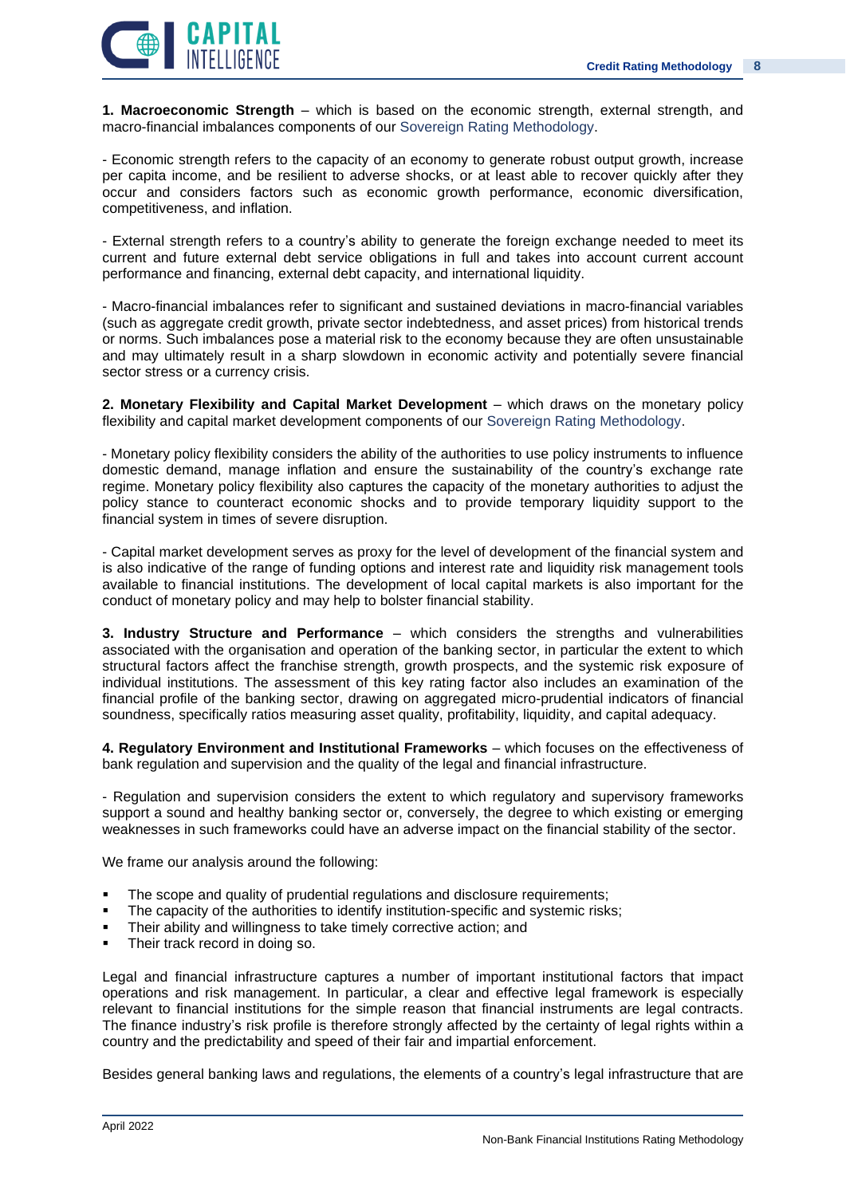**1. Macroeconomic Strength** – which is based on the economic strength, external strength, and macro-financial imbalances components of our Sovereign Rating Methodology.

- Economic strength refers to the capacity of an economy to generate robust output growth, increase per capita income, and be resilient to adverse shocks, or at least able to recover quickly after they occur and considers factors such as economic growth performance, economic diversification, competitiveness, and inflation.

- External strength refers to a country's ability to generate the foreign exchange needed to meet its current and future external debt service obligations in full and takes into account current account performance and financing, external debt capacity, and international liquidity.

- Macro-financial imbalances refer to significant and sustained deviations in macro-financial variables (such as aggregate credit growth, private sector indebtedness, and asset prices) from historical trends or norms. Such imbalances pose a material risk to the economy because they are often unsustainable and may ultimately result in a sharp slowdown in economic activity and potentially severe financial sector stress or a currency crisis.

**2. Monetary Flexibility and Capital Market Development** – which draws on the monetary policy flexibility and capital market development components of our Sovereign Rating Methodology.

- Monetary policy flexibility considers the ability of the authorities to use policy instruments to influence domestic demand, manage inflation and ensure the sustainability of the country's exchange rate regime. Monetary policy flexibility also captures the capacity of the monetary authorities to adjust the policy stance to counteract economic shocks and to provide temporary liquidity support to the financial system in times of severe disruption.

- Capital market development serves as proxy for the level of development of the financial system and is also indicative of the range of funding options and interest rate and liquidity risk management tools available to financial institutions. The development of local capital markets is also important for the conduct of monetary policy and may help to bolster financial stability.

**3. Industry Structure and Performance** – which considers the strengths and vulnerabilities associated with the organisation and operation of the banking sector, in particular the extent to which structural factors affect the franchise strength, growth prospects, and the systemic risk exposure of individual institutions. The assessment of this key rating factor also includes an examination of the financial profile of the banking sector, drawing on aggregated micro-prudential indicators of financial soundness, specifically ratios measuring asset quality, profitability, liquidity, and capital adequacy.

**4. Regulatory Environment and Institutional Frameworks** – which focuses on the effectiveness of bank regulation and supervision and the quality of the legal and financial infrastructure.

- Regulation and supervision considers the extent to which regulatory and supervisory frameworks support a sound and healthy banking sector or, conversely, the degree to which existing or emerging weaknesses in such frameworks could have an adverse impact on the financial stability of the sector.

We frame our analysis around the following:

- The scope and quality of prudential regulations and disclosure requirements;
- The capacity of the authorities to identify institution-specific and systemic risks;
- Their ability and willingness to take timely corrective action; and
- Their track record in doing so.

Legal and financial infrastructure captures a number of important institutional factors that impact operations and risk management. In particular, a clear and effective legal framework is especially relevant to financial institutions for the simple reason that financial instruments are legal contracts. The finance industry's risk profile is therefore strongly affected by the certainty of legal rights within a country and the predictability and speed of their fair and impartial enforcement.

Besides general banking laws and regulations, the elements of a country's legal infrastructure that are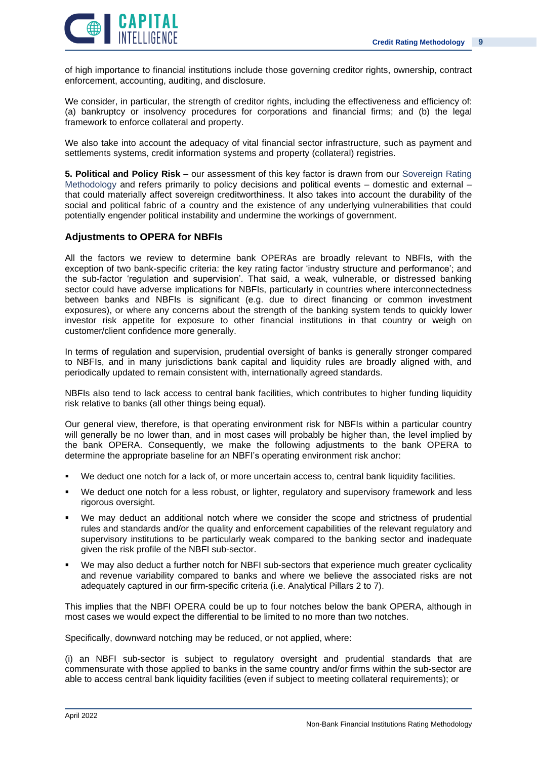of high importance to financial institutions include those governing creditor rights, ownership, contract enforcement, accounting, auditing, and disclosure.

We consider, in particular, the strength of creditor rights, including the effectiveness and efficiency of: (a) bankruptcy or insolvency procedures for corporations and financial firms; and (b) the legal framework to enforce collateral and property.

We also take into account the adequacy of vital financial sector infrastructure, such as payment and settlements systems, credit information systems and property (collateral) registries.

**5. Political and Policy Risk** – our assessment of this key factor is drawn from our Sovereign Rating Methodology and refers primarily to policy decisions and political events – domestic and external – that could materially affect sovereign creditworthiness. It also takes into account the durability of the social and political fabric of a country and the existence of any underlying vulnerabilities that could potentially engender political instability and undermine the workings of government.

### Adjustments to OPERA for NBFIs

All the factors we review to determine bank OPERAs are broadly relevant to NBFIs, with the exception of two bank-specific criteria: the key rating factor 'industry structure and performance'; and the sub-factor 'regulation and supervision'. That said, a weak, vulnerable, or distressed banking sector could have adverse implications for NBFIs, particularly in countries where interconnectedness between banks and NBFIs is significant (e.g. due to direct financing or common investment exposures), or where any concerns about the strength of the banking system tends to quickly lower investor risk appetite for exposure to other financial institutions in that country or weigh on customer/client confidence more generally.

In terms of regulation and supervision, prudential oversight of banks is generally stronger compared to NBFIs, and in many jurisdictions bank capital and liquidity rules are broadly aligned with, and periodically updated to remain consistent with, internationally agreed standards.

NBFIs also tend to lack access to central bank facilities, which contributes to higher funding liquidity risk relative to banks (all other things being equal).

Our general view, therefore, is that operating environment risk for NBFIs within a particular country will generally be no lower than, and in most cases will probably be higher than, the level implied by the bank OPERA. Consequently, we make the following adjustments to the bank OPERA to determine the appropriate baseline for an NBFI's operating environment risk anchor:

- We deduct one notch for a lack of, or more uncertain access to, central bank liquidity facilities.
- We deduct one notch for a less robust, or lighter, regulatory and supervisory framework and less rigorous oversight.
- We may deduct an additional notch where we consider the scope and strictness of prudential rules and standards and/or the quality and enforcement capabilities of the relevant regulatory and supervisory institutions to be particularly weak compared to the banking sector and inadequate given the risk profile of the NBFI sub-sector.
- We may also deduct a further notch for NBFI sub-sectors that experience much greater cyclicality and revenue variability compared to banks and where we believe the associated risks are not adequately captured in our firm-specific criteria (i.e. Analytical Pillars 2 to 7).

This implies that the NBFI OPERA could be up to four notches below the bank OPERA, although in most cases we would expect the differential to be limited to no more than two notches.

Specifically, downward notching may be reduced, or not applied, where:

(i) an NBFI sub-sector is subject to regulatory oversight and prudential standards that are commensurate with those applied to banks in the same country and/or firms within the sub-sector are able to access central bank liquidity facilities (even if subject to meeting collateral requirements); or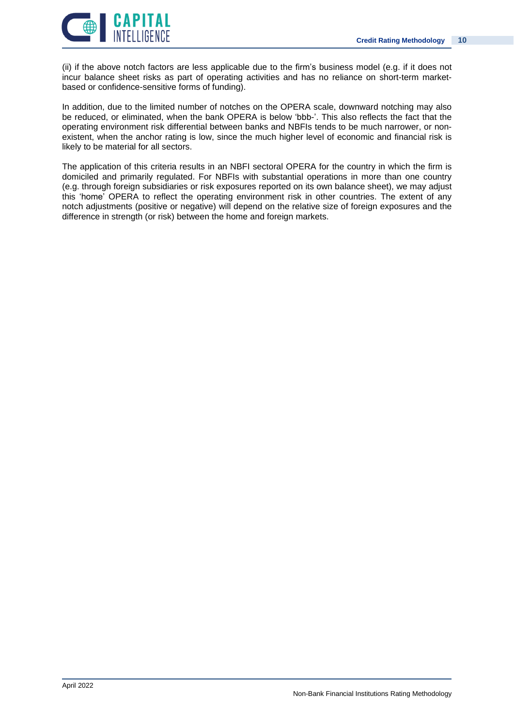(ii) if the above notch factors are less applicable due to the firm's business model (e.g. if it does not incur balance sheet risks as part of operating activities and has no reliance on short-term market-based or confidence-sensitive forms of funding).

In addition, due to the limited number of notches on the OPERA scale, downward notching may also be reduced, or eliminated, when the bank OPERA is below 'bbb-'. This also reflects the fact that the operating environment risk differential between banks and NBFIs tends to be much narrower, or non-existent, when the anchor rating is low, since the much higher level of economic and financial risk is likely to be material for all sectors.

The application of this criteria results in an NBFI sectoral OPERA for the country in which the firm is domiciled and primarily regulated. For NBFIs with substantial operations in more than one country (e.g. through foreign subsidiaries or risk exposures reported on its own balance sheet), we may adjust this 'home' OPERA to reflect the operating environment risk in other countries. The extent of any notch adjustments (positive or negative) will depend on the relative size of foreign exposures and the difference in strength (or risk) between the home and foreign markets.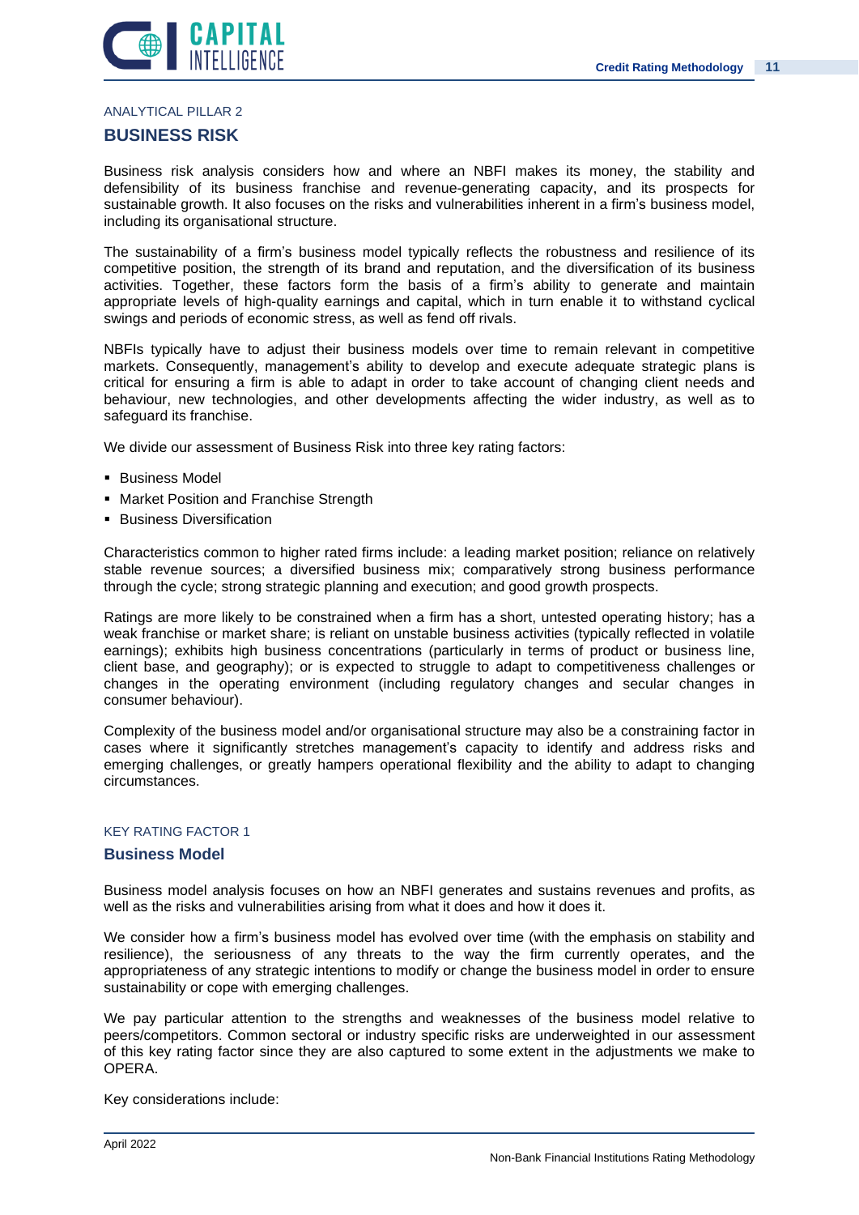ANALYTICAL PILLAR 2

## BUSINESS RISK

Business risk analysis considers how and where an NBFI makes its money, the stability and defensibility of its business franchise and revenue-generating capacity, and its prospects for sustainable growth. It also focuses on the risks and vulnerabilities inherent in a firm's business model, including its organisational structure.

The sustainability of a firm's business model typically reflects the robustness and resilience of its competitive position, the strength of its brand and reputation, and the diversification of its business activities. Together, these factors form the basis of a firm's ability to generate and maintain appropriate levels of high-quality earnings and capital, which in turn enable it to withstand cyclical swings and periods of economic stress, as well as fend off rivals.

NBFIs typically have to adjust their business models over time to remain relevant in competitive markets. Consequently, management's ability to develop and execute adequate strategic plans is critical for ensuring a firm is able to adapt in order to take account of changing client needs and behaviour, new technologies, and other developments affecting the wider industry, as well as to safeguard its franchise.

We divide our assessment of Business Risk into three key rating factors:

- Business Model
- Market Position and Franchise Strength
- Business Diversification

Characteristics common to higher rated firms include: a leading market position; reliance on relatively stable revenue sources; a diversified business mix; comparatively strong business performance through the cycle; strong strategic planning and execution; and good growth prospects.

Ratings are more likely to be constrained when a firm has a short, untested operating history; has a weak franchise or market share; is reliant on unstable business activities (typically reflected in volatile earnings); exhibits high business concentrations (particularly in terms of product or business line, client base, and geography); or is expected to struggle to adapt to competitiveness challenges or changes in the operating environment (including regulatory changes and secular changes in consumer behaviour).

Complexity of the business model and/or organisational structure may also be a constraining factor in cases where it significantly stretches management's capacity to identify and address risks and emerging challenges, or greatly hampers operational flexibility and the ability to adapt to changing circumstances.

KEY RATING FACTOR 1

### Business Model

Business model analysis focuses on how an NBFI generates and sustains revenues and profits, as well as the risks and vulnerabilities arising from what it does and how it does it.

We consider how a firm's business model has evolved over time (with the emphasis on stability and resilience), the seriousness of any threats to the way the firm currently operates, and the appropriateness of any strategic intentions to modify or change the business model in order to ensure sustainability or cope with emerging challenges.

We pay particular attention to the strengths and weaknesses of the business model relative to peers/competitors. Common sectoral or industry specific risks are underweighted in our assessment of this key rating factor since they are also captured to some extent in the adjustments we make to OPERA.

Key considerations include: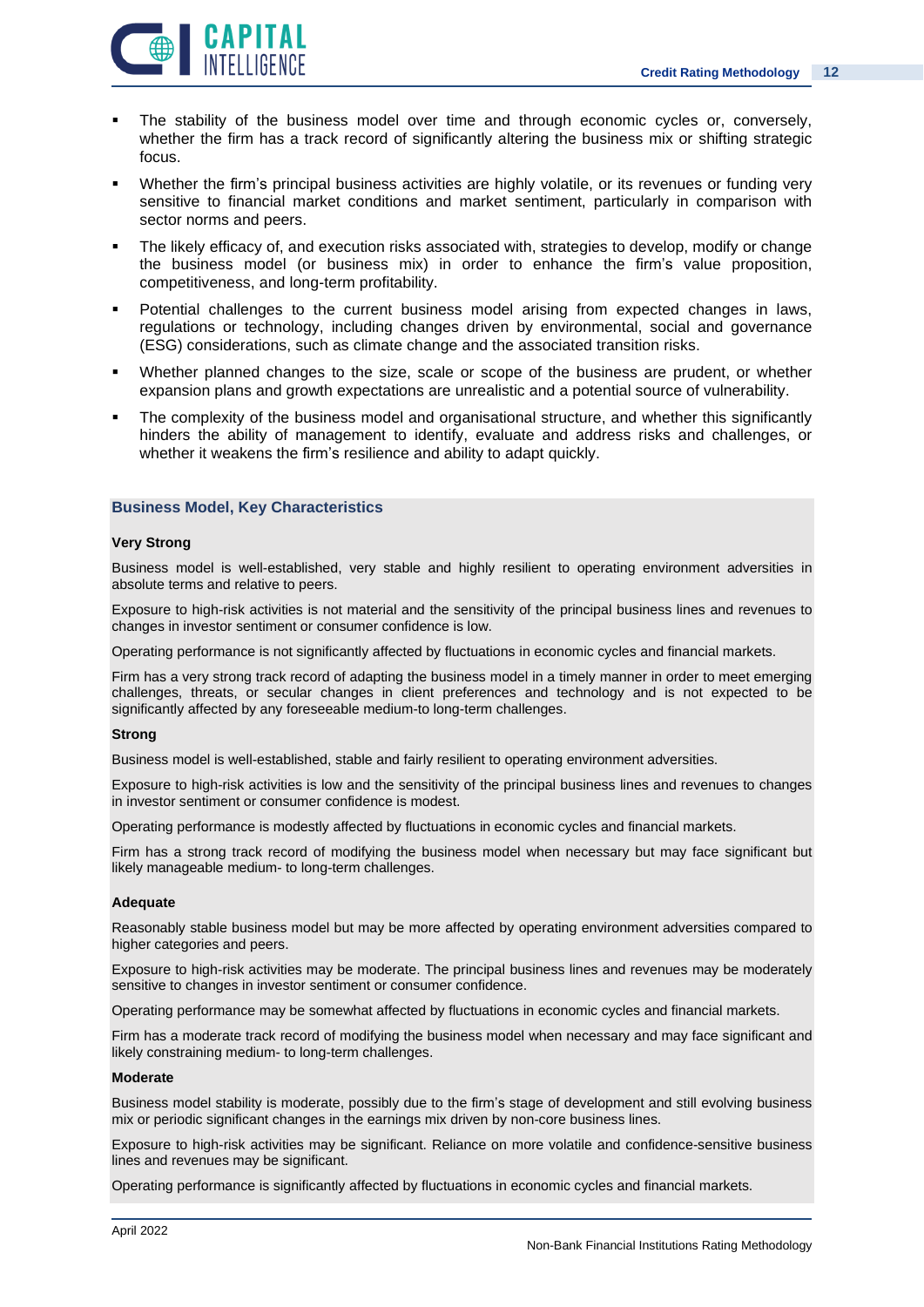- The stability of the business model over time and through economic cycles or, conversely, whether the firm has a track record of significantly altering the business mix or shifting strategic focus.
- Whether the firm's principal business activities are highly volatile, or its revenues or funding very sensitive to financial market conditions and market sentiment, particularly in comparison with sector norms and peers.
- The likely efficacy of, and execution risks associated with, strategies to develop, modify or change the business model (or business mix) in order to enhance the firm's value proposition, competitiveness, and long-term profitability.
- Potential challenges to the current business model arising from expected changes in laws, regulations or technology, including changes driven by environmental, social and governance (ESG) considerations, such as climate change and the associated transition risks.
- Whether planned changes to the size, scale or scope of the business are prudent, or whether expansion plans and growth expectations are unrealistic and a potential source of vulnerability.
- The complexity of the business model and organisational structure, and whether this significantly hinders the ability of management to identify, evaluate and address risks and challenges, or whether it weakens the firm's resilience and ability to adapt quickly.

### Business Model, Key Characteristics

**Very Strong**

Business model is well-established, very stable and highly resilient to operating environment adversities in absolute terms and relative to peers.

Exposure to high-risk activities is not material and the sensitivity of the principal business lines and revenues to changes in investor sentiment or consumer confidence is low.

Operating performance is not significantly affected by fluctuations in economic cycles and financial markets.

Firm has a very strong track record of adapting the business model in a timely manner in order to meet emerging challenges, threats, or secular changes in client preferences and technology and is not expected to be significantly affected by any foreseeable medium-to long-term challenges.

**Strong**

Business model is well-established, stable and fairly resilient to operating environment adversities.

Exposure to high-risk activities is low and the sensitivity of the principal business lines and revenues to changes in investor sentiment or consumer confidence is modest.

Operating performance is modestly affected by fluctuations in economic cycles and financial markets.

Firm has a strong track record of modifying the business model when necessary but may face significant but likely manageable medium- to long-term challenges.

**Adequate**

Reasonably stable business model but may be more affected by operating environment adversities compared to higher categories and peers.

Exposure to high-risk activities may be moderate. The principal business lines and revenues may be moderately sensitive to changes in investor sentiment or consumer confidence.

Operating performance may be somewhat affected by fluctuations in economic cycles and financial markets.

Firm has a moderate track record of modifying the business model when necessary and may face significant and likely constraining medium- to long-term challenges.

**Moderate**

Business model stability is moderate, possibly due to the firm's stage of development and still evolving business mix or periodic significant changes in the earnings mix driven by non-core business lines.

Exposure to high-risk activities may be significant. Reliance on more volatile and confidence-sensitive business lines and revenues may be significant.

Operating performance is significantly affected by fluctuations in economic cycles and financial markets.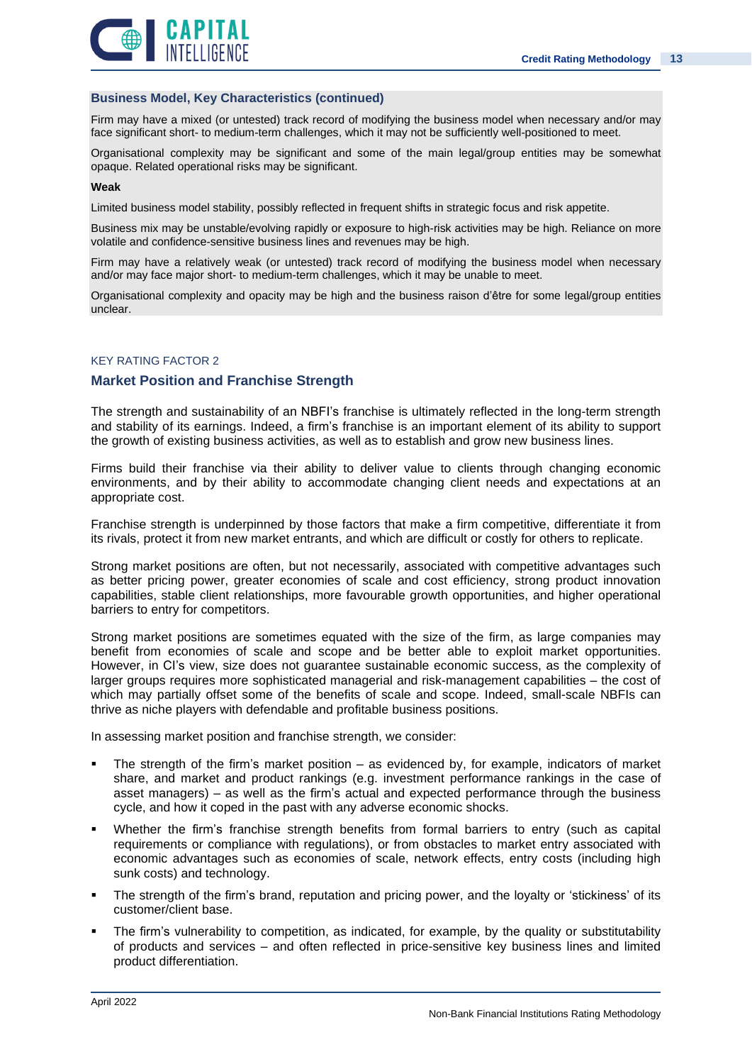### Business Model, Key Characteristics (continued)

Firm may have a mixed (or untested) track record of modifying the business model when necessary and/or may face significant short- to medium-term challenges, which it may not be sufficiently well-positioned to meet.

Organisational complexity may be significant and some of the main legal/group entities may be somewhat opaque. Related operational risks may be significant.

**Weak**

Limited business model stability, possibly reflected in frequent shifts in strategic focus and risk appetite.

Business mix may be unstable/evolving rapidly or exposure to high-risk activities may be high. Reliance on more volatile and confidence-sensitive business lines and revenues may be high.

Firm may have a relatively weak (or untested) track record of modifying the business model when necessary and/or may face major short- to medium-term challenges, which it may be unable to meet.

Organisational complexity and opacity may be high and the business raison d'être for some legal/group entities unclear.

KEY RATING FACTOR 2

## Market Position and Franchise Strength

The strength and sustainability of an NBFI's franchise is ultimately reflected in the long-term strength and stability of its earnings. Indeed, a firm's franchise is an important element of its ability to support the growth of existing business activities, as well as to establish and grow new business lines.

Firms build their franchise via their ability to deliver value to clients through changing economic environments, and by their ability to accommodate changing client needs and expectations at an appropriate cost.

Franchise strength is underpinned by those factors that make a firm competitive, differentiate it from its rivals, protect it from new market entrants, and which are difficult or costly for others to replicate.

Strong market positions are often, but not necessarily, associated with competitive advantages such as better pricing power, greater economies of scale and cost efficiency, strong product innovation capabilities, stable client relationships, more favourable growth opportunities, and higher operational barriers to entry for competitors.

Strong market positions are sometimes equated with the size of the firm, as large companies may benefit from economies of scale and scope and be better able to exploit market opportunities. However, in CI's view, size does not guarantee sustainable economic success, as the complexity of larger groups requires more sophisticated managerial and risk-management capabilities – the cost of which may partially offset some of the benefits of scale and scope. Indeed, small-scale NBFIs can thrive as niche players with defendable and profitable business positions.

In assessing market position and franchise strength, we consider:

- The strength of the firm's market position – as evidenced by, for example, indicators of market share, and market and product rankings (e.g. investment performance rankings in the case of asset managers) – as well as the firm's actual and expected performance through the business cycle, and how it coped in the past with any adverse economic shocks.
- Whether the firm's franchise strength benefits from formal barriers to entry (such as capital requirements or compliance with regulations), or from obstacles to market entry associated with economic advantages such as economies of scale, network effects, entry costs (including high sunk costs) and technology.
- The strength of the firm's brand, reputation and pricing power, and the loyalty or 'stickiness' of its customer/client base.
- The firm's vulnerability to competition, as indicated, for example, by the quality or substitutability of products and services – and often reflected in price-sensitive key business lines and limited product differentiation.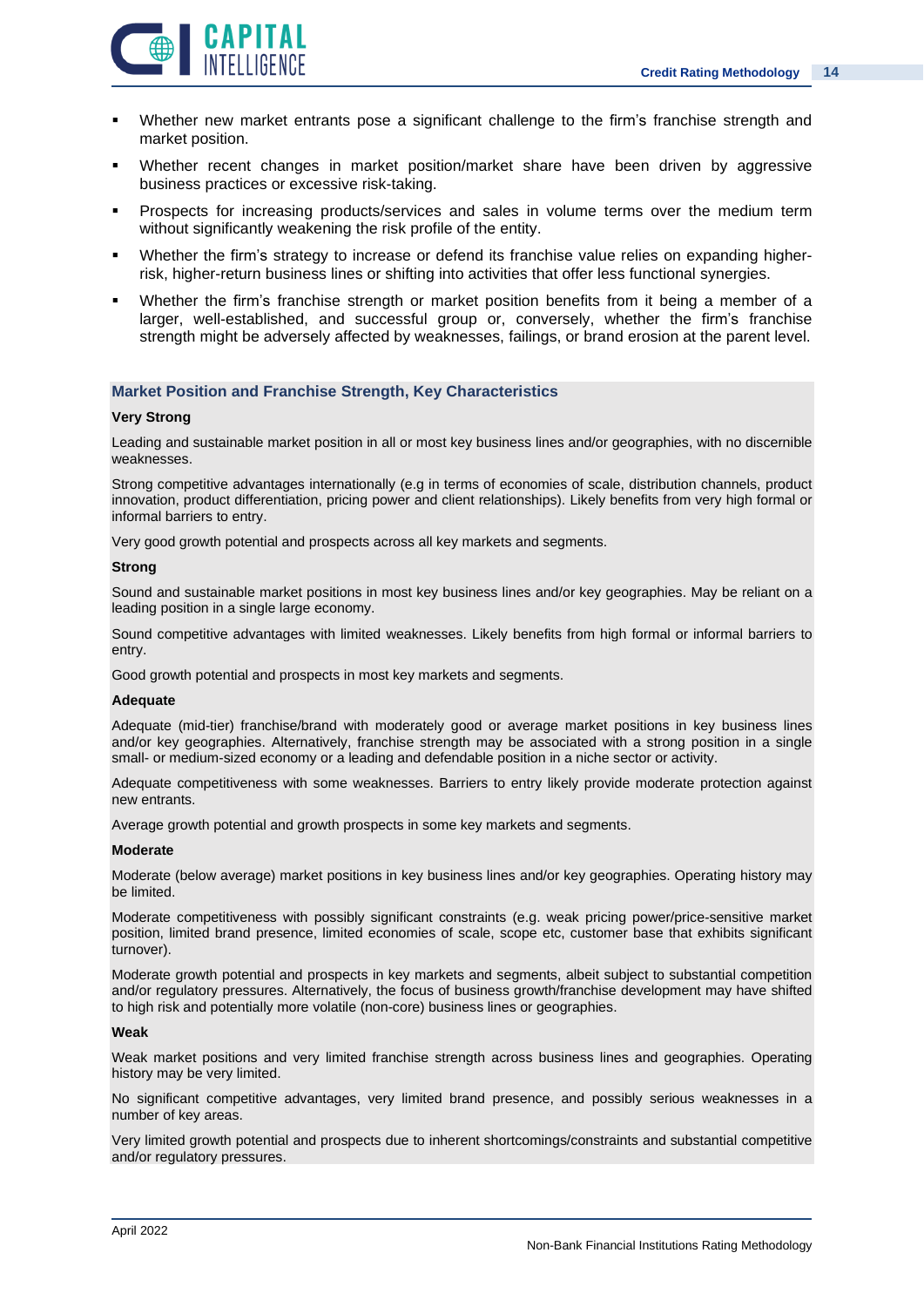- Whether new market entrants pose a significant challenge to the firm's franchise strength and market position.
- Whether recent changes in market position/market share have been driven by aggressive business practices or excessive risk-taking.
- Prospects for increasing products/services and sales in volume terms over the medium term without significantly weakening the risk profile of the entity.
- Whether the firm's strategy to increase or defend its franchise value relies on expanding higher-risk, higher-return business lines or shifting into activities that offer less functional synergies.
- Whether the firm's franchise strength or market position benefits from it being a member of a larger, well-established, and successful group or, conversely, whether the firm's franchise strength might be adversely affected by weaknesses, failings, or brand erosion at the parent level.

### Market Position and Franchise Strength, Key Characteristics

**Very Strong**

Leading and sustainable market position in all or most key business lines and/or geographies, with no discernible weaknesses.

Strong competitive advantages internationally (e.g in terms of economies of scale, distribution channels, product innovation, product differentiation, pricing power and client relationships). Likely benefits from very high formal or informal barriers to entry.

Very good growth potential and prospects across all key markets and segments.

**Strong**

Sound and sustainable market positions in most key business lines and/or key geographies. May be reliant on a leading position in a single large economy.

Sound competitive advantages with limited weaknesses. Likely benefits from high formal or informal barriers to entry.

Good growth potential and prospects in most key markets and segments.

**Adequate**

Adequate (mid-tier) franchise/brand with moderately good or average market positions in key business lines and/or key geographies. Alternatively, franchise strength may be associated with a strong position in a single small- or medium-sized economy or a leading and defendable position in a niche sector or activity.

Adequate competitiveness with some weaknesses. Barriers to entry likely provide moderate protection against new entrants.

Average growth potential and growth prospects in some key markets and segments.

**Moderate**

Moderate (below average) market positions in key business lines and/or key geographies. Operating history may be limited.

Moderate competitiveness with possibly significant constraints (e.g. weak pricing power/price-sensitive market position, limited brand presence, limited economies of scale, scope etc, customer base that exhibits significant turnover).

Moderate growth potential and prospects in key markets and segments, albeit subject to substantial competition and/or regulatory pressures. Alternatively, the focus of business growth/franchise development may have shifted to high risk and potentially more volatile (non-core) business lines or geographies.

**Weak**

Weak market positions and very limited franchise strength across business lines and geographies. Operating history may be very limited.

No significant competitive advantages, very limited brand presence, and possibly serious weaknesses in a number of key areas.

Very limited growth potential and prospects due to inherent shortcomings/constraints and substantial competitive and/or regulatory pressures.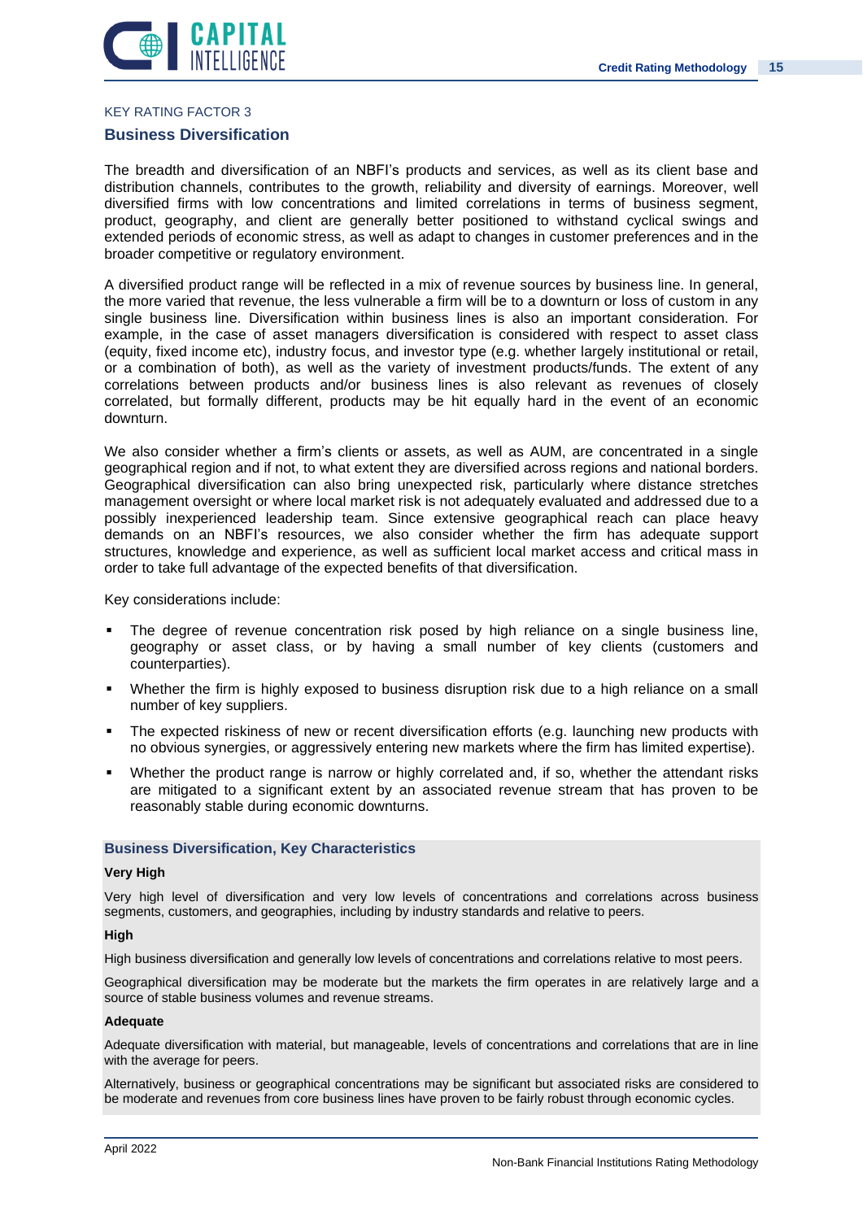KEY RATING FACTOR 3

## Business Diversification

The breadth and diversification of an NBFI's products and services, as well as its client base and distribution channels, contributes to the growth, reliability and diversity of earnings. Moreover, well diversified firms with low concentrations and limited correlations in terms of business segment, product, geography, and client are generally better positioned to withstand cyclical swings and extended periods of economic stress, as well as adapt to changes in customer preferences and in the broader competitive or regulatory environment.

A diversified product range will be reflected in a mix of revenue sources by business line. In general, the more varied that revenue, the less vulnerable a firm will be to a downturn or loss of custom in any single business line. Diversification within business lines is also an important consideration. For example, in the case of asset managers diversification is considered with respect to asset class (equity, fixed income etc), industry focus, and investor type (e.g. whether largely institutional or retail, or a combination of both), as well as the variety of investment products/funds. The extent of any correlations between products and/or business lines is also relevant as revenues of closely correlated, but formally different, products may be hit equally hard in the event of an economic downturn.

We also consider whether a firm's clients or assets, as well as AUM, are concentrated in a single geographical region and if not, to what extent they are diversified across regions and national borders. Geographical diversification can also bring unexpected risk, particularly where distance stretches management oversight or where local market risk is not adequately evaluated and addressed due to a possibly inexperienced leadership team. Since extensive geographical reach can place heavy demands on an NBFI's resources, we also consider whether the firm has adequate support structures, knowledge and experience, as well as sufficient local market access and critical mass in order to take full advantage of the expected benefits of that diversification.

Key considerations include:

- The degree of revenue concentration risk posed by high reliance on a single business line, geography or asset class, or by having a small number of key clients (customers and counterparties).
- Whether the firm is highly exposed to business disruption risk due to a high reliance on a small number of key suppliers.
- The expected riskiness of new or recent diversification efforts (e.g. launching new products with no obvious synergies, or aggressively entering new markets where the firm has limited expertise).
- Whether the product range is narrow or highly correlated and, if so, whether the attendant risks are mitigated to a significant extent by an associated revenue stream that has proven to be reasonably stable during economic downturns.

### Business Diversification, Key Characteristics

**Very High**

Very high level of diversification and very low levels of concentrations and correlations across business segments, customers, and geographies, including by industry standards and relative to peers.

**High**

High business diversification and generally low levels of concentrations and correlations relative to most peers.

Geographical diversification may be moderate but the markets the firm operates in are relatively large and a source of stable business volumes and revenue streams.

**Adequate**

Adequate diversification with material, but manageable, levels of concentrations and correlations that are in line with the average for peers.

Alternatively, business or geographical concentrations may be significant but associated risks are considered to be moderate and revenues from core business lines have proven to be fairly robust through economic cycles.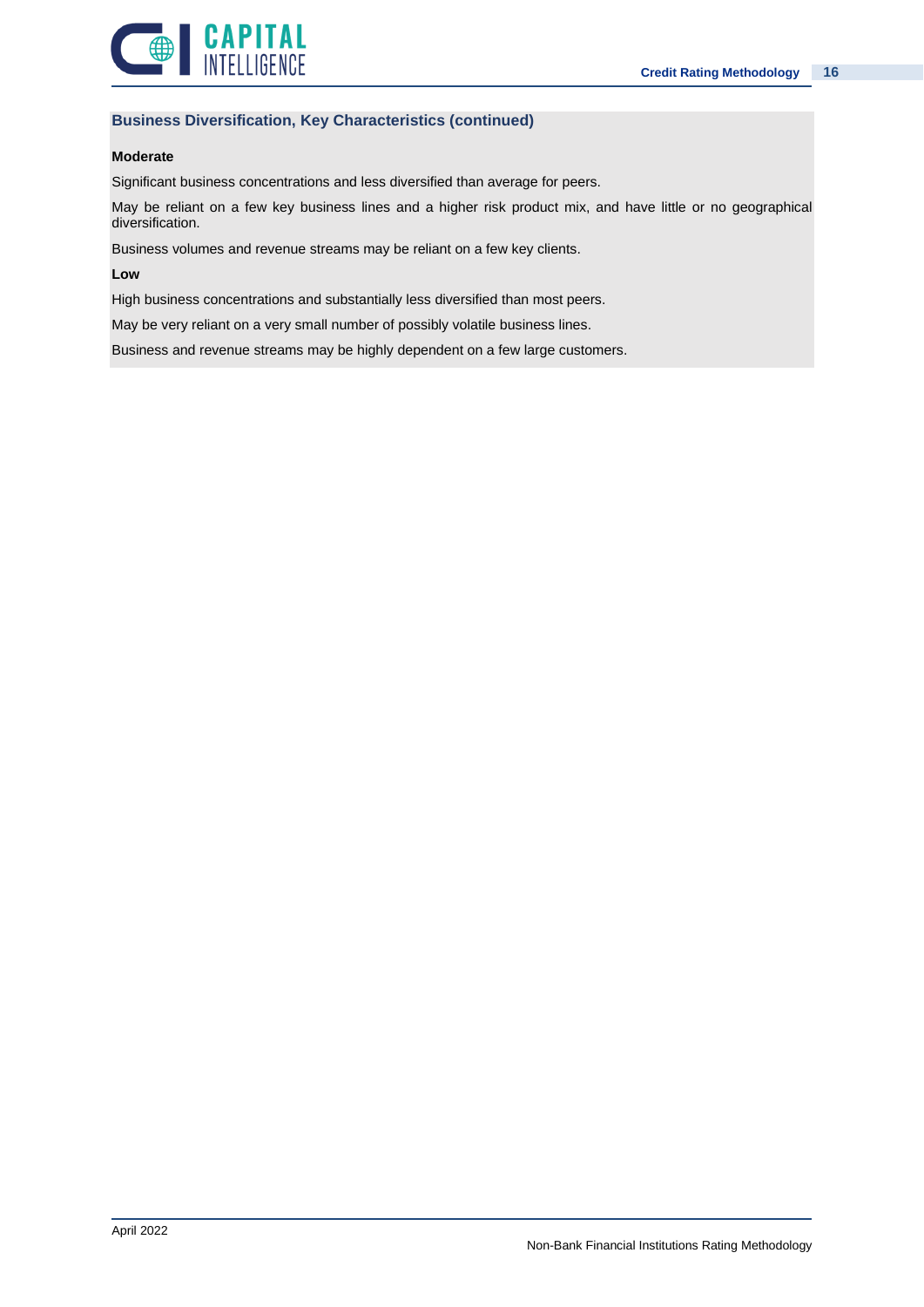### Business Diversification, Key Characteristics (continued)

**Moderate**

Significant business concentrations and less diversified than average for peers.

May be reliant on a few key business lines and a higher risk product mix, and have little or no geographical diversification.

Business volumes and revenue streams may be reliant on a few key clients.

**Low**

High business concentrations and substantially less diversified than most peers.

May be very reliant on a very small number of possibly volatile business lines.

Business and revenue streams may be highly dependent on a few large customers.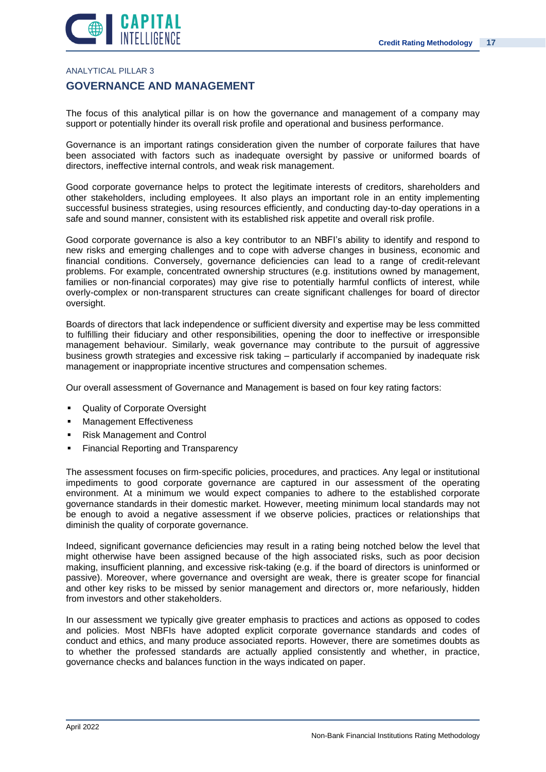ANALYTICAL PILLAR 3

## GOVERNANCE AND MANAGEMENT

The focus of this analytical pillar is on how the governance and management of a company may support or potentially hinder its overall risk profile and operational and business performance.

Governance is an important ratings consideration given the number of corporate failures that have been associated with factors such as inadequate oversight by passive or uniformed boards of directors, ineffective internal controls, and weak risk management.

Good corporate governance helps to protect the legitimate interests of creditors, shareholders and other stakeholders, including employees. It also plays an important role in an entity implementing successful business strategies, using resources efficiently, and conducting day-to-day operations in a safe and sound manner, consistent with its established risk appetite and overall risk profile.

Good corporate governance is also a key contributor to an NBFI's ability to identify and respond to new risks and emerging challenges and to cope with adverse changes in business, economic and financial conditions. Conversely, governance deficiencies can lead to a range of credit-relevant problems. For example, concentrated ownership structures (e.g. institutions owned by management, families or non-financial corporates) may give rise to potentially harmful conflicts of interest, while overly-complex or non-transparent structures can create significant challenges for board of director oversight.

Boards of directors that lack independence or sufficient diversity and expertise may be less committed to fulfilling their fiduciary and other responsibilities, opening the door to ineffective or irresponsible management behaviour. Similarly, weak governance may contribute to the pursuit of aggressive business growth strategies and excessive risk taking – particularly if accompanied by inadequate risk management or inappropriate incentive structures and compensation schemes.

Our overall assessment of Governance and Management is based on four key rating factors:

- Quality of Corporate Oversight
- Management Effectiveness
- Risk Management and Control
- Financial Reporting and Transparency

The assessment focuses on firm-specific policies, procedures, and practices. Any legal or institutional impediments to good corporate governance are captured in our assessment of the operating environment. At a minimum we would expect companies to adhere to the established corporate governance standards in their domestic market. However, meeting minimum local standards may not be enough to avoid a negative assessment if we observe policies, practices or relationships that diminish the quality of corporate governance.

Indeed, significant governance deficiencies may result in a rating being notched below the level that might otherwise have been assigned because of the high associated risks, such as poor decision making, insufficient planning, and excessive risk-taking (e.g. if the board of directors is uninformed or passive). Moreover, where governance and oversight are weak, there is greater scope for financial and other key risks to be missed by senior management and directors or, more nefariously, hidden from investors and other stakeholders.

In our assessment we typically give greater emphasis to practices and actions as opposed to codes and policies. Most NBFIs have adopted explicit corporate governance standards and codes of conduct and ethics, and many produce associated reports. However, there are sometimes doubts as to whether the professed standards are actually applied consistently and whether, in practice, governance checks and balances function in the ways indicated on paper.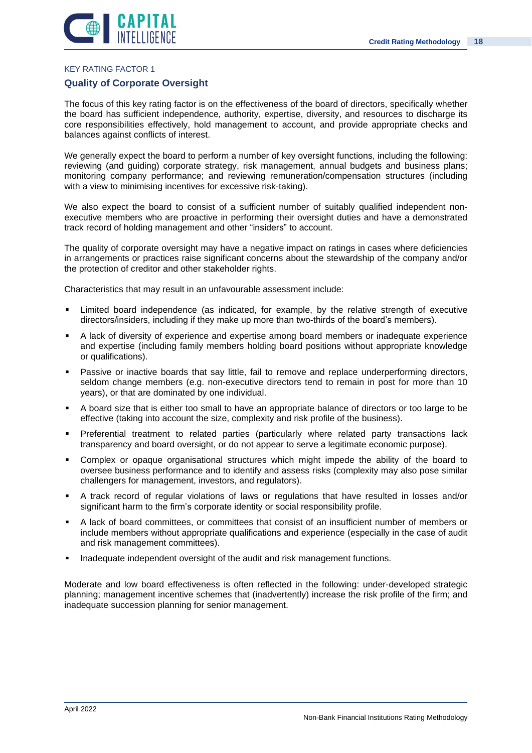KEY RATING FACTOR 1

## Quality of Corporate Oversight

The focus of this key rating factor is on the effectiveness of the board of directors, specifically whether the board has sufficient independence, authority, expertise, diversity, and resources to discharge its core responsibilities effectively, hold management to account, and provide appropriate checks and balances against conflicts of interest.

We generally expect the board to perform a number of key oversight functions, including the following: reviewing (and guiding) corporate strategy, risk management, annual budgets and business plans; monitoring company performance; and reviewing remuneration/compensation structures (including with a view to minimising incentives for excessive risk-taking).

We also expect the board to consist of a sufficient number of suitably qualified independent non-executive members who are proactive in performing their oversight duties and have a demonstrated track record of holding management and other "insiders" to account.

The quality of corporate oversight may have a negative impact on ratings in cases where deficiencies in arrangements or practices raise significant concerns about the stewardship of the company and/or the protection of creditor and other stakeholder rights.

Characteristics that may result in an unfavourable assessment include:

- Limited board independence (as indicated, for example, by the relative strength of executive directors/insiders, including if they make up more than two-thirds of the board's members).
- A lack of diversity of experience and expertise among board members or inadequate experience and expertise (including family members holding board positions without appropriate knowledge or qualifications).
- Passive or inactive boards that say little, fail to remove and replace underperforming directors, seldom change members (e.g. non-executive directors tend to remain in post for more than 10 years), or that are dominated by one individual.
- A board size that is either too small to have an appropriate balance of directors or too large to be effective (taking into account the size, complexity and risk profile of the business).
- Preferential treatment to related parties (particularly where related party transactions lack transparency and board oversight, or do not appear to serve a legitimate economic purpose).
- Complex or opaque organisational structures which might impede the ability of the board to oversee business performance and to identify and assess risks (complexity may also pose similar challengers for management, investors, and regulators).
- A track record of regular violations of laws or regulations that have resulted in losses and/or significant harm to the firm's corporate identity or social responsibility profile.
- A lack of board committees, or committees that consist of an insufficient number of members or include members without appropriate qualifications and experience (especially in the case of audit and risk management committees).
- Inadequate independent oversight of the audit and risk management functions.

Moderate and low board effectiveness is often reflected in the following: under-developed strategic planning; management incentive schemes that (inadvertently) increase the risk profile of the firm; and inadequate succession planning for senior management.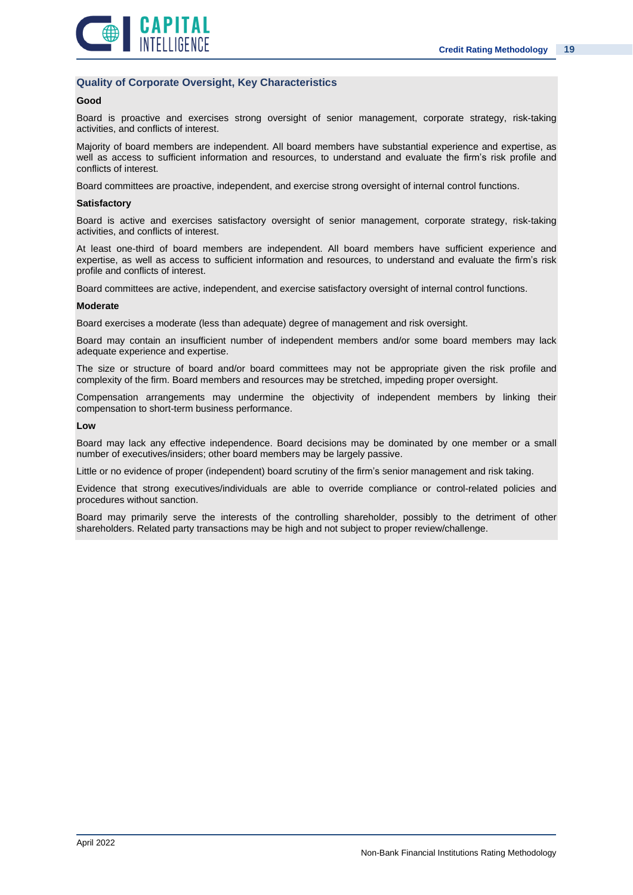### Quality of Corporate Oversight, Key Characteristics

**Good**

Board is proactive and exercises strong oversight of senior management, corporate strategy, risk-taking activities, and conflicts of interest.

Majority of board members are independent. All board members have substantial experience and expertise, as well as access to sufficient information and resources, to understand and evaluate the firm's risk profile and conflicts of interest.

Board committees are proactive, independent, and exercise strong oversight of internal control functions.

**Satisfactory**

Board is active and exercises satisfactory oversight of senior management, corporate strategy, risk-taking activities, and conflicts of interest.

At least one-third of board members are independent. All board members have sufficient experience and expertise, as well as access to sufficient information and resources, to understand and evaluate the firm's risk profile and conflicts of interest.

Board committees are active, independent, and exercise satisfactory oversight of internal control functions.

**Moderate**

Board exercises a moderate (less than adequate) degree of management and risk oversight.

Board may contain an insufficient number of independent members and/or some board members may lack adequate experience and expertise.

The size or structure of board and/or board committees may not be appropriate given the risk profile and complexity of the firm. Board members and resources may be stretched, impeding proper oversight.

Compensation arrangements may undermine the objectivity of independent members by linking their compensation to short-term business performance.

**Low**

Board may lack any effective independence. Board decisions may be dominated by one member or a small number of executives/insiders; other board members may be largely passive.

Little or no evidence of proper (independent) board scrutiny of the firm's senior management and risk taking.

Evidence that strong executives/individuals are able to override compliance or control-related policies and procedures without sanction.

Board may primarily serve the interests of the controlling shareholder, possibly to the detriment of other shareholders. Related party transactions may be high and not subject to proper review/challenge.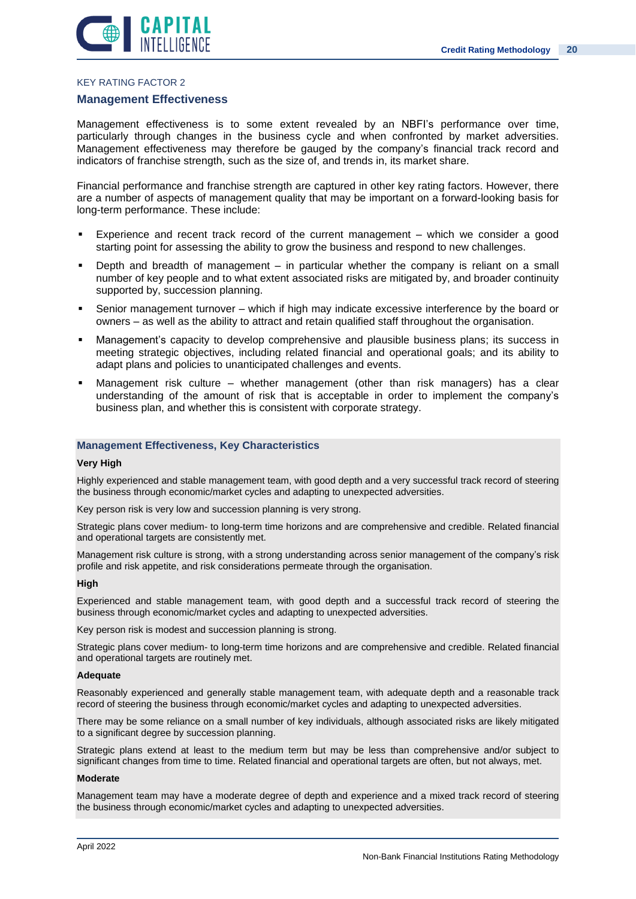KEY RATING FACTOR 2

## Management Effectiveness

Management effectiveness is to some extent revealed by an NBFI's performance over time, particularly through changes in the business cycle and when confronted by market adversities. Management effectiveness may therefore be gauged by the company's financial track record and indicators of franchise strength, such as the size of, and trends in, its market share.

Financial performance and franchise strength are captured in other key rating factors. However, there are a number of aspects of management quality that may be important on a forward-looking basis for long-term performance. These include:

- Experience and recent track record of the current management – which we consider a good starting point for assessing the ability to grow the business and respond to new challenges.
- Depth and breadth of management – in particular whether the company is reliant on a small number of key people and to what extent associated risks are mitigated by, and broader continuity supported by, succession planning.
- Senior management turnover – which if high may indicate excessive interference by the board or owners – as well as the ability to attract and retain qualified staff throughout the organisation.
- Management's capacity to develop comprehensive and plausible business plans; its success in meeting strategic objectives, including related financial and operational goals; and its ability to adapt plans and policies to unanticipated challenges and events.
- Management risk culture – whether management (other than risk managers) has a clear understanding of the amount of risk that is acceptable in order to implement the company's business plan, and whether this is consistent with corporate strategy.

### Management Effectiveness, Key Characteristics

**Very High**

Highly experienced and stable management team, with good depth and a very successful track record of steering the business through economic/market cycles and adapting to unexpected adversities.

Key person risk is very low and succession planning is very strong.

Strategic plans cover medium- to long-term time horizons and are comprehensive and credible. Related financial and operational targets are consistently met.

Management risk culture is strong, with a strong understanding across senior management of the company's risk profile and risk appetite, and risk considerations permeate through the organisation.

**High**

Experienced and stable management team, with good depth and a successful track record of steering the business through economic/market cycles and adapting to unexpected adversities.

Key person risk is modest and succession planning is strong.

Strategic plans cover medium- to long-term time horizons and are comprehensive and credible. Related financial and operational targets are routinely met.

**Adequate**

Reasonably experienced and generally stable management team, with adequate depth and a reasonable track record of steering the business through economic/market cycles and adapting to unexpected adversities.

There may be some reliance on a small number of key individuals, although associated risks are likely mitigated to a significant degree by succession planning.

Strategic plans extend at least to the medium term but may be less than comprehensive and/or subject to significant changes from time to time. Related financial and operational targets are often, but not always, met.

**Moderate**

Management team may have a moderate degree of depth and experience and a mixed track record of steering the business through economic/market cycles and adapting to unexpected adversities.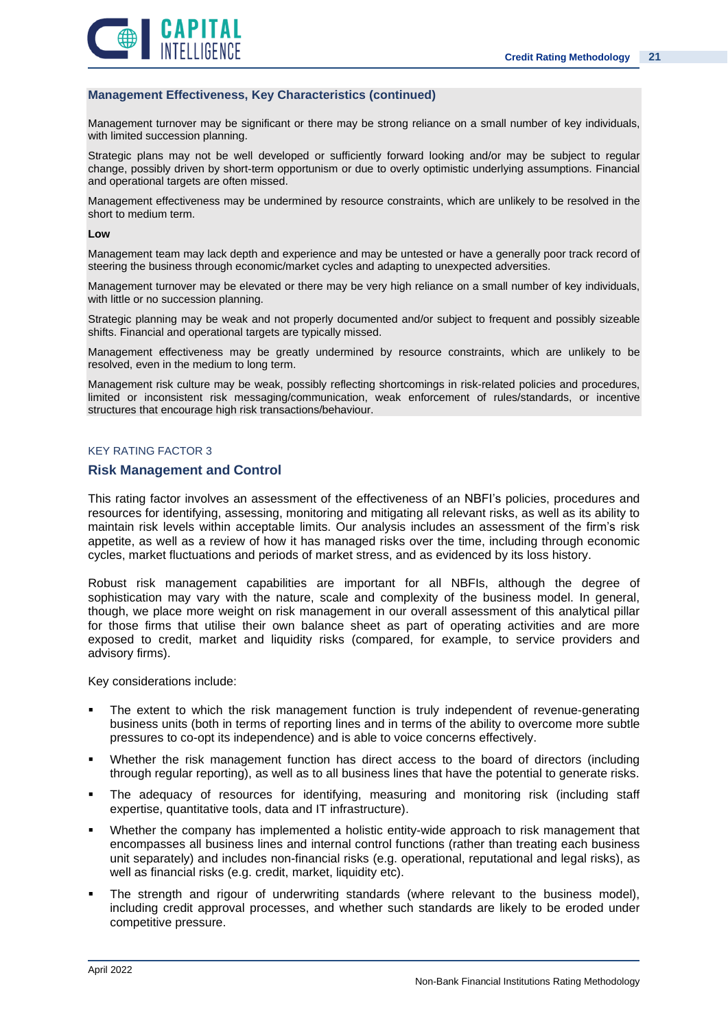### Management Effectiveness, Key Characteristics (continued)

Management turnover may be significant or there may be strong reliance on a small number of key individuals, with limited succession planning.

Strategic plans may not be well developed or sufficiently forward looking and/or may be subject to regular change, possibly driven by short-term opportunism or due to overly optimistic underlying assumptions. Financial and operational targets are often missed.

Management effectiveness may be undermined by resource constraints, which are unlikely to be resolved in the short to medium term.

**Low**

Management team may lack depth and experience and may be untested or have a generally poor track record of steering the business through economic/market cycles and adapting to unexpected adversities.

Management turnover may be elevated or there may be very high reliance on a small number of key individuals, with little or no succession planning.

Strategic planning may be weak and not properly documented and/or subject to frequent and possibly sizeable shifts. Financial and operational targets are typically missed.

Management effectiveness may be greatly undermined by resource constraints, which are unlikely to be resolved, even in the medium to long term.

Management risk culture may be weak, possibly reflecting shortcomings in risk-related policies and procedures, limited or inconsistent risk messaging/communication, weak enforcement of rules/standards, or incentive structures that encourage high risk transactions/behaviour.

KEY RATING FACTOR 3

## Risk Management and Control

This rating factor involves an assessment of the effectiveness of an NBFI's policies, procedures and resources for identifying, assessing, monitoring and mitigating all relevant risks, as well as its ability to maintain risk levels within acceptable limits. Our analysis includes an assessment of the firm's risk appetite, as well as a review of how it has managed risks over the time, including through economic cycles, market fluctuations and periods of market stress, and as evidenced by its loss history.

Robust risk management capabilities are important for all NBFIs, although the degree of sophistication may vary with the nature, scale and complexity of the business model. In general, though, we place more weight on risk management in our overall assessment of this analytical pillar for those firms that utilise their own balance sheet as part of operating activities and are more exposed to credit, market and liquidity risks (compared, for example, to service providers and advisory firms).

Key considerations include:

- The extent to which the risk management function is truly independent of revenue-generating business units (both in terms of reporting lines and in terms of the ability to overcome more subtle pressures to co-opt its independence) and is able to voice concerns effectively.
- Whether the risk management function has direct access to the board of directors (including through regular reporting), as well as to all business lines that have the potential to generate risks.
- The adequacy of resources for identifying, measuring and monitoring risk (including staff expertise, quantitative tools, data and IT infrastructure).
- Whether the company has implemented a holistic entity-wide approach to risk management that encompasses all business lines and internal control functions (rather than treating each business unit separately) and includes non-financial risks (e.g. operational, reputational and legal risks), as well as financial risks (e.g. credit, market, liquidity etc).
- The strength and rigour of underwriting standards (where relevant to the business model), including credit approval processes, and whether such standards are likely to be eroded under competitive pressure.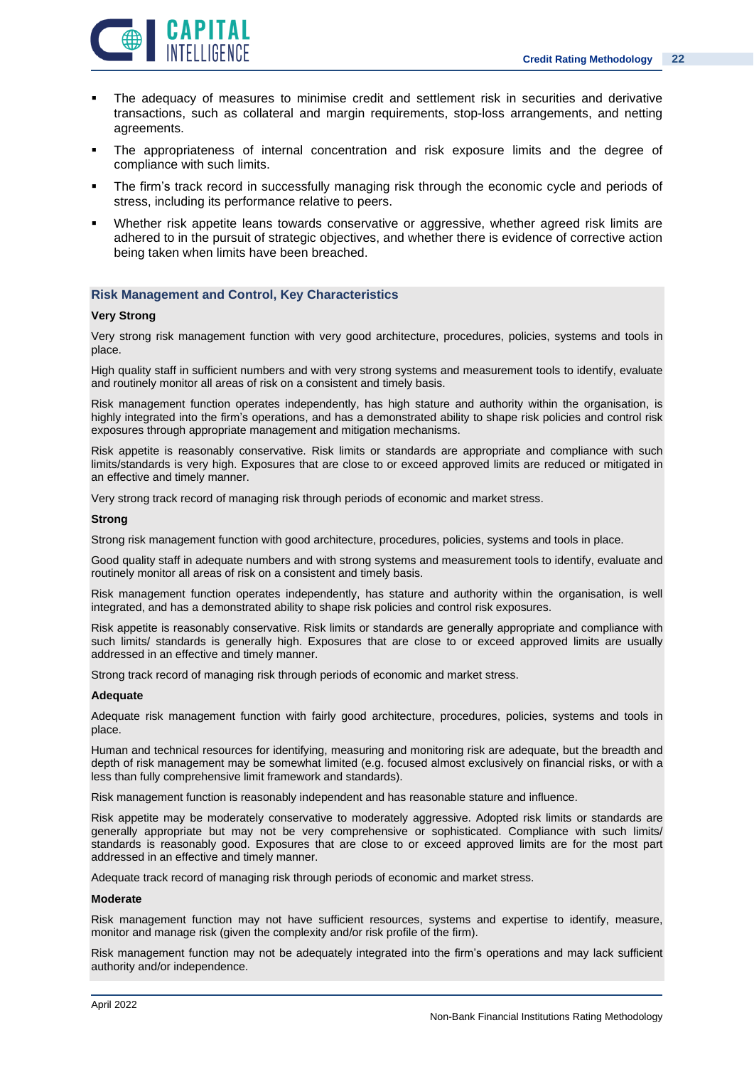- The adequacy of measures to minimise credit and settlement risk in securities and derivative transactions, such as collateral and margin requirements, stop-loss arrangements, and netting agreements.
- The appropriateness of internal concentration and risk exposure limits and the degree of compliance with such limits.
- The firm's track record in successfully managing risk through the economic cycle and periods of stress, including its performance relative to peers.
- Whether risk appetite leans towards conservative or aggressive, whether agreed risk limits are adhered to in the pursuit of strategic objectives, and whether there is evidence of corrective action being taken when limits have been breached.

### Risk Management and Control, Key Characteristics

**Very Strong**

Very strong risk management function with very good architecture, procedures, policies, systems and tools in place.

High quality staff in sufficient numbers and with very strong systems and measurement tools to identify, evaluate and routinely monitor all areas of risk on a consistent and timely basis.

Risk management function operates independently, has high stature and authority within the organisation, is highly integrated into the firm's operations, and has a demonstrated ability to shape risk policies and control risk exposures through appropriate management and mitigation mechanisms.

Risk appetite is reasonably conservative. Risk limits or standards are appropriate and compliance with such limits/standards is very high. Exposures that are close to or exceed approved limits are reduced or mitigated in an effective and timely manner.

Very strong track record of managing risk through periods of economic and market stress.

**Strong**

Strong risk management function with good architecture, procedures, policies, systems and tools in place.

Good quality staff in adequate numbers and with strong systems and measurement tools to identify, evaluate and routinely monitor all areas of risk on a consistent and timely basis.

Risk management function operates independently, has stature and authority within the organisation, is well integrated, and has a demonstrated ability to shape risk policies and control risk exposures.

Risk appetite is reasonably conservative. Risk limits or standards are generally appropriate and compliance with such limits/ standards is generally high. Exposures that are close to or exceed approved limits are usually addressed in an effective and timely manner.

Strong track record of managing risk through periods of economic and market stress.

**Adequate**

Adequate risk management function with fairly good architecture, procedures, policies, systems and tools in place.

Human and technical resources for identifying, measuring and monitoring risk are adequate, but the breadth and depth of risk management may be somewhat limited (e.g. focused almost exclusively on financial risks, or with a less than fully comprehensive limit framework and standards).

Risk management function is reasonably independent and has reasonable stature and influence.

Risk appetite may be moderately conservative to moderately aggressive. Adopted risk limits or standards are generally appropriate but may not be very comprehensive or sophisticated. Compliance with such limits/ standards is reasonably good. Exposures that are close to or exceed approved limits are for the most part addressed in an effective and timely manner.

Adequate track record of managing risk through periods of economic and market stress.

**Moderate**

Risk management function may not have sufficient resources, systems and expertise to identify, measure, monitor and manage risk (given the complexity and/or risk profile of the firm).

Risk management function may not be adequately integrated into the firm's operations and may lack sufficient authority and/or independence.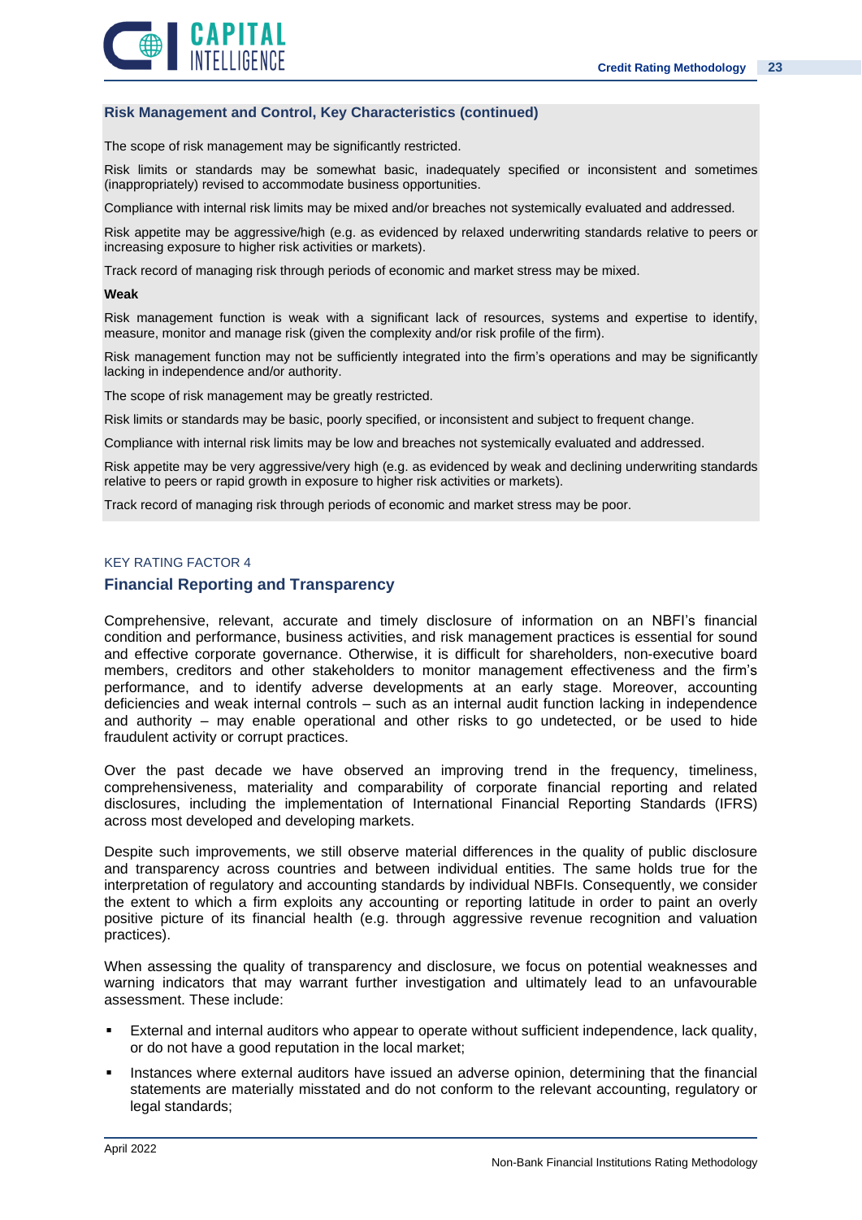### Risk Management and Control, Key Characteristics (continued)

The scope of risk management may be significantly restricted.

Risk limits or standards may be somewhat basic, inadequately specified or inconsistent and sometimes (inappropriately) revised to accommodate business opportunities.

Compliance with internal risk limits may be mixed and/or breaches not systemically evaluated and addressed.

Risk appetite may be aggressive/high (e.g. as evidenced by relaxed underwriting standards relative to peers or increasing exposure to higher risk activities or markets).

Track record of managing risk through periods of economic and market stress may be mixed.

**Weak**

Risk management function is weak with a significant lack of resources, systems and expertise to identify, measure, monitor and manage risk (given the complexity and/or risk profile of the firm).

Risk management function may not be sufficiently integrated into the firm's operations and may be significantly lacking in independence and/or authority.

The scope of risk management may be greatly restricted.

Risk limits or standards may be basic, poorly specified, or inconsistent and subject to frequent change.

Compliance with internal risk limits may be low and breaches not systemically evaluated and addressed.

Risk appetite may be very aggressive/very high (e.g. as evidenced by weak and declining underwriting standards relative to peers or rapid growth in exposure to higher risk activities or markets).

Track record of managing risk through periods of economic and market stress may be poor.

KEY RATING FACTOR 4

## Financial Reporting and Transparency

Comprehensive, relevant, accurate and timely disclosure of information on an NBFI's financial condition and performance, business activities, and risk management practices is essential for sound and effective corporate governance. Otherwise, it is difficult for shareholders, non-executive board members, creditors and other stakeholders to monitor management effectiveness and the firm's performance, and to identify adverse developments at an early stage. Moreover, accounting deficiencies and weak internal controls – such as an internal audit function lacking in independence and authority – may enable operational and other risks to go undetected, or be used to hide fraudulent activity or corrupt practices.

Over the past decade we have observed an improving trend in the frequency, timeliness, comprehensiveness, materiality and comparability of corporate financial reporting and related disclosures, including the implementation of International Financial Reporting Standards (IFRS) across most developed and developing markets.

Despite such improvements, we still observe material differences in the quality of public disclosure and transparency across countries and between individual entities. The same holds true for the interpretation of regulatory and accounting standards by individual NBFIs. Consequently, we consider the extent to which a firm exploits any accounting or reporting latitude in order to paint an overly positive picture of its financial health (e.g. through aggressive revenue recognition and valuation practices).

When assessing the quality of transparency and disclosure, we focus on potential weaknesses and warning indicators that may warrant further investigation and ultimately lead to an unfavourable assessment. These include:

- External and internal auditors who appear to operate without sufficient independence, lack quality, or do not have a good reputation in the local market;
- Instances where external auditors have issued an adverse opinion, determining that the financial statements are materially misstated and do not conform to the relevant accounting, regulatory or legal standards;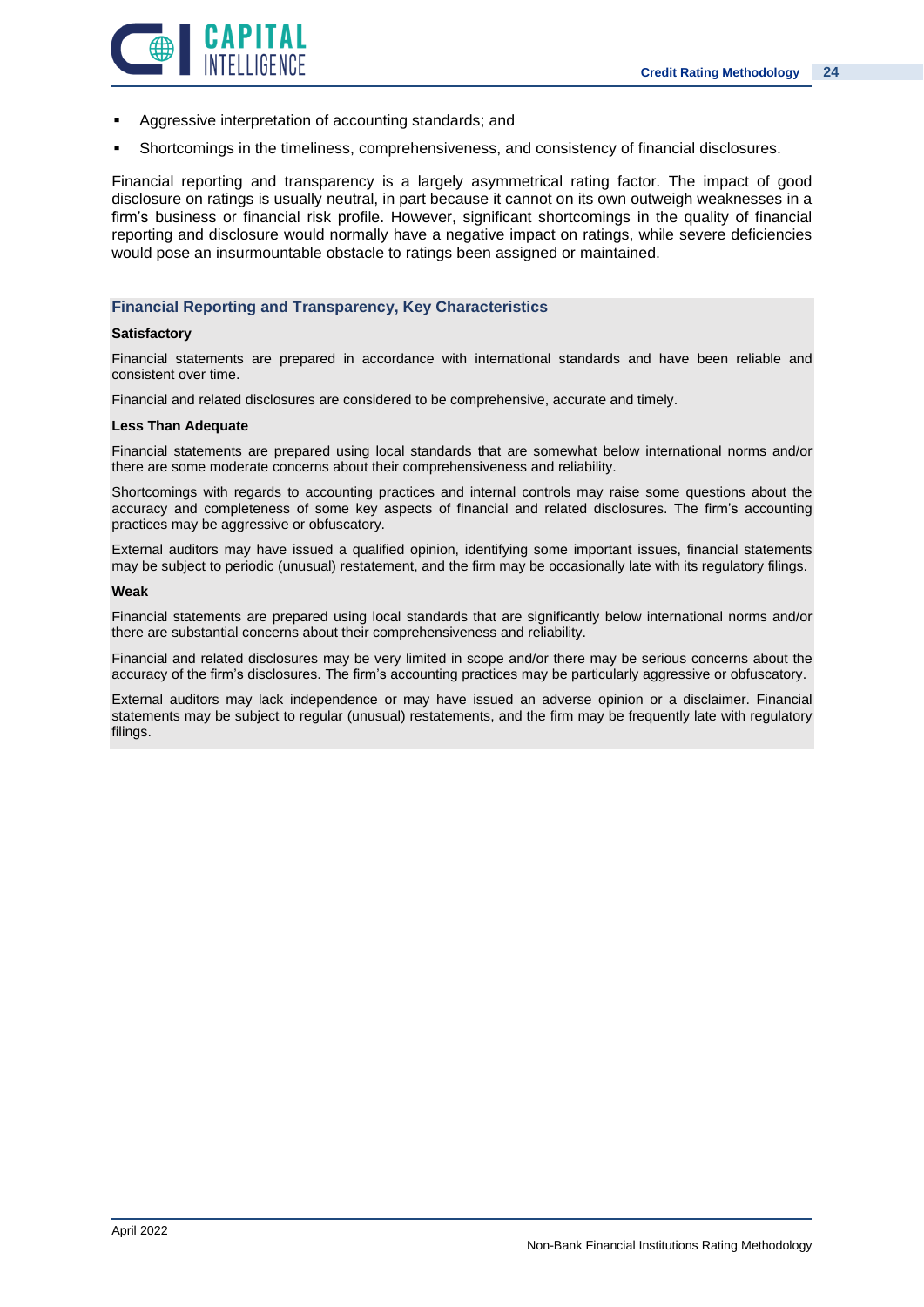- Aggressive interpretation of accounting standards; and
- Shortcomings in the timeliness, comprehensiveness, and consistency of financial disclosures.

Financial reporting and transparency is a largely asymmetrical rating factor. The impact of good disclosure on ratings is usually neutral, in part because it cannot on its own outweigh weaknesses in a firm's business or financial risk profile. However, significant shortcomings in the quality of financial reporting and disclosure would normally have a negative impact on ratings, while severe deficiencies would pose an insurmountable obstacle to ratings been assigned or maintained.

### Financial Reporting and Transparency, Key Characteristics

**Satisfactory**

Financial statements are prepared in accordance with international standards and have been reliable and consistent over time.

Financial and related disclosures are considered to be comprehensive, accurate and timely.

**Less Than Adequate**

Financial statements are prepared using local standards that are somewhat below international norms and/or there are some moderate concerns about their comprehensiveness and reliability.

Shortcomings with regards to accounting practices and internal controls may raise some questions about the accuracy and completeness of some key aspects of financial and related disclosures. The firm's accounting practices may be aggressive or obfuscatory.

External auditors may have issued a qualified opinion, identifying some important issues, financial statements may be subject to periodic (unusual) restatement, and the firm may be occasionally late with its regulatory filings.

**Weak**

Financial statements are prepared using local standards that are significantly below international norms and/or there are substantial concerns about their comprehensiveness and reliability.

Financial and related disclosures may be very limited in scope and/or there may be serious concerns about the accuracy of the firm's disclosures. The firm's accounting practices may be particularly aggressive or obfuscatory.

External auditors may lack independence or may have issued an adverse opinion or a disclaimer. Financial statements may be subject to regular (unusual) restatements, and the firm may be frequently late with regulatory filings.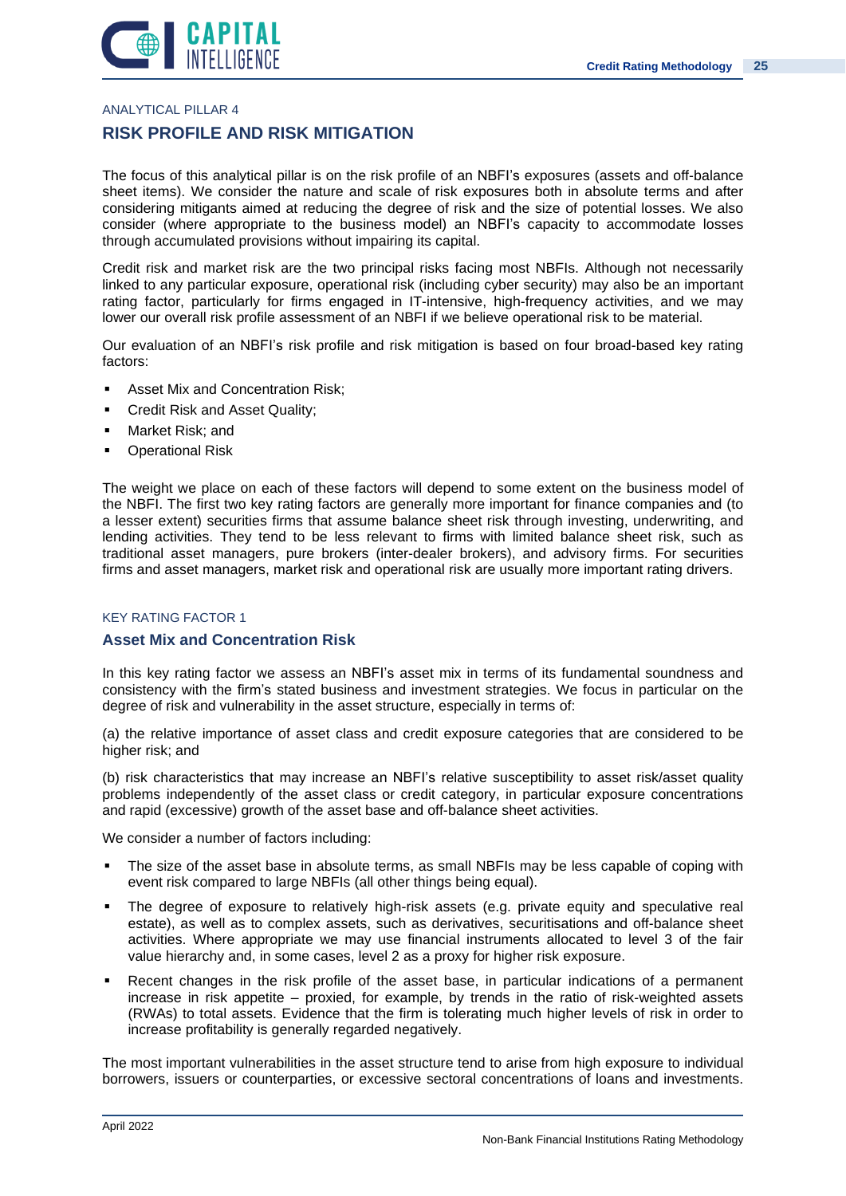ANALYTICAL PILLAR 4

## RISK PROFILE AND RISK MITIGATION

The focus of this analytical pillar is on the risk profile of an NBFI's exposures (assets and off-balance sheet items). We consider the nature and scale of risk exposures both in absolute terms and after considering mitigants aimed at reducing the degree of risk and the size of potential losses. We also consider (where appropriate to the business model) an NBFI's capacity to accommodate losses through accumulated provisions without impairing its capital.

Credit risk and market risk are the two principal risks facing most NBFIs. Although not necessarily linked to any particular exposure, operational risk (including cyber security) may also be an important rating factor, particularly for firms engaged in IT-intensive, high-frequency activities, and we may lower our overall risk profile assessment of an NBFI if we believe operational risk to be material.

Our evaluation of an NBFI's risk profile and risk mitigation is based on four broad-based key rating factors:

- Asset Mix and Concentration Risk;
- Credit Risk and Asset Quality;
- Market Risk; and
- Operational Risk

The weight we place on each of these factors will depend to some extent on the business model of the NBFI. The first two key rating factors are generally more important for finance companies and (to a lesser extent) securities firms that assume balance sheet risk through investing, underwriting, and lending activities. They tend to be less relevant to firms with limited balance sheet risk, such as traditional asset managers, pure brokers (inter-dealer brokers), and advisory firms. For securities firms and asset managers, market risk and operational risk are usually more important rating drivers.

KEY RATING FACTOR 1

### Asset Mix and Concentration Risk

In this key rating factor we assess an NBFI's asset mix in terms of its fundamental soundness and consistency with the firm's stated business and investment strategies. We focus in particular on the degree of risk and vulnerability in the asset structure, especially in terms of:

(a) the relative importance of asset class and credit exposure categories that are considered to be higher risk; and

(b) risk characteristics that may increase an NBFI's relative susceptibility to asset risk/asset quality problems independently of the asset class or credit category, in particular exposure concentrations and rapid (excessive) growth of the asset base and off-balance sheet activities.

We consider a number of factors including:

- The size of the asset base in absolute terms, as small NBFIs may be less capable of coping with event risk compared to large NBFIs (all other things being equal).
- The degree of exposure to relatively high-risk assets (e.g. private equity and speculative real estate), as well as to complex assets, such as derivatives, securitisations and off-balance sheet activities. Where appropriate we may use financial instruments allocated to level 3 of the fair value hierarchy and, in some cases, level 2 as a proxy for higher risk exposure.
- Recent changes in the risk profile of the asset base, in particular indications of a permanent increase in risk appetite – proxied, for example, by trends in the ratio of risk-weighted assets (RWAs) to total assets. Evidence that the firm is tolerating much higher levels of risk in order to increase profitability is generally regarded negatively.

The most important vulnerabilities in the asset structure tend to arise from high exposure to individual borrowers, issuers or counterparties, or excessive sectoral concentrations of loans and investments.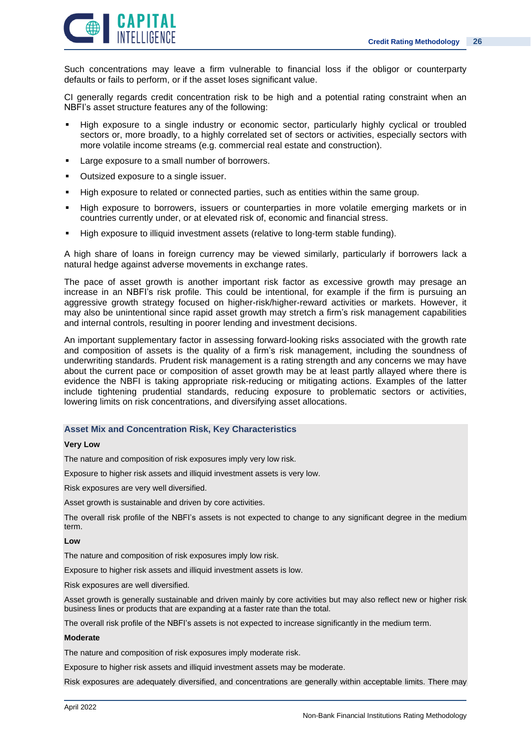Such concentrations may leave a firm vulnerable to financial loss if the obligor or counterparty defaults or fails to perform, or if the asset loses significant value.

CI generally regards credit concentration risk to be high and a potential rating constraint when an NBFI's asset structure features any of the following:

- High exposure to a single industry or economic sector, particularly highly cyclical or troubled sectors or, more broadly, to a highly correlated set of sectors or activities, especially sectors with more volatile income streams (e.g. commercial real estate and construction).
- Large exposure to a small number of borrowers.
- Outsized exposure to a single issuer.
- High exposure to related or connected parties, such as entities within the same group.
- High exposure to borrowers, issuers or counterparties in more volatile emerging markets or in countries currently under, or at elevated risk of, economic and financial stress.
- High exposure to illiquid investment assets (relative to long-term stable funding).

A high share of loans in foreign currency may be viewed similarly, particularly if borrowers lack a natural hedge against adverse movements in exchange rates.

The pace of asset growth is another important risk factor as excessive growth may presage an increase in an NBFI's risk profile. This could be intentional, for example if the firm is pursuing an aggressive growth strategy focused on higher-risk/higher-reward activities or markets. However, it may also be unintentional since rapid asset growth may stretch a firm's risk management capabilities and internal controls, resulting in poorer lending and investment decisions.

An important supplementary factor in assessing forward-looking risks associated with the growth rate and composition of assets is the quality of a firm's risk management, including the soundness of underwriting standards. Prudent risk management is a rating strength and any concerns we may have about the current pace or composition of asset growth may be at least partly allayed where there is evidence the NBFI is taking appropriate risk-reducing or mitigating actions. Examples of the latter include tightening prudential standards, reducing exposure to problematic sectors or activities, lowering limits on risk concentrations, and diversifying asset allocations.

### Asset Mix and Concentration Risk, Key Characteristics

**Very Low**

The nature and composition of risk exposures imply very low risk.

Exposure to higher risk assets and illiquid investment assets is very low.

Risk exposures are very well diversified.

Asset growth is sustainable and driven by core activities.

The overall risk profile of the NBFI's assets is not expected to change to any significant degree in the medium term.

**Low**

The nature and composition of risk exposures imply low risk.

Exposure to higher risk assets and illiquid investment assets is low.

Risk exposures are well diversified.

Asset growth is generally sustainable and driven mainly by core activities but may also reflect new or higher risk business lines or products that are expanding at a faster rate than the total.

The overall risk profile of the NBFI's assets is not expected to increase significantly in the medium term.

**Moderate**

The nature and composition of risk exposures imply moderate risk.

Exposure to higher risk assets and illiquid investment assets may be moderate.

Risk exposures are adequately diversified, and concentrations are generally within acceptable limits. There may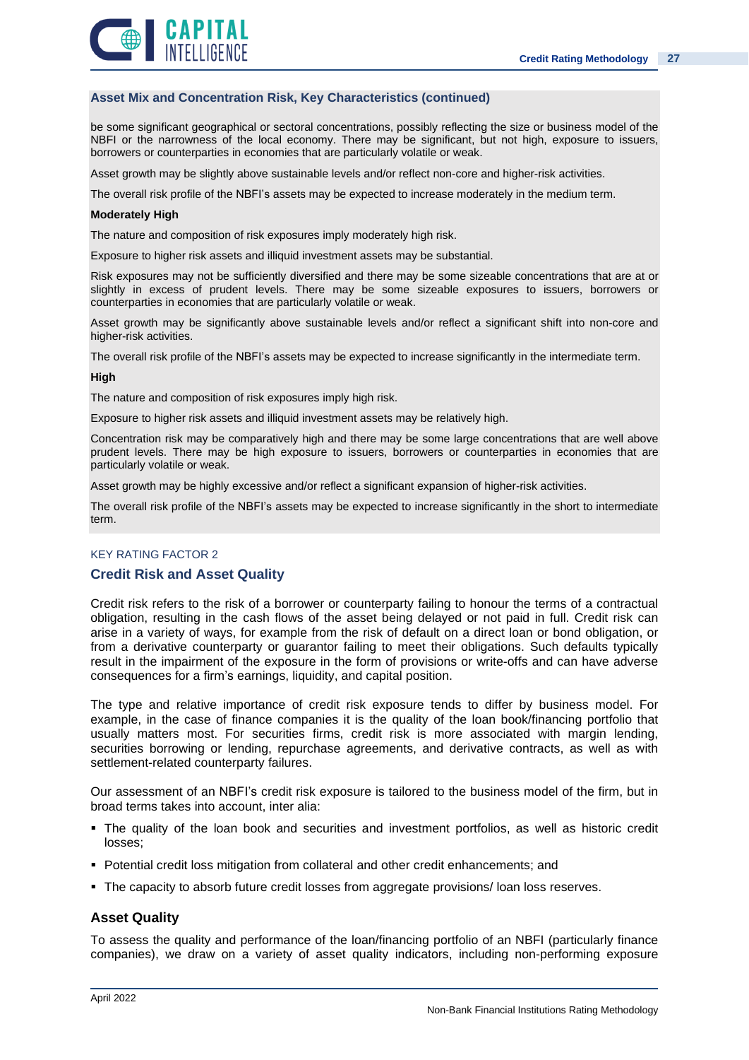### Asset Mix and Concentration Risk, Key Characteristics (continued)

be some significant geographical or sectoral concentrations, possibly reflecting the size or business model of the NBFI or the narrowness of the local economy. There may be significant, but not high, exposure to issuers, borrowers or counterparties in economies that are particularly volatile or weak.

Asset growth may be slightly above sustainable levels and/or reflect non-core and higher-risk activities.

The overall risk profile of the NBFI's assets may be expected to increase moderately in the medium term.

**Moderately High**

The nature and composition of risk exposures imply moderately high risk.

Exposure to higher risk assets and illiquid investment assets may be substantial.

Risk exposures may not be sufficiently diversified and there may be some sizeable concentrations that are at or slightly in excess of prudent levels. There may be some sizeable exposures to issuers, borrowers or counterparties in economies that are particularly volatile or weak.

Asset growth may be significantly above sustainable levels and/or reflect a significant shift into non-core and higher-risk activities.

The overall risk profile of the NBFI's assets may be expected to increase significantly in the intermediate term.

**High**

The nature and composition of risk exposures imply high risk.

Exposure to higher risk assets and illiquid investment assets may be relatively high.

Concentration risk may be comparatively high and there may be some large concentrations that are well above prudent levels. There may be high exposure to issuers, borrowers or counterparties in economies that are particularly volatile or weak.

Asset growth may be highly excessive and/or reflect a significant expansion of higher-risk activities.

The overall risk profile of the NBFI's assets may be expected to increase significantly in the short to intermediate term.

KEY RATING FACTOR 2

## Credit Risk and Asset Quality

Credit risk refers to the risk of a borrower or counterparty failing to honour the terms of a contractual obligation, resulting in the cash flows of the asset being delayed or not paid in full. Credit risk can arise in a variety of ways, for example from the risk of default on a direct loan or bond obligation, or from a derivative counterparty or guarantor failing to meet their obligations. Such defaults typically result in the impairment of the exposure in the form of provisions or write-offs and can have adverse consequences for a firm's earnings, liquidity, and capital position.

The type and relative importance of credit risk exposure tends to differ by business model. For example, in the case of finance companies it is the quality of the loan book/financing portfolio that usually matters most. For securities firms, credit risk is more associated with margin lending, securities borrowing or lending, repurchase agreements, and derivative contracts, as well as with settlement-related counterparty failures.

Our assessment of an NBFI's credit risk exposure is tailored to the business model of the firm, but in broad terms takes into account, inter alia:

- The quality of the loan book and securities and investment portfolios, as well as historic credit losses;
- Potential credit loss mitigation from collateral and other credit enhancements; and
- The capacity to absorb future credit losses from aggregate provisions/ loan loss reserves.

### Asset Quality

To assess the quality and performance of the loan/financing portfolio of an NBFI (particularly finance companies), we draw on a variety of asset quality indicators, including non-performing exposure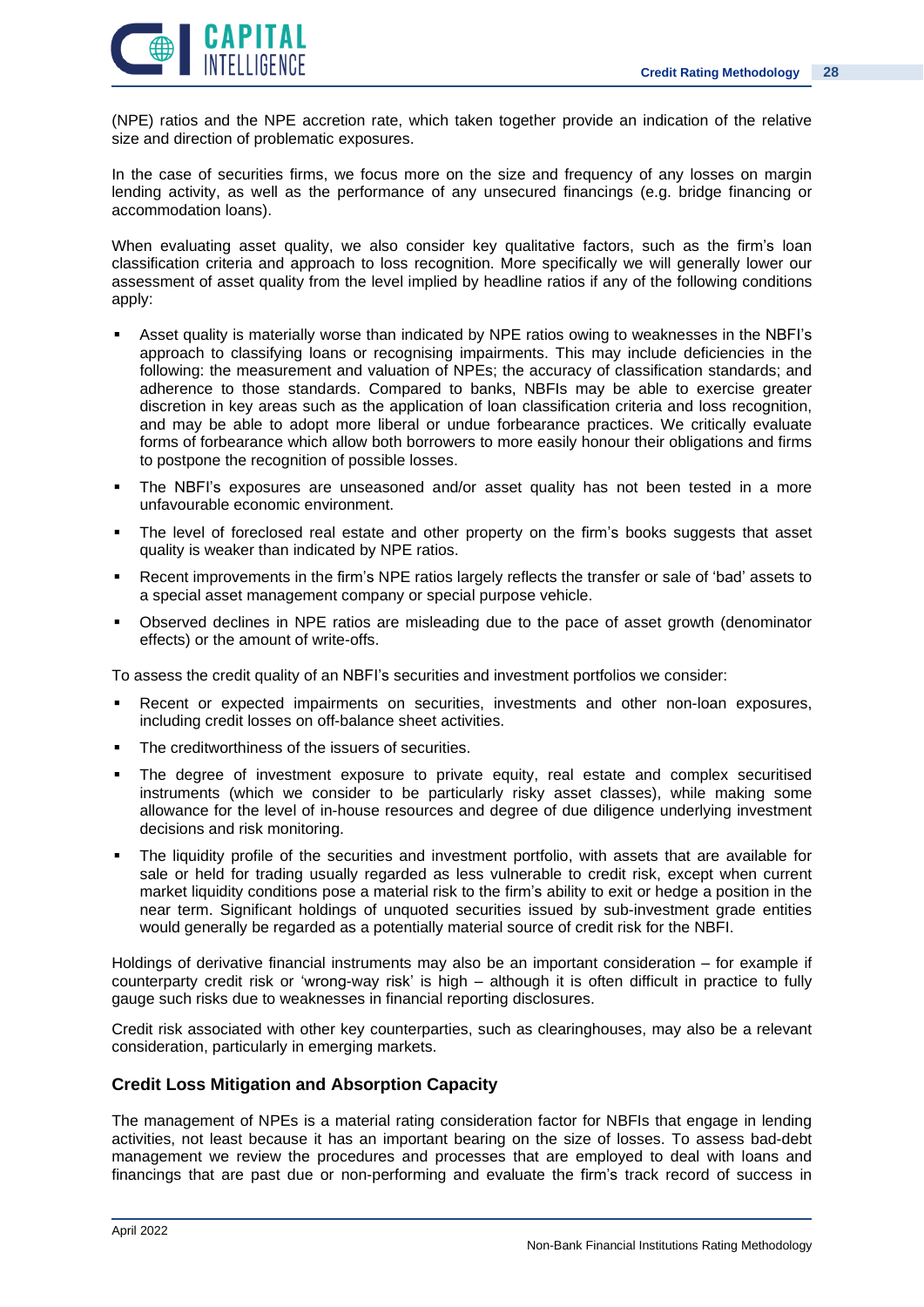(NPE) ratios and the NPE accretion rate, which taken together provide an indication of the relative size and direction of problematic exposures.

In the case of securities firms, we focus more on the size and frequency of any losses on margin lending activity, as well as the performance of any unsecured financings (e.g. bridge financing or accommodation loans).

When evaluating asset quality, we also consider key qualitative factors, such as the firm's loan classification criteria and approach to loss recognition. More specifically we will generally lower our assessment of asset quality from the level implied by headline ratios if any of the following conditions apply:

- Asset quality is materially worse than indicated by NPE ratios owing to weaknesses in the NBFI's approach to classifying loans or recognising impairments. This may include deficiencies in the following: the measurement and valuation of NPEs; the accuracy of classification standards; and adherence to those standards. Compared to banks, NBFIs may be able to exercise greater discretion in key areas such as the application of loan classification criteria and loss recognition, and may be able to adopt more liberal or undue forbearance practices. We critically evaluate forms of forbearance which allow both borrowers to more easily honour their obligations and firms to postpone the recognition of possible losses.
- The NBFI's exposures are unseasoned and/or asset quality has not been tested in a more unfavourable economic environment.
- The level of foreclosed real estate and other property on the firm's books suggests that asset quality is weaker than indicated by NPE ratios.
- Recent improvements in the firm's NPE ratios largely reflects the transfer or sale of 'bad' assets to a special asset management company or special purpose vehicle.
- Observed declines in NPE ratios are misleading due to the pace of asset growth (denominator effects) or the amount of write-offs.

To assess the credit quality of an NBFI's securities and investment portfolios we consider:

- Recent or expected impairments on securities, investments and other non-loan exposures, including credit losses on off-balance sheet activities.
- The creditworthiness of the issuers of securities.
- The degree of investment exposure to private equity, real estate and complex securitised instruments (which we consider to be particularly risky asset classes), while making some allowance for the level of in-house resources and degree of due diligence underlying investment decisions and risk monitoring.
- The liquidity profile of the securities and investment portfolio, with assets that are available for sale or held for trading usually regarded as less vulnerable to credit risk, except when current market liquidity conditions pose a material risk to the firm's ability to exit or hedge a position in the near term. Significant holdings of unquoted securities issued by sub-investment grade entities would generally be regarded as a potentially material source of credit risk for the NBFI.

Holdings of derivative financial instruments may also be an important consideration – for example if counterparty credit risk or 'wrong-way risk' is high – although it is often difficult in practice to fully gauge such risks due to weaknesses in financial reporting disclosures.

Credit risk associated with other key counterparties, such as clearinghouses, may also be a relevant consideration, particularly in emerging markets.

### Credit Loss Mitigation and Absorption Capacity

The management of NPEs is a material rating consideration factor for NBFIs that engage in lending activities, not least because it has an important bearing on the size of losses. To assess bad-debt management we review the procedures and processes that are employed to deal with loans and financings that are past due or non-performing and evaluate the firm's track record of success in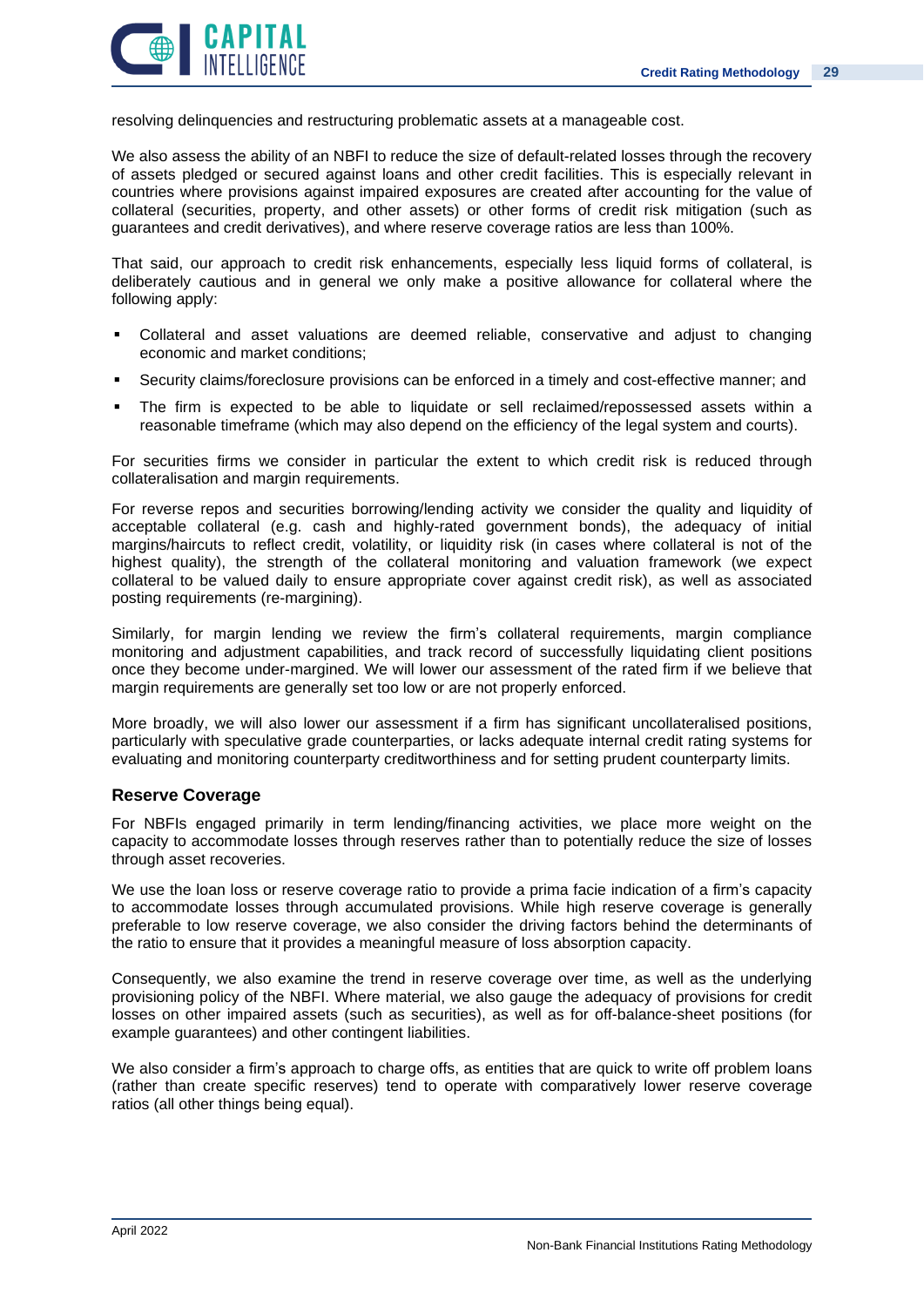resolving delinquencies and restructuring problematic assets at a manageable cost.

We also assess the ability of an NBFI to reduce the size of default-related losses through the recovery of assets pledged or secured against loans and other credit facilities. This is especially relevant in countries where provisions against impaired exposures are created after accounting for the value of collateral (securities, property, and other assets) or other forms of credit risk mitigation (such as guarantees and credit derivatives), and where reserve coverage ratios are less than 100%.

That said, our approach to credit risk enhancements, especially less liquid forms of collateral, is deliberately cautious and in general we only make a positive allowance for collateral where the following apply:

- Collateral and asset valuations are deemed reliable, conservative and adjust to changing economic and market conditions;
- Security claims/foreclosure provisions can be enforced in a timely and cost-effective manner; and
- The firm is expected to be able to liquidate or sell reclaimed/repossessed assets within a reasonable timeframe (which may also depend on the efficiency of the legal system and courts).

For securities firms we consider in particular the extent to which credit risk is reduced through collateralisation and margin requirements.

For reverse repos and securities borrowing/lending activity we consider the quality and liquidity of acceptable collateral (e.g. cash and highly-rated government bonds), the adequacy of initial margins/haircuts to reflect credit, volatility, or liquidity risk (in cases where collateral is not of the highest quality), the strength of the collateral monitoring and valuation framework (we expect collateral to be valued daily to ensure appropriate cover against credit risk), as well as associated posting requirements (re-margining).

Similarly, for margin lending we review the firm's collateral requirements, margin compliance monitoring and adjustment capabilities, and track record of successfully liquidating client positions once they become under-margined. We will lower our assessment of the rated firm if we believe that margin requirements are generally set too low or are not properly enforced.

More broadly, we will also lower our assessment if a firm has significant uncollateralised positions, particularly with speculative grade counterparties, or lacks adequate internal credit rating systems for evaluating and monitoring counterparty creditworthiness and for setting prudent counterparty limits.

### Reserve Coverage

For NBFIs engaged primarily in term lending/financing activities, we place more weight on the capacity to accommodate losses through reserves rather than to potentially reduce the size of losses through asset recoveries.

We use the loan loss or reserve coverage ratio to provide a prima facie indication of a firm's capacity to accommodate losses through accumulated provisions. While high reserve coverage is generally preferable to low reserve coverage, we also consider the driving factors behind the determinants of the ratio to ensure that it provides a meaningful measure of loss absorption capacity.

Consequently, we also examine the trend in reserve coverage over time, as well as the underlying provisioning policy of the NBFI. Where material, we also gauge the adequacy of provisions for credit losses on other impaired assets (such as securities), as well as for off-balance-sheet positions (for example guarantees) and other contingent liabilities.

We also consider a firm's approach to charge offs, as entities that are quick to write off problem loans (rather than create specific reserves) tend to operate with comparatively lower reserve coverage ratios (all other things being equal).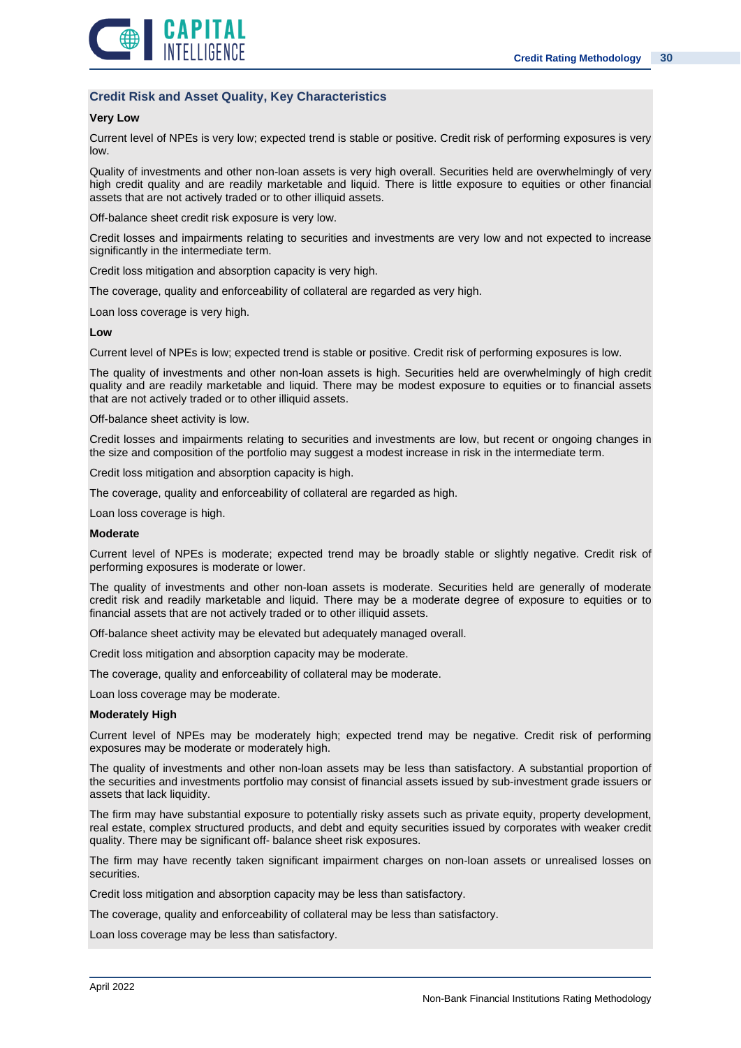## Credit Risk and Asset Quality, Key Characteristics

**Very Low**

Current level of NPEs is very low; expected trend is stable or positive. Credit risk of performing exposures is very low.

Quality of investments and other non-loan assets is very high overall. Securities held are overwhelmingly of very high credit quality and are readily marketable and liquid. There is little exposure to equities or other financial assets that are not actively traded or to other illiquid assets.

Off-balance sheet credit risk exposure is very low.

Credit losses and impairments relating to securities and investments are very low and not expected to increase significantly in the intermediate term.

Credit loss mitigation and absorption capacity is very high.

The coverage, quality and enforceability of collateral are regarded as very high.

Loan loss coverage is very high.

**Low**

Current level of NPEs is low; expected trend is stable or positive. Credit risk of performing exposures is low.

The quality of investments and other non-loan assets is high. Securities held are overwhelmingly of high credit quality and are readily marketable and liquid. There may be modest exposure to equities or to financial assets that are not actively traded or to other illiquid assets.

Off-balance sheet activity is low.

Credit losses and impairments relating to securities and investments are low, but recent or ongoing changes in the size and composition of the portfolio may suggest a modest increase in risk in the intermediate term.

Credit loss mitigation and absorption capacity is high.

The coverage, quality and enforceability of collateral are regarded as high.

Loan loss coverage is high.

**Moderate**

Current level of NPEs is moderate; expected trend may be broadly stable or slightly negative. Credit risk of performing exposures is moderate or lower.

The quality of investments and other non-loan assets is moderate. Securities held are generally of moderate credit risk and readily marketable and liquid. There may be a moderate degree of exposure to equities or to financial assets that are not actively traded or to other illiquid assets.

Off-balance sheet activity may be elevated but adequately managed overall.

Credit loss mitigation and absorption capacity may be moderate.

The coverage, quality and enforceability of collateral may be moderate.

Loan loss coverage may be moderate.

**Moderately High**

Current level of NPEs may be moderately high; expected trend may be negative. Credit risk of performing exposures may be moderate or moderately high.

The quality of investments and other non-loan assets may be less than satisfactory. A substantial proportion of the securities and investments portfolio may consist of financial assets issued by sub-investment grade issuers or assets that lack liquidity.

The firm may have substantial exposure to potentially risky assets such as private equity, property development, real estate, complex structured products, and debt and equity securities issued by corporates with weaker credit quality. There may be significant off- balance sheet risk exposures.

The firm may have recently taken significant impairment charges on non-loan assets or unrealised losses on securities.

Credit loss mitigation and absorption capacity may be less than satisfactory.

The coverage, quality and enforceability of collateral may be less than satisfactory.

Loan loss coverage may be less than satisfactory.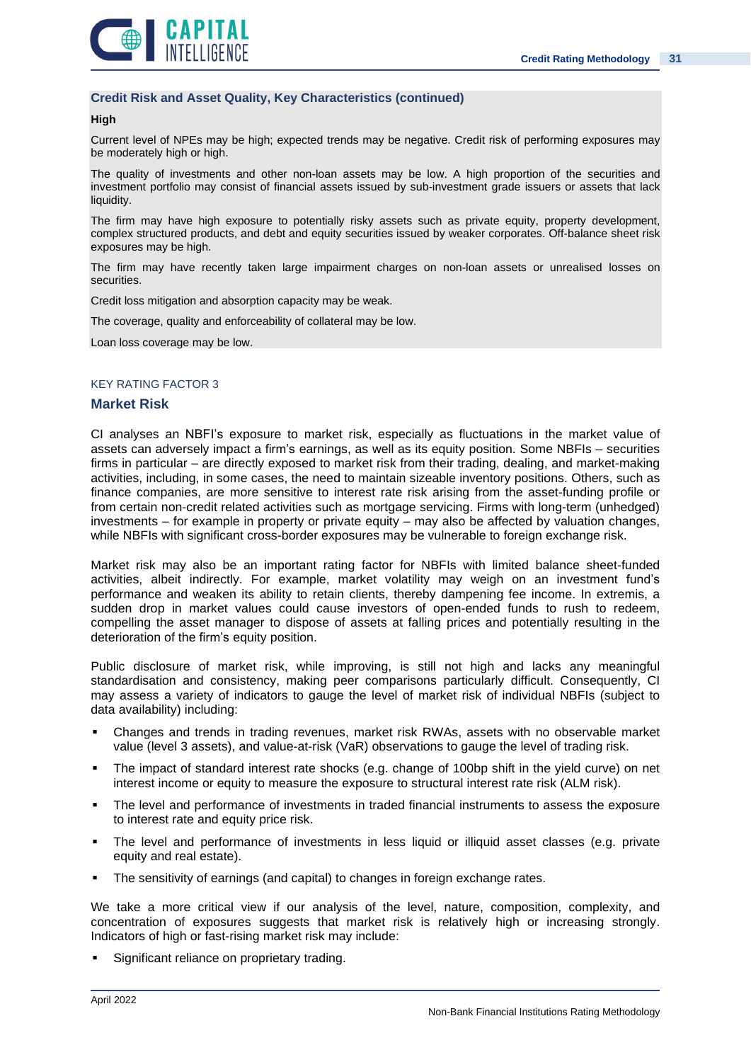### Credit Risk and Asset Quality, Key Characteristics (continued)

**High**

Current level of NPEs may be high; expected trends may be negative. Credit risk of performing exposures may be moderately high or high.

The quality of investments and other non-loan assets may be low. A high proportion of the securities and investment portfolio may consist of financial assets issued by sub-investment grade issuers or assets that lack liquidity.

The firm may have high exposure to potentially risky assets such as private equity, property development, complex structured products, and debt and equity securities issued by weaker corporates. Off-balance sheet risk exposures may be high.

The firm may have recently taken large impairment charges on non-loan assets or unrealised losses on securities.

Credit loss mitigation and absorption capacity may be weak.

The coverage, quality and enforceability of collateral may be low.

Loan loss coverage may be low.

KEY RATING FACTOR 3

## Market Risk

CI analyses an NBFI's exposure to market risk, especially as fluctuations in the market value of assets can adversely impact a firm's earnings, as well as its equity position. Some NBFIs – securities firms in particular – are directly exposed to market risk from their trading, dealing, and market-making activities, including, in some cases, the need to maintain sizeable inventory positions. Others, such as finance companies, are more sensitive to interest rate risk arising from the asset-funding profile or from certain non-credit related activities such as mortgage servicing. Firms with long-term (unhedged) investments – for example in property or private equity – may also be affected by valuation changes, while NBFIs with significant cross-border exposures may be vulnerable to foreign exchange risk.

Market risk may also be an important rating factor for NBFIs with limited balance sheet-funded activities, albeit indirectly. For example, market volatility may weigh on an investment fund's performance and weaken its ability to retain clients, thereby dampening fee income. In extremis, a sudden drop in market values could cause investors of open-ended funds to rush to redeem, compelling the asset manager to dispose of assets at falling prices and potentially resulting in the deterioration of the firm's equity position.

Public disclosure of market risk, while improving, is still not high and lacks any meaningful standardisation and consistency, making peer comparisons particularly difficult. Consequently, CI may assess a variety of indicators to gauge the level of market risk of individual NBFIs (subject to data availability) including:

- Changes and trends in trading revenues, market risk RWAs, assets with no observable market value (level 3 assets), and value-at-risk (VaR) observations to gauge the level of trading risk.
- The impact of standard interest rate shocks (e.g. change of 100bp shift in the yield curve) on net interest income or equity to measure the exposure to structural interest rate risk (ALM risk).
- The level and performance of investments in traded financial instruments to assess the exposure to interest rate and equity price risk.
- The level and performance of investments in less liquid or illiquid asset classes (e.g. private equity and real estate).
- The sensitivity of earnings (and capital) to changes in foreign exchange rates.

We take a more critical view if our analysis of the level, nature, composition, complexity, and concentration of exposures suggests that market risk is relatively high or increasing strongly. Indicators of high or fast-rising market risk may include:

- Significant reliance on proprietary trading.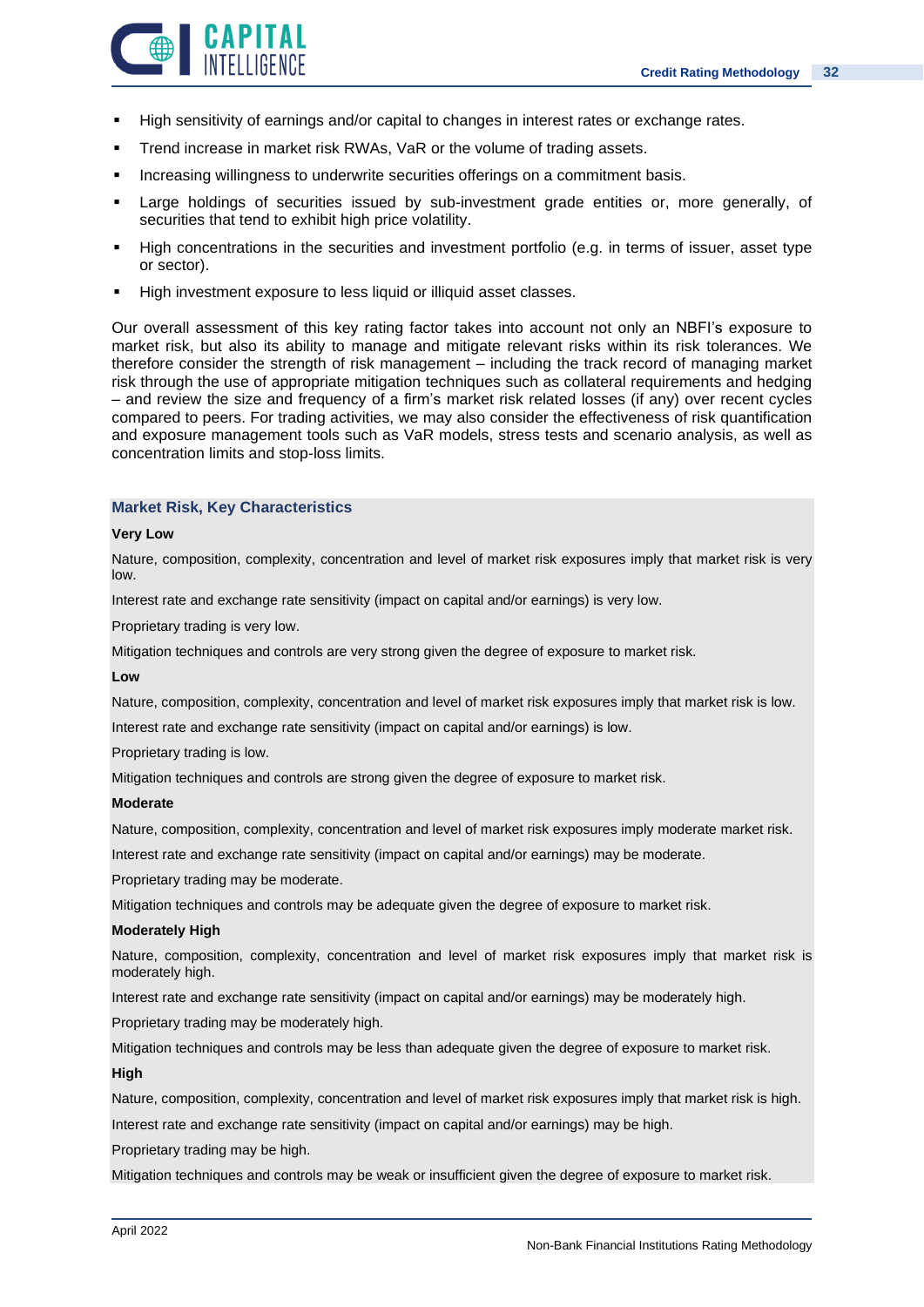- High sensitivity of earnings and/or capital to changes in interest rates or exchange rates.
- Trend increase in market risk RWAs, VaR or the volume of trading assets.
- Increasing willingness to underwrite securities offerings on a commitment basis.
- Large holdings of securities issued by sub-investment grade entities or, more generally, of securities that tend to exhibit high price volatility.
- High concentrations in the securities and investment portfolio (e.g. in terms of issuer, asset type or sector).
- High investment exposure to less liquid or illiquid asset classes.

Our overall assessment of this key rating factor takes into account not only an NBFI's exposure to market risk, but also its ability to manage and mitigate relevant risks within its risk tolerances. We therefore consider the strength of risk management – including the track record of managing market risk through the use of appropriate mitigation techniques such as collateral requirements and hedging – and review the size and frequency of a firm's market risk related losses (if any) over recent cycles compared to peers. For trading activities, we may also consider the effectiveness of risk quantification and exposure management tools such as VaR models, stress tests and scenario analysis, as well as concentration limits and stop-loss limits.

### Market Risk, Key Characteristics

**Very Low**

Nature, composition, complexity, concentration and level of market risk exposures imply that market risk is very low.

Interest rate and exchange rate sensitivity (impact on capital and/or earnings) is very low.

Proprietary trading is very low.

Mitigation techniques and controls are very strong given the degree of exposure to market risk.

**Low**

Nature, composition, complexity, concentration and level of market risk exposures imply that market risk is low.

Interest rate and exchange rate sensitivity (impact on capital and/or earnings) is low.

Proprietary trading is low.

Mitigation techniques and controls are strong given the degree of exposure to market risk.

**Moderate**

Nature, composition, complexity, concentration and level of market risk exposures imply moderate market risk.

Interest rate and exchange rate sensitivity (impact on capital and/or earnings) may be moderate.

Proprietary trading may be moderate.

Mitigation techniques and controls may be adequate given the degree of exposure to market risk.

**Moderately High**

Nature, composition, complexity, concentration and level of market risk exposures imply that market risk is moderately high.

Interest rate and exchange rate sensitivity (impact on capital and/or earnings) may be moderately high.

Proprietary trading may be moderately high.

Mitigation techniques and controls may be less than adequate given the degree of exposure to market risk.

**High**

Nature, composition, complexity, concentration and level of market risk exposures imply that market risk is high.

Interest rate and exchange rate sensitivity (impact on capital and/or earnings) may be high.

Proprietary trading may be high.

Mitigation techniques and controls may be weak or insufficient given the degree of exposure to market risk.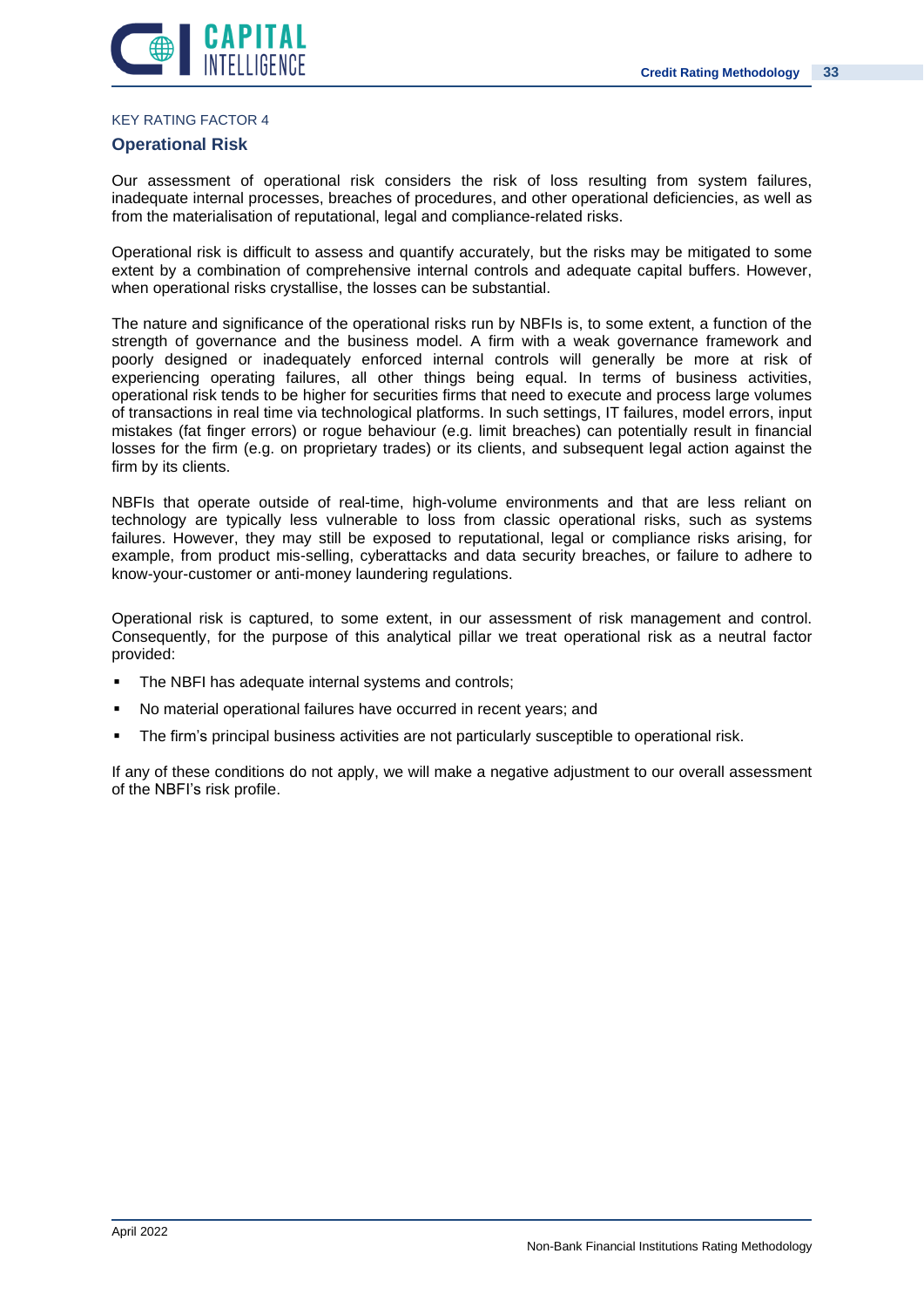KEY RATING FACTOR 4

## Operational Risk

Our assessment of operational risk considers the risk of loss resulting from system failures, inadequate internal processes, breaches of procedures, and other operational deficiencies, as well as from the materialisation of reputational, legal and compliance-related risks.

Operational risk is difficult to assess and quantify accurately, but the risks may be mitigated to some extent by a combination of comprehensive internal controls and adequate capital buffers. However, when operational risks crystallise, the losses can be substantial.

The nature and significance of the operational risks run by NBFIs is, to some extent, a function of the strength of governance and the business model. A firm with a weak governance framework and poorly designed or inadequately enforced internal controls will generally be more at risk of experiencing operating failures, all other things being equal. In terms of business activities, operational risk tends to be higher for securities firms that need to execute and process large volumes of transactions in real time via technological platforms. In such settings, IT failures, model errors, input mistakes (fat finger errors) or rogue behaviour (e.g. limit breaches) can potentially result in financial losses for the firm (e.g. on proprietary trades) or its clients, and subsequent legal action against the firm by its clients.

NBFIs that operate outside of real-time, high-volume environments and that are less reliant on technology are typically less vulnerable to loss from classic operational risks, such as systems failures. However, they may still be exposed to reputational, legal or compliance risks arising, for example, from product mis-selling, cyberattacks and data security breaches, or failure to adhere to know-your-customer or anti-money laundering regulations.

Operational risk is captured, to some extent, in our assessment of risk management and control. Consequently, for the purpose of this analytical pillar we treat operational risk as a neutral factor provided:

- The NBFI has adequate internal systems and controls;
- No material operational failures have occurred in recent years; and
- The firm's principal business activities are not particularly susceptible to operational risk.

If any of these conditions do not apply, we will make a negative adjustment to our overall assessment of the NBFI's risk profile.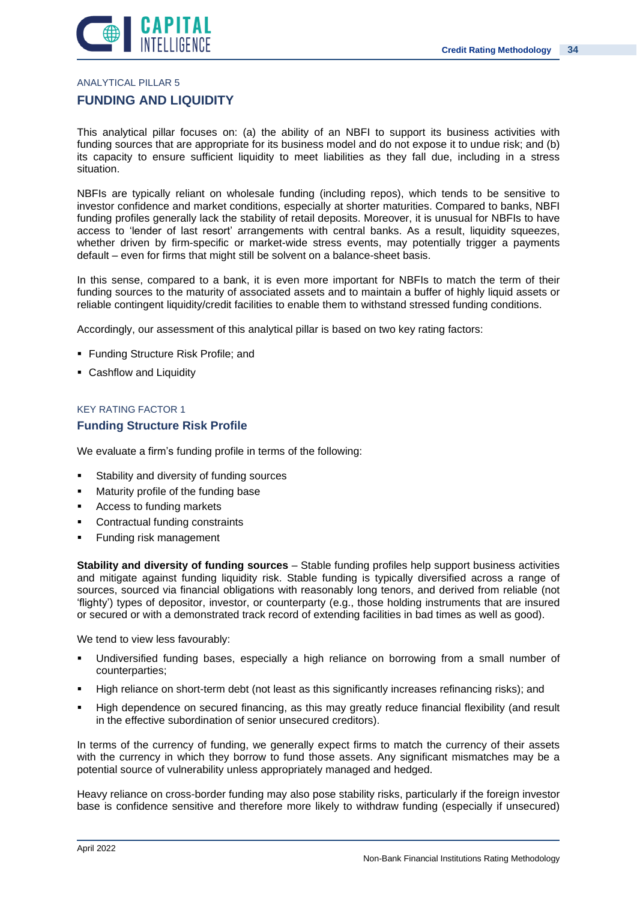ANALYTICAL PILLAR 5

## FUNDING AND LIQUIDITY

This analytical pillar focuses on: (a) the ability of an NBFI to support its business activities with funding sources that are appropriate for its business model and do not expose it to undue risk; and (b) its capacity to ensure sufficient liquidity to meet liabilities as they fall due, including in a stress situation.

NBFIs are typically reliant on wholesale funding (including repos), which tends to be sensitive to investor confidence and market conditions, especially at shorter maturities. Compared to banks, NBFI funding profiles generally lack the stability of retail deposits. Moreover, it is unusual for NBFIs to have access to 'lender of last resort' arrangements with central banks. As a result, liquidity squeezes, whether driven by firm-specific or market-wide stress events, may potentially trigger a payments default – even for firms that might still be solvent on a balance-sheet basis.

In this sense, compared to a bank, it is even more important for NBFIs to match the term of their funding sources to the maturity of associated assets and to maintain a buffer of highly liquid assets or reliable contingent liquidity/credit facilities to enable them to withstand stressed funding conditions.

Accordingly, our assessment of this analytical pillar is based on two key rating factors:

- Funding Structure Risk Profile; and
- Cashflow and Liquidity

KEY RATING FACTOR 1

### Funding Structure Risk Profile

We evaluate a firm's funding profile in terms of the following:

- Stability and diversity of funding sources
- Maturity profile of the funding base
- Access to funding markets
- Contractual funding constraints
- Funding risk management

**Stability and diversity of funding sources** – Stable funding profiles help support business activities and mitigate against funding liquidity risk. Stable funding is typically diversified across a range of sources, sourced via financial obligations with reasonably long tenors, and derived from reliable (not 'flighty') types of depositor, investor, or counterparty (e.g., those holding instruments that are insured or secured or with a demonstrated track record of extending facilities in bad times as well as good).

We tend to view less favourably:

- Undiversified funding bases, especially a high reliance on borrowing from a small number of counterparties;
- High reliance on short-term debt (not least as this significantly increases refinancing risks); and
- High dependence on secured financing, as this may greatly reduce financial flexibility (and result in the effective subordination of senior unsecured creditors).

In terms of the currency of funding, we generally expect firms to match the currency of their assets with the currency in which they borrow to fund those assets. Any significant mismatches may be a potential source of vulnerability unless appropriately managed and hedged.

Heavy reliance on cross-border funding may also pose stability risks, particularly if the foreign investor base is confidence sensitive and therefore more likely to withdraw funding (especially if unsecured)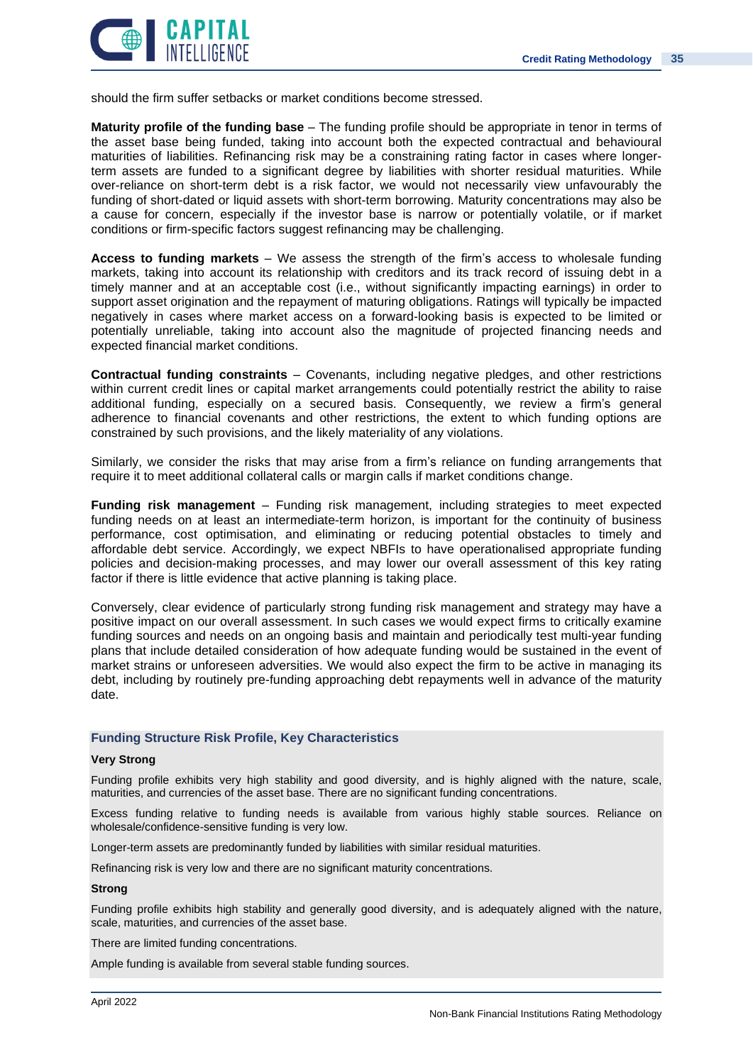should the firm suffer setbacks or market conditions become stressed.

**Maturity profile of the funding base** – The funding profile should be appropriate in tenor in terms of the asset base being funded, taking into account both the expected contractual and behavioural maturities of liabilities. Refinancing risk may be a constraining rating factor in cases where longer-term assets are funded to a significant degree by liabilities with shorter residual maturities. While over-reliance on short-term debt is a risk factor, we would not necessarily view unfavourably the funding of short-dated or liquid assets with short-term borrowing. Maturity concentrations may also be a cause for concern, especially if the investor base is narrow or potentially volatile, or if market conditions or firm-specific factors suggest refinancing may be challenging.

**Access to funding markets** – We assess the strength of the firm's access to wholesale funding markets, taking into account its relationship with creditors and its track record of issuing debt in a timely manner and at an acceptable cost (i.e., without significantly impacting earnings) in order to support asset origination and the repayment of maturing obligations. Ratings will typically be impacted negatively in cases where market access on a forward-looking basis is expected to be limited or potentially unreliable, taking into account also the magnitude of projected financing needs and expected financial market conditions.

**Contractual funding constraints** – Covenants, including negative pledges, and other restrictions within current credit lines or capital market arrangements could potentially restrict the ability to raise additional funding, especially on a secured basis. Consequently, we review a firm's general adherence to financial covenants and other restrictions, the extent to which funding options are constrained by such provisions, and the likely materiality of any violations.

Similarly, we consider the risks that may arise from a firm's reliance on funding arrangements that require it to meet additional collateral calls or margin calls if market conditions change.

**Funding risk management** – Funding risk management, including strategies to meet expected funding needs on at least an intermediate-term horizon, is important for the continuity of business performance, cost optimisation, and eliminating or reducing potential obstacles to timely and affordable debt service. Accordingly, we expect NBFIs to have operationalised appropriate funding policies and decision-making processes, and may lower our overall assessment of this key rating factor if there is little evidence that active planning is taking place.

Conversely, clear evidence of particularly strong funding risk management and strategy may have a positive impact on our overall assessment. In such cases we would expect firms to critically examine funding sources and needs on an ongoing basis and maintain and periodically test multi-year funding plans that include detailed consideration of how adequate funding would be sustained in the event of market strains or unforeseen adversities. We would also expect the firm to be active in managing its debt, including by routinely pre-funding approaching debt repayments well in advance of the maturity date.

### Funding Structure Risk Profile, Key Characteristics

**Very Strong**

Funding profile exhibits very high stability and good diversity, and is highly aligned with the nature, scale, maturities, and currencies of the asset base. There are no significant funding concentrations.

Excess funding relative to funding needs is available from various highly stable sources. Reliance on wholesale/confidence-sensitive funding is very low.

Longer-term assets are predominantly funded by liabilities with similar residual maturities.

Refinancing risk is very low and there are no significant maturity concentrations.

**Strong**

Funding profile exhibits high stability and generally good diversity, and is adequately aligned with the nature, scale, maturities, and currencies of the asset base.

There are limited funding concentrations.

Ample funding is available from several stable funding sources.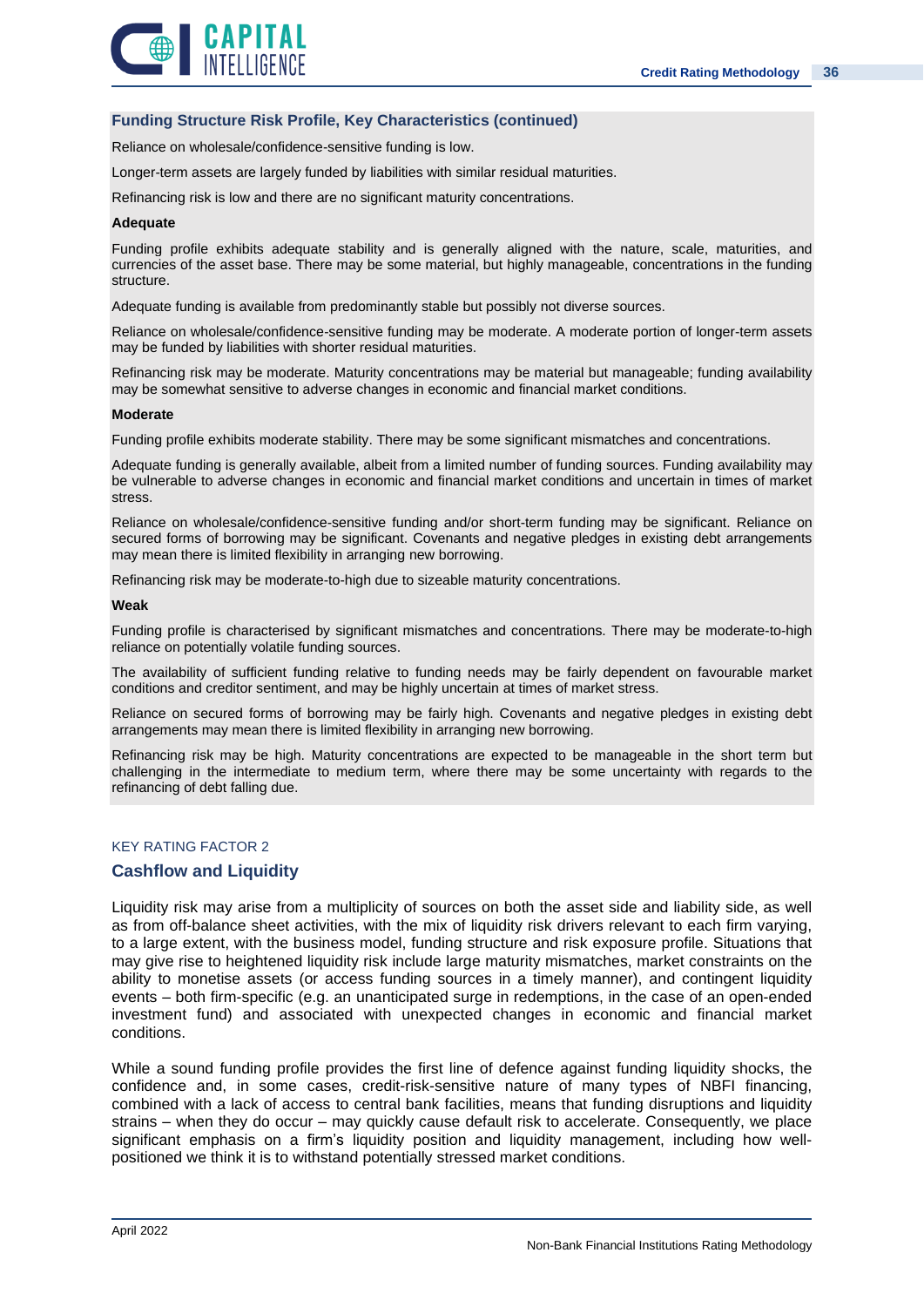### Funding Structure Risk Profile, Key Characteristics (continued)

Reliance on wholesale/confidence-sensitive funding is low.

Longer-term assets are largely funded by liabilities with similar residual maturities.

Refinancing risk is low and there are no significant maturity concentrations.

**Adequate**

Funding profile exhibits adequate stability and is generally aligned with the nature, scale, maturities, and currencies of the asset base. There may be some material, but highly manageable, concentrations in the funding structure.

Adequate funding is available from predominantly stable but possibly not diverse sources.

Reliance on wholesale/confidence-sensitive funding may be moderate. A moderate portion of longer-term assets may be funded by liabilities with shorter residual maturities.

Refinancing risk may be moderate. Maturity concentrations may be material but manageable; funding availability may be somewhat sensitive to adverse changes in economic and financial market conditions.

**Moderate**

Funding profile exhibits moderate stability. There may be some significant mismatches and concentrations.

Adequate funding is generally available, albeit from a limited number of funding sources. Funding availability may be vulnerable to adverse changes in economic and financial market conditions and uncertain in times of market stress.

Reliance on wholesale/confidence-sensitive funding and/or short-term funding may be significant. Reliance on secured forms of borrowing may be significant. Covenants and negative pledges in existing debt arrangements may mean there is limited flexibility in arranging new borrowing.

Refinancing risk may be moderate-to-high due to sizeable maturity concentrations.

**Weak**

Funding profile is characterised by significant mismatches and concentrations. There may be moderate-to-high reliance on potentially volatile funding sources.

The availability of sufficient funding relative to funding needs may be fairly dependent on favourable market conditions and creditor sentiment, and may be highly uncertain at times of market stress.

Reliance on secured forms of borrowing may be fairly high. Covenants and negative pledges in existing debt arrangements may mean there is limited flexibility in arranging new borrowing.

Refinancing risk may be high. Maturity concentrations are expected to be manageable in the short term but challenging in the intermediate to medium term, where there may be some uncertainty with regards to the refinancing of debt falling due.

KEY RATING FACTOR 2

## Cashflow and Liquidity

Liquidity risk may arise from a multiplicity of sources on both the asset side and liability side, as well as from off-balance sheet activities, with the mix of liquidity risk drivers relevant to each firm varying, to a large extent, with the business model, funding structure and risk exposure profile. Situations that may give rise to heightened liquidity risk include large maturity mismatches, market constraints on the ability to monetise assets (or access funding sources in a timely manner), and contingent liquidity events – both firm-specific (e.g. an unanticipated surge in redemptions, in the case of an open-ended investment fund) and associated with unexpected changes in economic and financial market conditions.

While a sound funding profile provides the first line of defence against funding liquidity shocks, the confidence and, in some cases, credit-risk-sensitive nature of many types of NBFI financing, combined with a lack of access to central bank facilities, means that funding disruptions and liquidity strains – when they do occur – may quickly cause default risk to accelerate. Consequently, we place significant emphasis on a firm's liquidity position and liquidity management, including how well-positioned we think it is to withstand potentially stressed market conditions.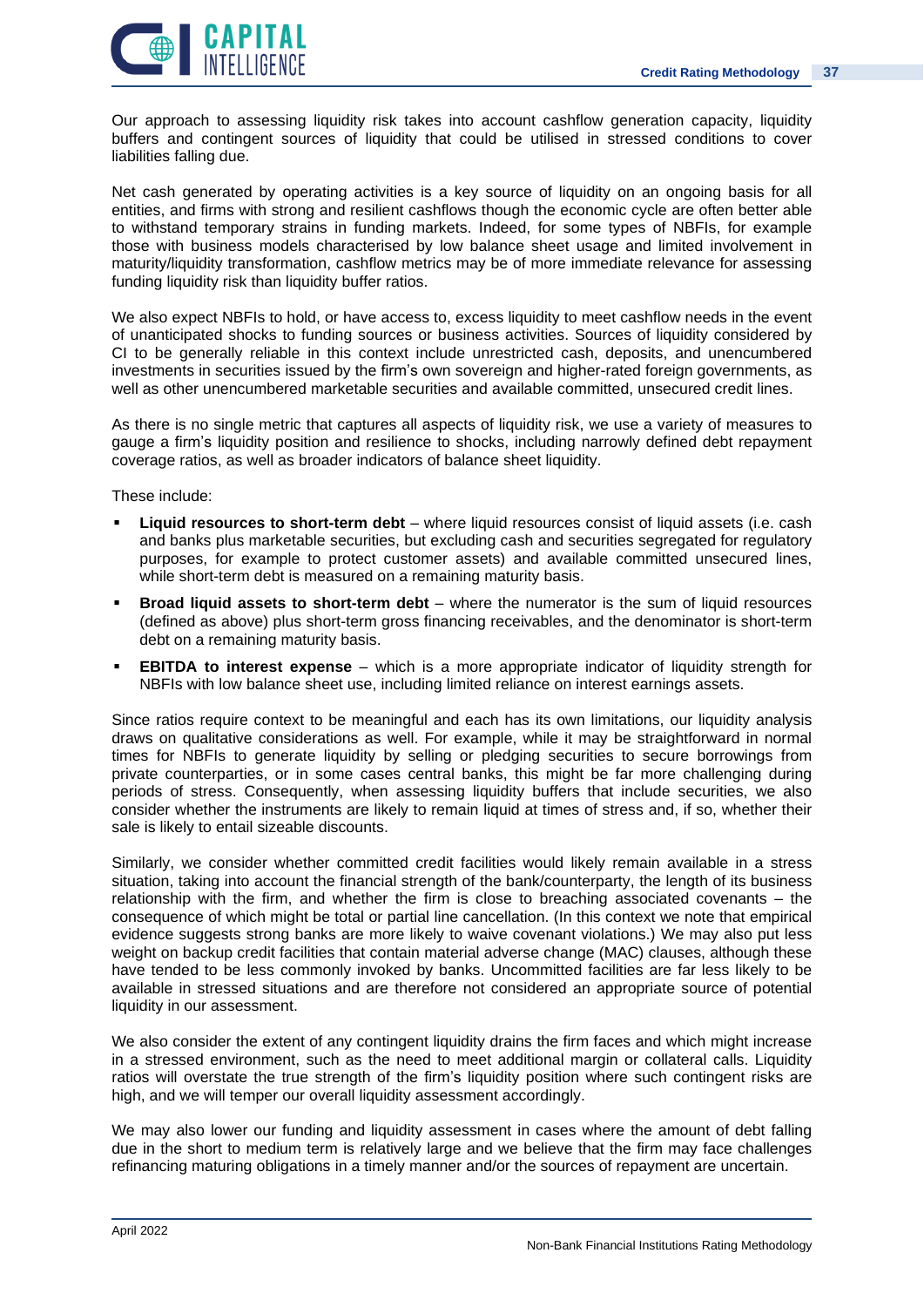Our approach to assessing liquidity risk takes into account cashflow generation capacity, liquidity buffers and contingent sources of liquidity that could be utilised in stressed conditions to cover liabilities falling due.

Net cash generated by operating activities is a key source of liquidity on an ongoing basis for all entities, and firms with strong and resilient cashflows though the economic cycle are often better able to withstand temporary strains in funding markets. Indeed, for some types of NBFIs, for example those with business models characterised by low balance sheet usage and limited involvement in maturity/liquidity transformation, cashflow metrics may be of more immediate relevance for assessing funding liquidity risk than liquidity buffer ratios.

We also expect NBFIs to hold, or have access to, excess liquidity to meet cashflow needs in the event of unanticipated shocks to funding sources or business activities. Sources of liquidity considered by CI to be generally reliable in this context include unrestricted cash, deposits, and unencumbered investments in securities issued by the firm's own sovereign and higher-rated foreign governments, as well as other unencumbered marketable securities and available committed, unsecured credit lines.

As there is no single metric that captures all aspects of liquidity risk, we use a variety of measures to gauge a firm's liquidity position and resilience to shocks, including narrowly defined debt repayment coverage ratios, as well as broader indicators of balance sheet liquidity.

These include:

- **Liquid resources to short-term debt** – where liquid resources consist of liquid assets (i.e. cash and banks plus marketable securities, but excluding cash and securities segregated for regulatory purposes, for example to protect customer assets) and available committed unsecured lines, while short-term debt is measured on a remaining maturity basis.
- **Broad liquid assets to short-term debt** – where the numerator is the sum of liquid resources (defined as above) plus short-term gross financing receivables, and the denominator is short-term debt on a remaining maturity basis.
- **EBITDA to interest expense** – which is a more appropriate indicator of liquidity strength for NBFIs with low balance sheet use, including limited reliance on interest earnings assets.

Since ratios require context to be meaningful and each has its own limitations, our liquidity analysis draws on qualitative considerations as well. For example, while it may be straightforward in normal times for NBFIs to generate liquidity by selling or pledging securities to secure borrowings from private counterparties, or in some cases central banks, this might be far more challenging during periods of stress. Consequently, when assessing liquidity buffers that include securities, we also consider whether the instruments are likely to remain liquid at times of stress and, if so, whether their sale is likely to entail sizeable discounts.

Similarly, we consider whether committed credit facilities would likely remain available in a stress situation, taking into account the financial strength of the bank/counterparty, the length of its business relationship with the firm, and whether the firm is close to breaching associated covenants – the consequence of which might be total or partial line cancellation. (In this context we note that empirical evidence suggests strong banks are more likely to waive covenant violations.) We may also put less weight on backup credit facilities that contain material adverse change (MAC) clauses, although these have tended to be less commonly invoked by banks. Uncommitted facilities are far less likely to be available in stressed situations and are therefore not considered an appropriate source of potential liquidity in our assessment.

We also consider the extent of any contingent liquidity drains the firm faces and which might increase in a stressed environment, such as the need to meet additional margin or collateral calls. Liquidity ratios will overstate the true strength of the firm's liquidity position where such contingent risks are high, and we will temper our overall liquidity assessment accordingly.

We may also lower our funding and liquidity assessment in cases where the amount of debt falling due in the short to medium term is relatively large and we believe that the firm may face challenges refinancing maturing obligations in a timely manner and/or the sources of repayment are uncertain.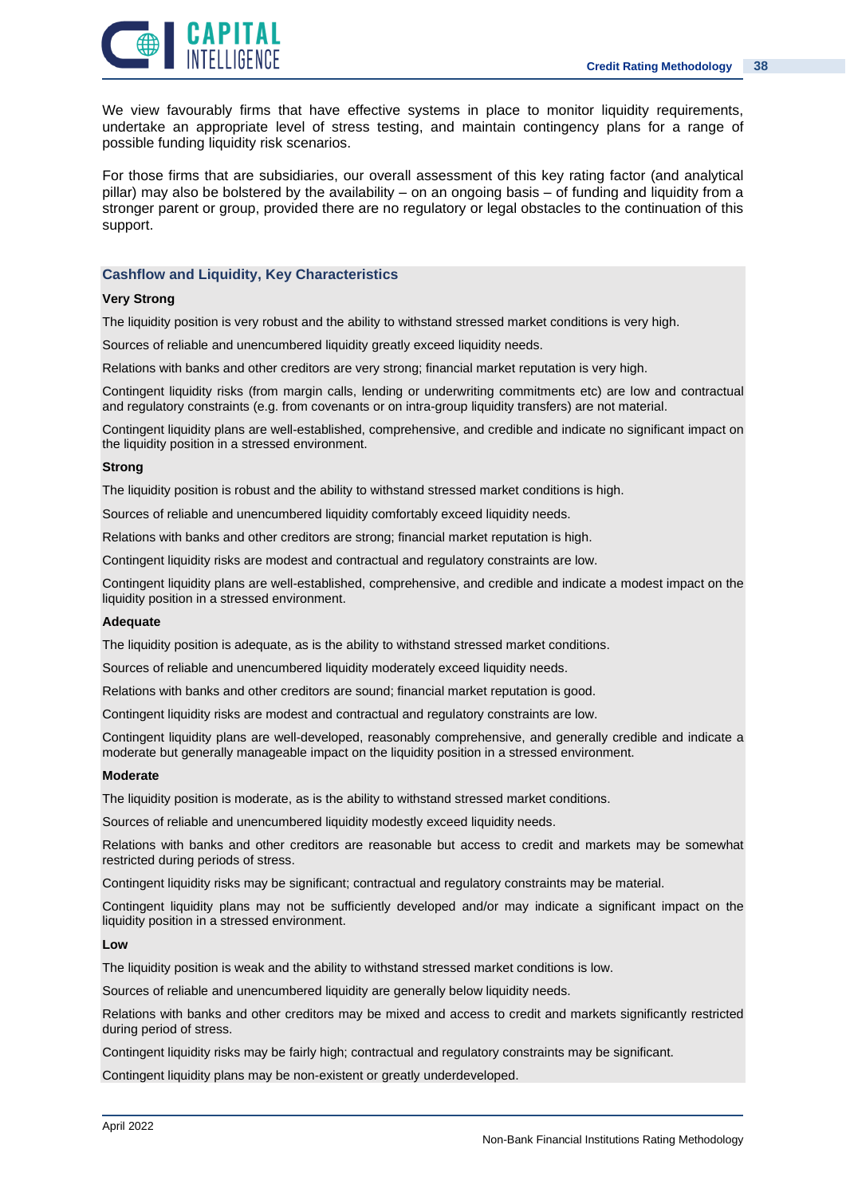We view favourably firms that have effective systems in place to monitor liquidity requirements, undertake an appropriate level of stress testing, and maintain contingency plans for a range of possible funding liquidity risk scenarios.

For those firms that are subsidiaries, our overall assessment of this key rating factor (and analytical pillar) may also be bolstered by the availability – on an ongoing basis – of funding and liquidity from a stronger parent or group, provided there are no regulatory or legal obstacles to the continuation of this support.

### Cashflow and Liquidity, Key Characteristics

**Very Strong**

The liquidity position is very robust and the ability to withstand stressed market conditions is very high.

Sources of reliable and unencumbered liquidity greatly exceed liquidity needs.

Relations with banks and other creditors are very strong; financial market reputation is very high.

Contingent liquidity risks (from margin calls, lending or underwriting commitments etc) are low and contractual and regulatory constraints (e.g. from covenants or on intra-group liquidity transfers) are not material.

Contingent liquidity plans are well-established, comprehensive, and credible and indicate no significant impact on the liquidity position in a stressed environment.

**Strong**

The liquidity position is robust and the ability to withstand stressed market conditions is high.

Sources of reliable and unencumbered liquidity comfortably exceed liquidity needs.

Relations with banks and other creditors are strong; financial market reputation is high.

Contingent liquidity risks are modest and contractual and regulatory constraints are low.

Contingent liquidity plans are well-established, comprehensive, and credible and indicate a modest impact on the liquidity position in a stressed environment.

**Adequate**

The liquidity position is adequate, as is the ability to withstand stressed market conditions.

Sources of reliable and unencumbered liquidity moderately exceed liquidity needs.

Relations with banks and other creditors are sound; financial market reputation is good.

Contingent liquidity risks are modest and contractual and regulatory constraints are low.

Contingent liquidity plans are well-developed, reasonably comprehensive, and generally credible and indicate a moderate but generally manageable impact on the liquidity position in a stressed environment.

**Moderate**

The liquidity position is moderate, as is the ability to withstand stressed market conditions.

Sources of reliable and unencumbered liquidity modestly exceed liquidity needs.

Relations with banks and other creditors are reasonable but access to credit and markets may be somewhat restricted during periods of stress.

Contingent liquidity risks may be significant; contractual and regulatory constraints may be material.

Contingent liquidity plans may not be sufficiently developed and/or may indicate a significant impact on the liquidity position in a stressed environment.

**Low**

The liquidity position is weak and the ability to withstand stressed market conditions is low.

Sources of reliable and unencumbered liquidity are generally below liquidity needs.

Relations with banks and other creditors may be mixed and access to credit and markets significantly restricted during period of stress.

Contingent liquidity risks may be fairly high; contractual and regulatory constraints may be significant.

Contingent liquidity plans may be non-existent or greatly underdeveloped.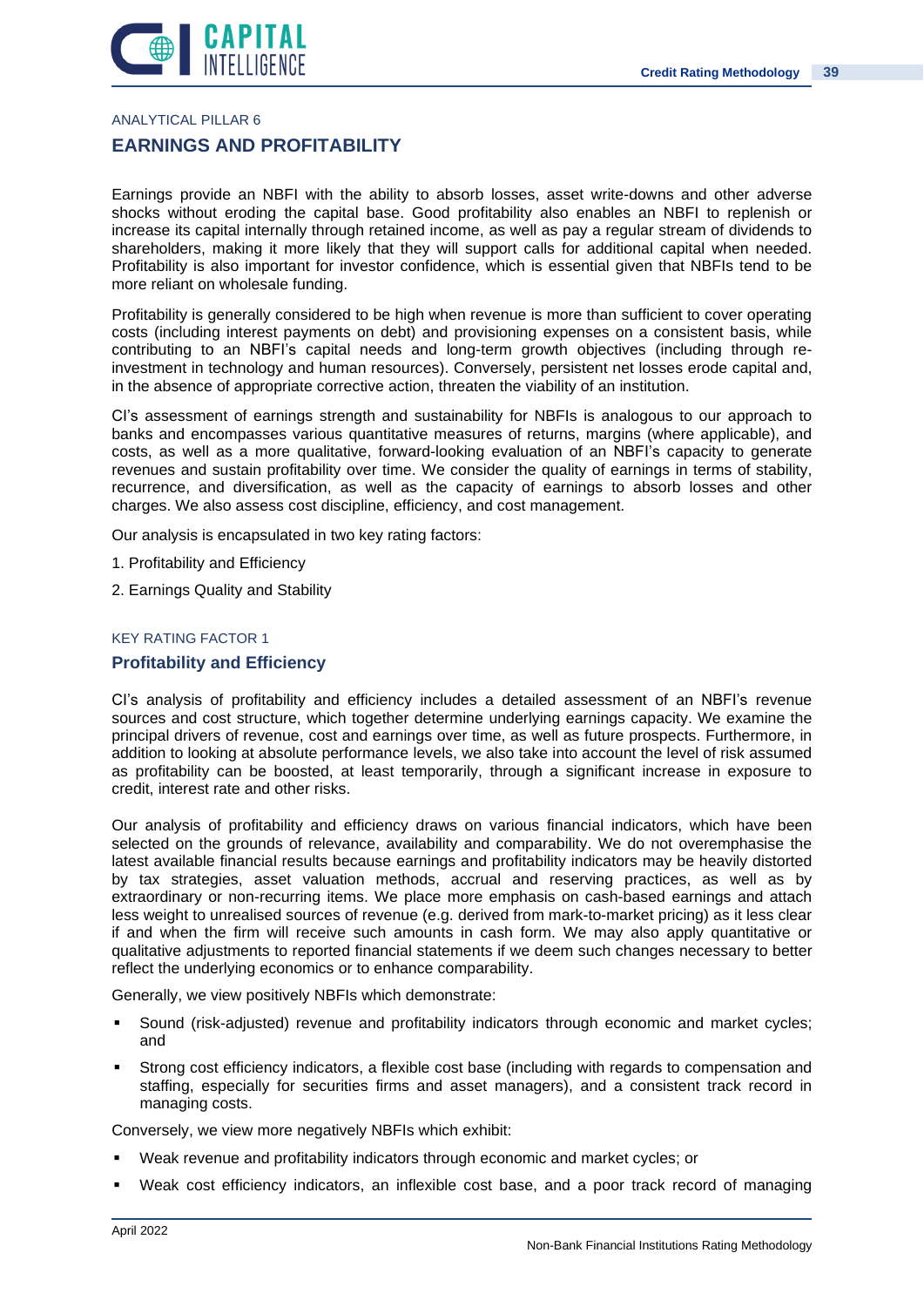ANALYTICAL PILLAR 6

## EARNINGS AND PROFITABILITY

Earnings provide an NBFI with the ability to absorb losses, asset write-downs and other adverse shocks without eroding the capital base. Good profitability also enables an NBFI to replenish or increase its capital internally through retained income, as well as pay a regular stream of dividends to shareholders, making it more likely that they will support calls for additional capital when needed. Profitability is also important for investor confidence, which is essential given that NBFIs tend to be more reliant on wholesale funding.

Profitability is generally considered to be high when revenue is more than sufficient to cover operating costs (including interest payments on debt) and provisioning expenses on a consistent basis, while contributing to an NBFI's capital needs and long-term growth objectives (including through re-investment in technology and human resources). Conversely, persistent net losses erode capital and, in the absence of appropriate corrective action, threaten the viability of an institution.

CI's assessment of earnings strength and sustainability for NBFIs is analogous to our approach to banks and encompasses various quantitative measures of returns, margins (where applicable), and costs, as well as a more qualitative, forward-looking evaluation of an NBFI's capacity to generate revenues and sustain profitability over time. We consider the quality of earnings in terms of stability, recurrence, and diversification, as well as the capacity of earnings to absorb losses and other charges. We also assess cost discipline, efficiency, and cost management.

Our analysis is encapsulated in two key rating factors:

1. Profitability and Efficiency
2. Earnings Quality and Stability

KEY RATING FACTOR 1

### Profitability and Efficiency

CI's analysis of profitability and efficiency includes a detailed assessment of an NBFI's revenue sources and cost structure, which together determine underlying earnings capacity. We examine the principal drivers of revenue, cost and earnings over time, as well as future prospects. Furthermore, in addition to looking at absolute performance levels, we also take into account the level of risk assumed as profitability can be boosted, at least temporarily, through a significant increase in exposure to credit, interest rate and other risks.

Our analysis of profitability and efficiency draws on various financial indicators, which have been selected on the grounds of relevance, availability and comparability. We do not overemphasise the latest available financial results because earnings and profitability indicators may be heavily distorted by tax strategies, asset valuation methods, accrual and reserving practices, as well as by extraordinary or non-recurring items. We place more emphasis on cash-based earnings and attach less weight to unrealised sources of revenue (e.g. derived from mark-to-market pricing) as it less clear if and when the firm will receive such amounts in cash form. We may also apply quantitative or qualitative adjustments to reported financial statements if we deem such changes necessary to better reflect the underlying economics or to enhance comparability.

Generally, we view positively NBFIs which demonstrate:

- Sound (risk-adjusted) revenue and profitability indicators through economic and market cycles; and
- Strong cost efficiency indicators, a flexible cost base (including with regards to compensation and staffing, especially for securities firms and asset managers), and a consistent track record in managing costs.

Conversely, we view more negatively NBFIs which exhibit:

- Weak revenue and profitability indicators through economic and market cycles; or
- Weak cost efficiency indicators, an inflexible cost base, and a poor track record of managing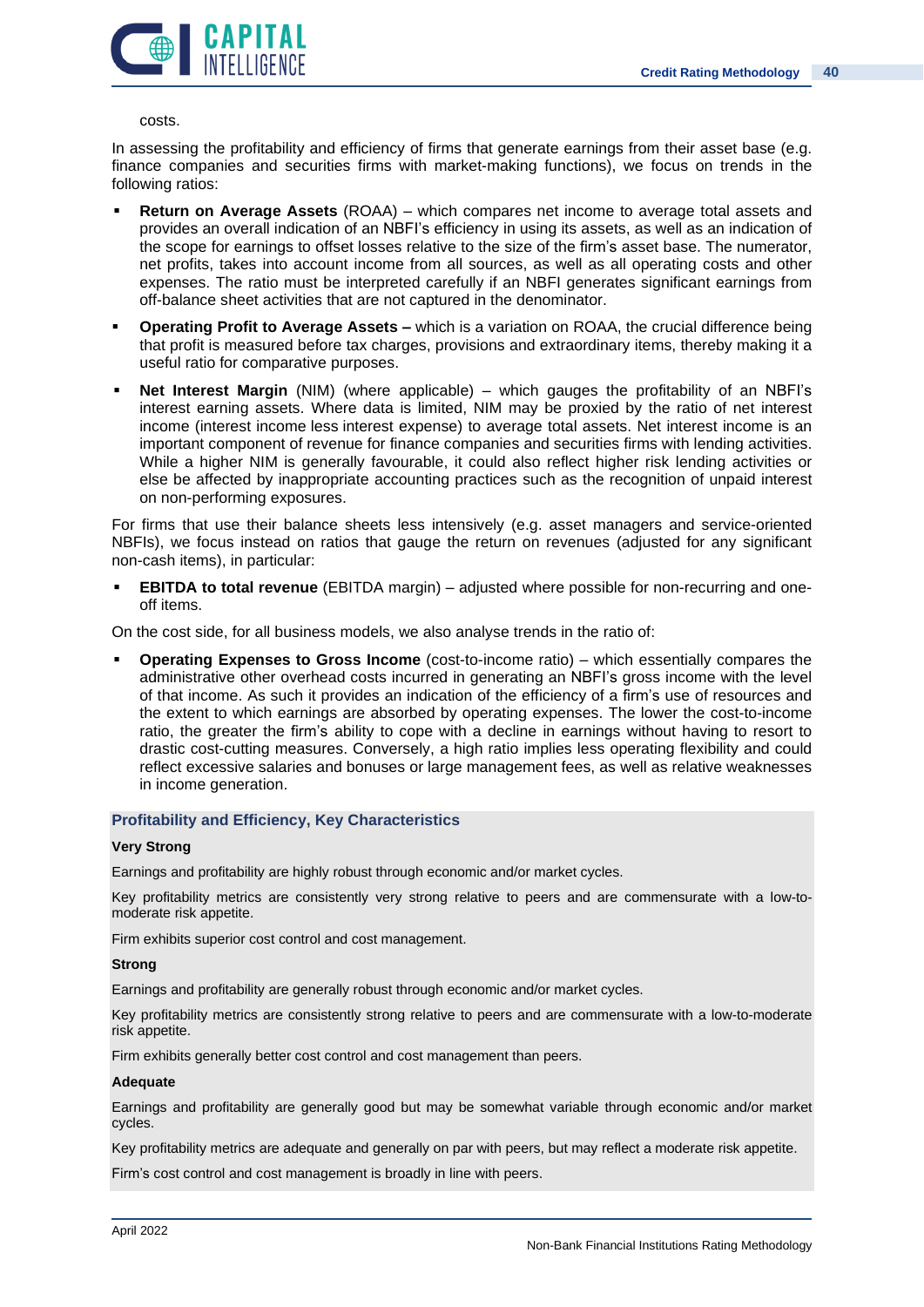costs.

In assessing the profitability and efficiency of firms that generate earnings from their asset base (e.g. finance companies and securities firms with market-making functions), we focus on trends in the following ratios:

- **Return on Average Assets** (ROAA) – which compares net income to average total assets and provides an overall indication of an NBFI's efficiency in using its assets, as well as an indication of the scope for earnings to offset losses relative to the size of the firm's asset base. The numerator, net profits, takes into account income from all sources, as well as all operating costs and other expenses. The ratio must be interpreted carefully if an NBFI generates significant earnings from off-balance sheet activities that are not captured in the denominator.
- **Operating Profit to Average Assets –** which is a variation on ROAA, the crucial difference being that profit is measured before tax charges, provisions and extraordinary items, thereby making it a useful ratio for comparative purposes.
- **Net Interest Margin** (NIM) (where applicable) – which gauges the profitability of an NBFI's interest earning assets. Where data is limited, NIM may be proxied by the ratio of net interest income (interest income less interest expense) to average total assets. Net interest income is an important component of revenue for finance companies and securities firms with lending activities. While a higher NIM is generally favourable, it could also reflect higher risk lending activities or else be affected by inappropriate accounting practices such as the recognition of unpaid interest on non-performing exposures.

For firms that use their balance sheets less intensively (e.g. asset managers and service-oriented NBFIs), we focus instead on ratios that gauge the return on revenues (adjusted for any significant non-cash items), in particular:

- **EBITDA to total revenue** (EBITDA margin) – adjusted where possible for non-recurring and one-off items.

On the cost side, for all business models, we also analyse trends in the ratio of:

- **Operating Expenses to Gross Income** (cost-to-income ratio) – which essentially compares the administrative other overhead costs incurred in generating an NBFI's gross income with the level of that income. As such it provides an indication of the efficiency of a firm's use of resources and the extent to which earnings are absorbed by operating expenses. The lower the cost-to-income ratio, the greater the firm's ability to cope with a decline in earnings without having to resort to drastic cost-cutting measures. Conversely, a high ratio implies less operating flexibility and could reflect excessive salaries and bonuses or large management fees, as well as relative weaknesses in income generation.

### Profitability and Efficiency, Key Characteristics

**Very Strong**

Earnings and profitability are highly robust through economic and/or market cycles.

Key profitability metrics are consistently very strong relative to peers and are commensurate with a low-to-moderate risk appetite.

Firm exhibits superior cost control and cost management.

**Strong**

Earnings and profitability are generally robust through economic and/or market cycles.

Key profitability metrics are consistently strong relative to peers and are commensurate with a low-to-moderate risk appetite.

Firm exhibits generally better cost control and cost management than peers.

**Adequate**

Earnings and profitability are generally good but may be somewhat variable through economic and/or market cycles.

Key profitability metrics are adequate and generally on par with peers, but may reflect a moderate risk appetite.

Firm's cost control and cost management is broadly in line with peers.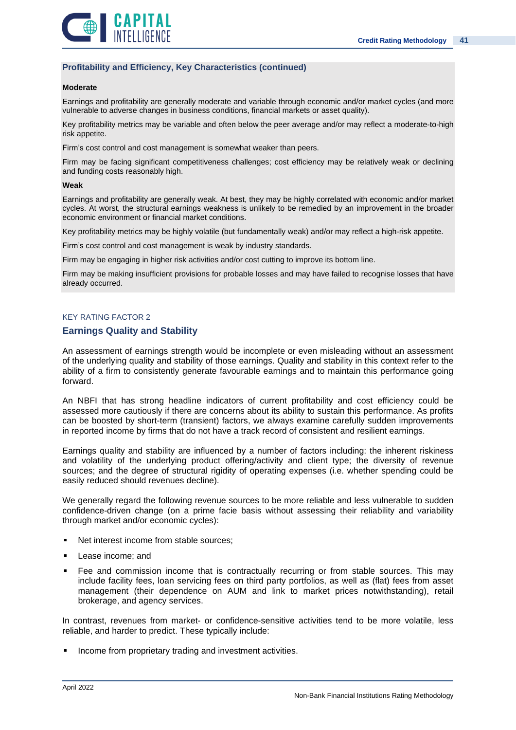### Profitability and Efficiency, Key Characteristics (continued)

**Moderate**

Earnings and profitability are generally moderate and variable through economic and/or market cycles (and more vulnerable to adverse changes in business conditions, financial markets or asset quality).

Key profitability metrics may be variable and often below the peer average and/or may reflect a moderate-to-high risk appetite.

Firm's cost control and cost management is somewhat weaker than peers.

Firm may be facing significant competitiveness challenges; cost efficiency may be relatively weak or declining and funding costs reasonably high.

**Weak**

Earnings and profitability are generally weak. At best, they may be highly correlated with economic and/or market cycles. At worst, the structural earnings weakness is unlikely to be remedied by an improvement in the broader economic environment or financial market conditions.

Key profitability metrics may be highly volatile (but fundamentally weak) and/or may reflect a high-risk appetite.

Firm's cost control and cost management is weak by industry standards.

Firm may be engaging in higher risk activities and/or cost cutting to improve its bottom line.

Firm may be making insufficient provisions for probable losses and may have failed to recognise losses that have already occurred.

KEY RATING FACTOR 2

## Earnings Quality and Stability

An assessment of earnings strength would be incomplete or even misleading without an assessment of the underlying quality and stability of those earnings. Quality and stability in this context refer to the ability of a firm to consistently generate favourable earnings and to maintain this performance going forward.

An NBFI that has strong headline indicators of current profitability and cost efficiency could be assessed more cautiously if there are concerns about its ability to sustain this performance. As profits can be boosted by short-term (transient) factors, we always examine carefully sudden improvements in reported income by firms that do not have a track record of consistent and resilient earnings.

Earnings quality and stability are influenced by a number of factors including: the inherent riskiness and volatility of the underlying product offering/activity and client type; the diversity of revenue sources; and the degree of structural rigidity of operating expenses (i.e. whether spending could be easily reduced should revenues decline).

We generally regard the following revenue sources to be more reliable and less vulnerable to sudden confidence-driven change (on a prime facie basis without assessing their reliability and variability through market and/or economic cycles):

- Net interest income from stable sources;
- Lease income; and
- Fee and commission income that is contractually recurring or from stable sources. This may include facility fees, loan servicing fees on third party portfolios, as well as (flat) fees from asset management (their dependence on AUM and link to market prices notwithstanding), retail brokerage, and agency services.

In contrast, revenues from market- or confidence-sensitive activities tend to be more volatile, less reliable, and harder to predict. These typically include:

- Income from proprietary trading and investment activities.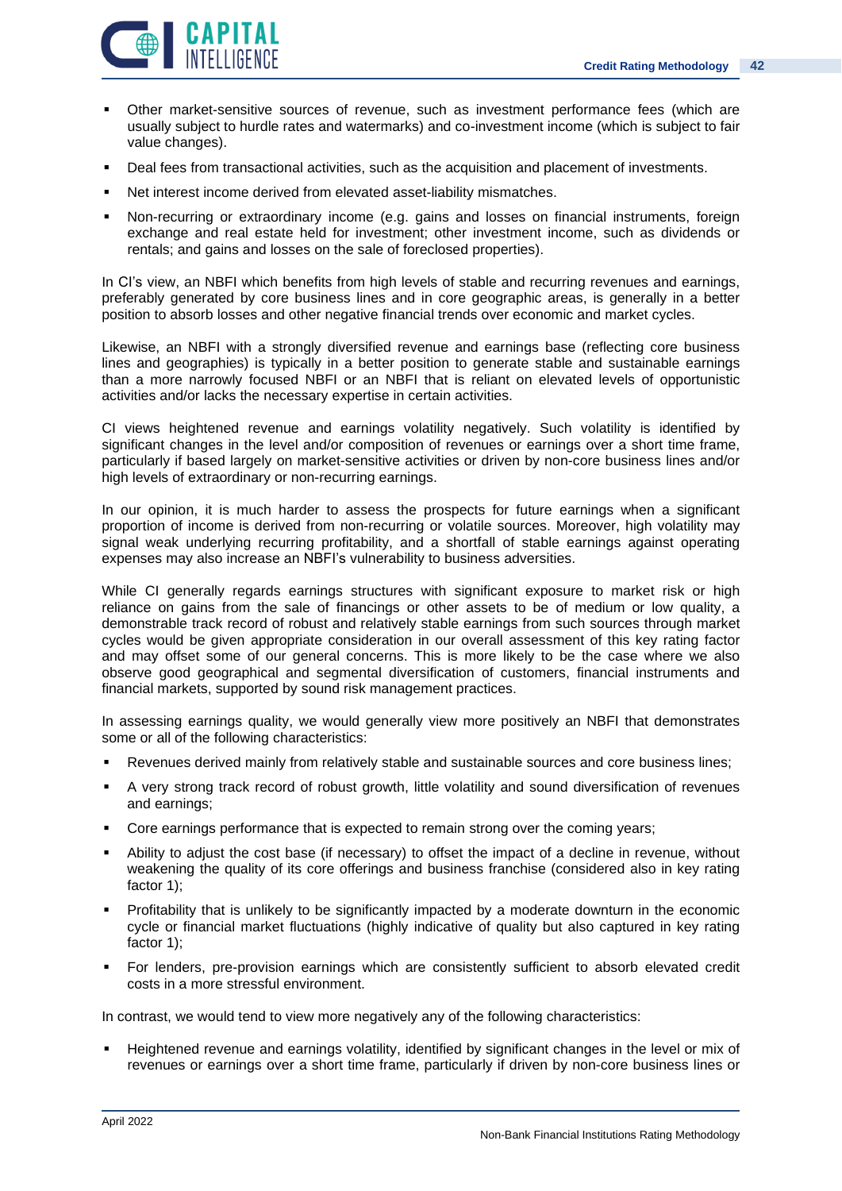- Other market-sensitive sources of revenue, such as investment performance fees (which are usually subject to hurdle rates and watermarks) and co-investment income (which is subject to fair value changes).
- Deal fees from transactional activities, such as the acquisition and placement of investments.
- Net interest income derived from elevated asset-liability mismatches.
- Non-recurring or extraordinary income (e.g. gains and losses on financial instruments, foreign exchange and real estate held for investment; other investment income, such as dividends or rentals; and gains and losses on the sale of foreclosed properties).

In CI's view, an NBFI which benefits from high levels of stable and recurring revenues and earnings, preferably generated by core business lines and in core geographic areas, is generally in a better position to absorb losses and other negative financial trends over economic and market cycles.

Likewise, an NBFI with a strongly diversified revenue and earnings base (reflecting core business lines and geographies) is typically in a better position to generate stable and sustainable earnings than a more narrowly focused NBFI or an NBFI that is reliant on elevated levels of opportunistic activities and/or lacks the necessary expertise in certain activities.

CI views heightened revenue and earnings volatility negatively. Such volatility is identified by significant changes in the level and/or composition of revenues or earnings over a short time frame, particularly if based largely on market-sensitive activities or driven by non-core business lines and/or high levels of extraordinary or non-recurring earnings.

In our opinion, it is much harder to assess the prospects for future earnings when a significant proportion of income is derived from non-recurring or volatile sources. Moreover, high volatility may signal weak underlying recurring profitability, and a shortfall of stable earnings against operating expenses may also increase an NBFI's vulnerability to business adversities.

While CI generally regards earnings structures with significant exposure to market risk or high reliance on gains from the sale of financings or other assets to be of medium or low quality, a demonstrable track record of robust and relatively stable earnings from such sources through market cycles would be given appropriate consideration in our overall assessment of this key rating factor and may offset some of our general concerns. This is more likely to be the case where we also observe good geographical and segmental diversification of customers, financial instruments and financial markets, supported by sound risk management practices.

In assessing earnings quality, we would generally view more positively an NBFI that demonstrates some or all of the following characteristics:

- Revenues derived mainly from relatively stable and sustainable sources and core business lines;
- A very strong track record of robust growth, little volatility and sound diversification of revenues and earnings;
- Core earnings performance that is expected to remain strong over the coming years;
- Ability to adjust the cost base (if necessary) to offset the impact of a decline in revenue, without weakening the quality of its core offerings and business franchise (considered also in key rating factor 1);
- Profitability that is unlikely to be significantly impacted by a moderate downturn in the economic cycle or financial market fluctuations (highly indicative of quality but also captured in key rating factor 1);
- For lenders, pre-provision earnings which are consistently sufficient to absorb elevated credit costs in a more stressful environment.

In contrast, we would tend to view more negatively any of the following characteristics:

- Heightened revenue and earnings volatility, identified by significant changes in the level or mix of revenues or earnings over a short time frame, particularly if driven by non-core business lines or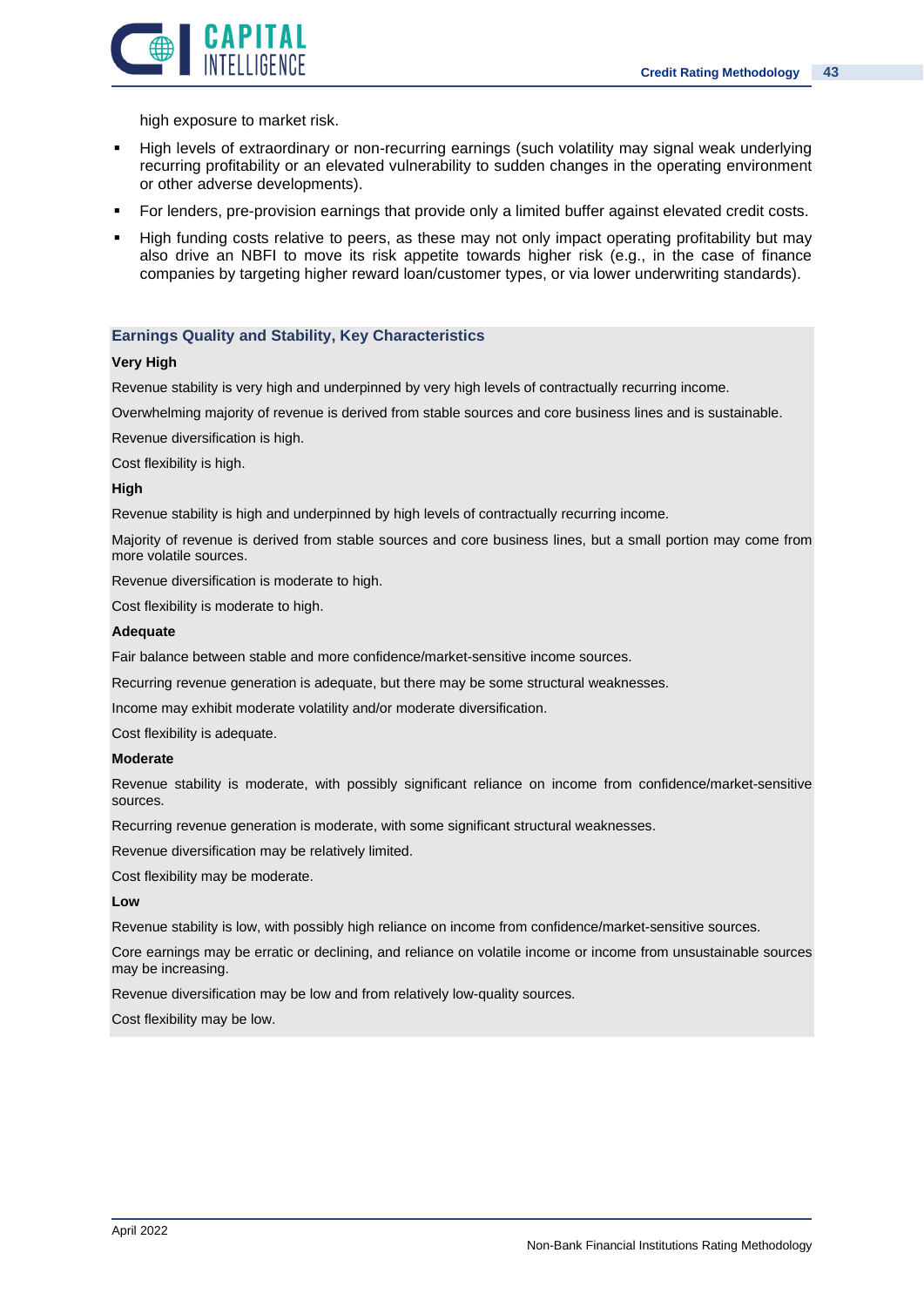high exposure to market risk.

- High levels of extraordinary or non-recurring earnings (such volatility may signal weak underlying recurring profitability or an elevated vulnerability to sudden changes in the operating environment or other adverse developments).
- For lenders, pre-provision earnings that provide only a limited buffer against elevated credit costs.
- High funding costs relative to peers, as these may not only impact operating profitability but may also drive an NBFI to move its risk appetite towards higher risk (e.g., in the case of finance companies by targeting higher reward loan/customer types, or via lower underwriting standards).

### Earnings Quality and Stability, Key Characteristics

**Very High**

Revenue stability is very high and underpinned by very high levels of contractually recurring income.

Overwhelming majority of revenue is derived from stable sources and core business lines and is sustainable.

Revenue diversification is high.

Cost flexibility is high.

**High**

Revenue stability is high and underpinned by high levels of contractually recurring income.

Majority of revenue is derived from stable sources and core business lines, but a small portion may come from more volatile sources.

Revenue diversification is moderate to high.

Cost flexibility is moderate to high.

**Adequate**

Fair balance between stable and more confidence/market-sensitive income sources.

Recurring revenue generation is adequate, but there may be some structural weaknesses.

Income may exhibit moderate volatility and/or moderate diversification.

Cost flexibility is adequate.

**Moderate**

Revenue stability is moderate, with possibly significant reliance on income from confidence/market-sensitive sources.

Recurring revenue generation is moderate, with some significant structural weaknesses.

Revenue diversification may be relatively limited.

Cost flexibility may be moderate.

**Low**

Revenue stability is low, with possibly high reliance on income from confidence/market-sensitive sources.

Core earnings may be erratic or declining, and reliance on volatile income or income from unsustainable sources may be increasing.

Revenue diversification may be low and from relatively low-quality sources.

Cost flexibility may be low.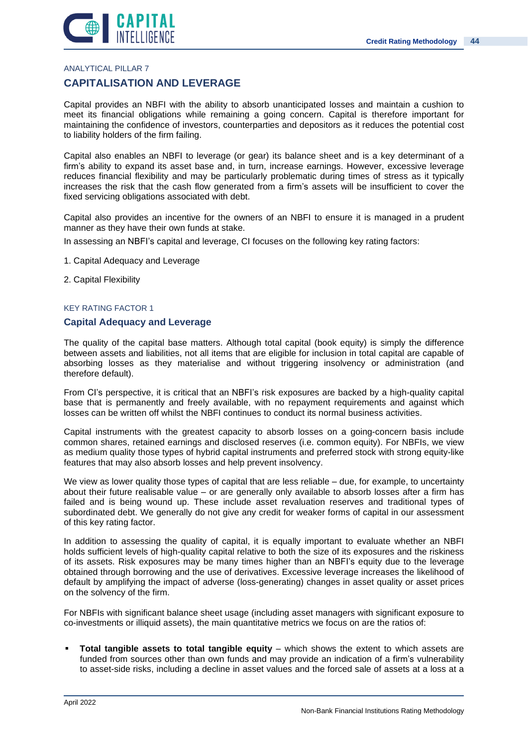ANALYTICAL PILLAR 7

## CAPITALISATION AND LEVERAGE

Capital provides an NBFI with the ability to absorb unanticipated losses and maintain a cushion to meet its financial obligations while remaining a going concern. Capital is therefore important for maintaining the confidence of investors, counterparties and depositors as it reduces the potential cost to liability holders of the firm failing.

Capital also enables an NBFI to leverage (or gear) its balance sheet and is a key determinant of a firm's ability to expand its asset base and, in turn, increase earnings. However, excessive leverage reduces financial flexibility and may be particularly problematic during times of stress as it typically increases the risk that the cash flow generated from a firm's assets will be insufficient to cover the fixed servicing obligations associated with debt.

Capital also provides an incentive for the owners of an NBFI to ensure it is managed in a prudent manner as they have their own funds at stake.

In assessing an NBFI's capital and leverage, CI focuses on the following key rating factors:

1. Capital Adequacy and Leverage

2. Capital Flexibility

KEY RATING FACTOR 1

### Capital Adequacy and Leverage

The quality of the capital base matters. Although total capital (book equity) is simply the difference between assets and liabilities, not all items that are eligible for inclusion in total capital are capable of absorbing losses as they materialise and without triggering insolvency or administration (and therefore default).

From CI's perspective, it is critical that an NBFI's risk exposures are backed by a high-quality capital base that is permanently and freely available, with no repayment requirements and against which losses can be written off whilst the NBFI continues to conduct its normal business activities.

Capital instruments with the greatest capacity to absorb losses on a going-concern basis include common shares, retained earnings and disclosed reserves (i.e. common equity). For NBFIs, we view as medium quality those types of hybrid capital instruments and preferred stock with strong equity-like features that may also absorb losses and help prevent insolvency.

We view as lower quality those types of capital that are less reliable – due, for example, to uncertainty about their future realisable value – or are generally only available to absorb losses after a firm has failed and is being wound up. These include asset revaluation reserves and traditional types of subordinated debt. We generally do not give any credit for weaker forms of capital in our assessment of this key rating factor.

In addition to assessing the quality of capital, it is equally important to evaluate whether an NBFI holds sufficient levels of high-quality capital relative to both the size of its exposures and the riskiness of its assets. Risk exposures may be many times higher than an NBFI's equity due to the leverage obtained through borrowing and the use of derivatives. Excessive leverage increases the likelihood of default by amplifying the impact of adverse (loss-generating) changes in asset quality or asset prices on the solvency of the firm.

For NBFIs with significant balance sheet usage (including asset managers with significant exposure to co-investments or illiquid assets), the main quantitative metrics we focus on are the ratios of:

- **Total tangible assets to total tangible equity** – which shows the extent to which assets are funded from sources other than own funds and may provide an indication of a firm's vulnerability to asset-side risks, including a decline in asset values and the forced sale of assets at a loss at a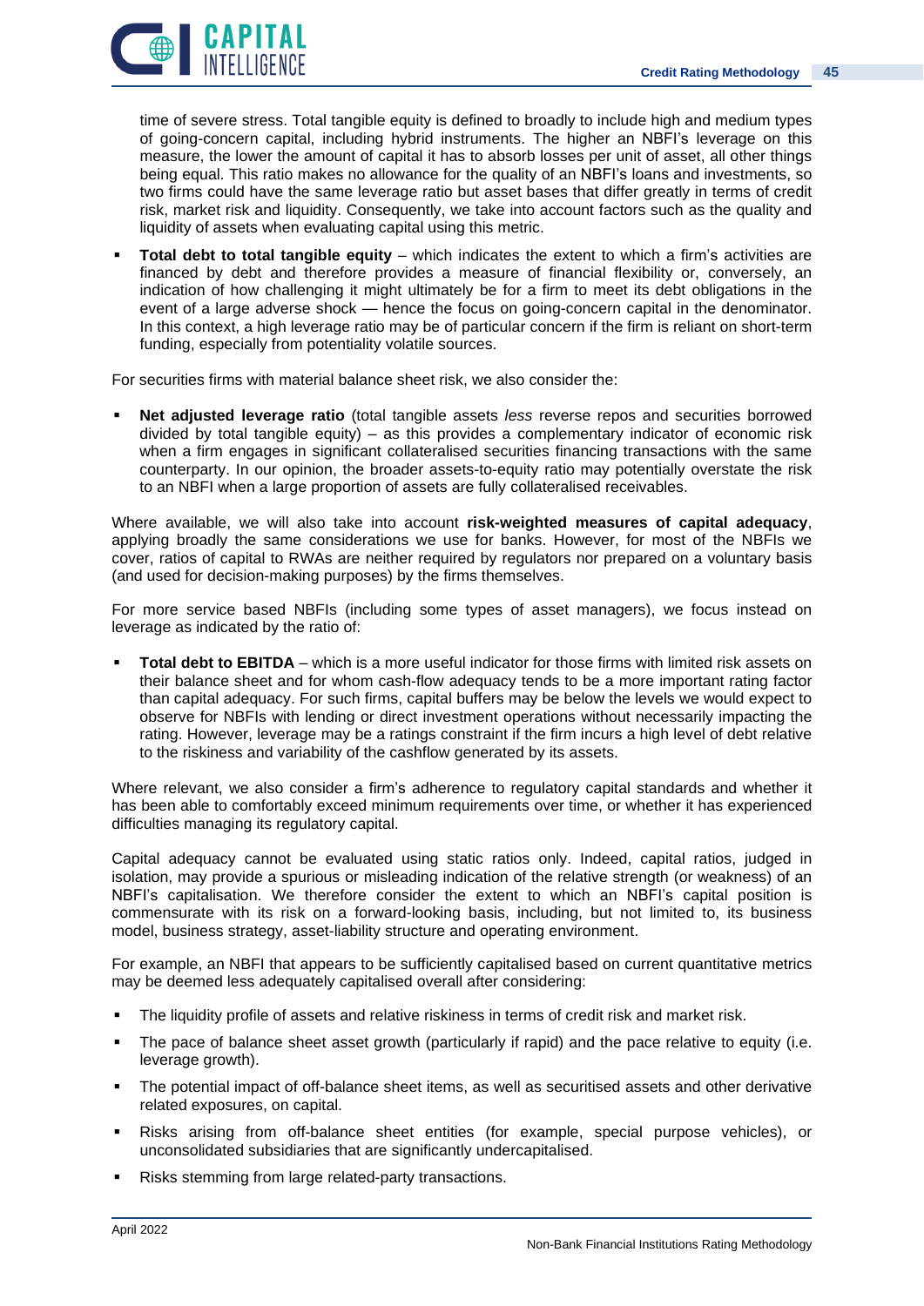time of severe stress. Total tangible equity is defined to broadly to include high and medium types of going-concern capital, including hybrid instruments. The higher an NBFI's leverage on this measure, the lower the amount of capital it has to absorb losses per unit of asset, all other things being equal. This ratio makes no allowance for the quality of an NBFI's loans and investments, so two firms could have the same leverage ratio but asset bases that differ greatly in terms of credit risk, market risk and liquidity. Consequently, we take into account factors such as the quality and liquidity of assets when evaluating capital using this metric.

- **Total debt to total tangible equity** – which indicates the extent to which a firm's activities are financed by debt and therefore provides a measure of financial flexibility or, conversely, an indication of how challenging it might ultimately be for a firm to meet its debt obligations in the event of a large adverse shock — hence the focus on going-concern capital in the denominator. In this context, a high leverage ratio may be of particular concern if the firm is reliant on short-term funding, especially from potentiality volatile sources.

For securities firms with material balance sheet risk, we also consider the:

- **Net adjusted leverage ratio** (total tangible assets *less* reverse repos and securities borrowed divided by total tangible equity) – as this provides a complementary indicator of economic risk when a firm engages in significant collateralised securities financing transactions with the same counterparty. In our opinion, the broader assets-to-equity ratio may potentially overstate the risk to an NBFI when a large proportion of assets are fully collateralised receivables.

Where available, we will also take into account **risk-weighted measures of capital adequacy**, applying broadly the same considerations we use for banks. However, for most of the NBFIs we cover, ratios of capital to RWAs are neither required by regulators nor prepared on a voluntary basis (and used for decision-making purposes) by the firms themselves.

For more service based NBFIs (including some types of asset managers), we focus instead on leverage as indicated by the ratio of:

- **Total debt to EBITDA** – which is a more useful indicator for those firms with limited risk assets on their balance sheet and for whom cash-flow adequacy tends to be a more important rating factor than capital adequacy. For such firms, capital buffers may be below the levels we would expect to observe for NBFIs with lending or direct investment operations without necessarily impacting the rating. However, leverage may be a ratings constraint if the firm incurs a high level of debt relative to the riskiness and variability of the cashflow generated by its assets.

Where relevant, we also consider a firm's adherence to regulatory capital standards and whether it has been able to comfortably exceed minimum requirements over time, or whether it has experienced difficulties managing its regulatory capital.

Capital adequacy cannot be evaluated using static ratios only. Indeed, capital ratios, judged in isolation, may provide a spurious or misleading indication of the relative strength (or weakness) of an NBFI's capitalisation. We therefore consider the extent to which an NBFI's capital position is commensurate with its risk on a forward-looking basis, including, but not limited to, its business model, business strategy, asset-liability structure and operating environment.

For example, an NBFI that appears to be sufficiently capitalised based on current quantitative metrics may be deemed less adequately capitalised overall after considering:

- The liquidity profile of assets and relative riskiness in terms of credit risk and market risk.
- The pace of balance sheet asset growth (particularly if rapid) and the pace relative to equity (i.e. leverage growth).
- The potential impact of off-balance sheet items, as well as securitised assets and other derivative related exposures, on capital.
- Risks arising from off-balance sheet entities (for example, special purpose vehicles), or unconsolidated subsidiaries that are significantly undercapitalised.
- Risks stemming from large related-party transactions.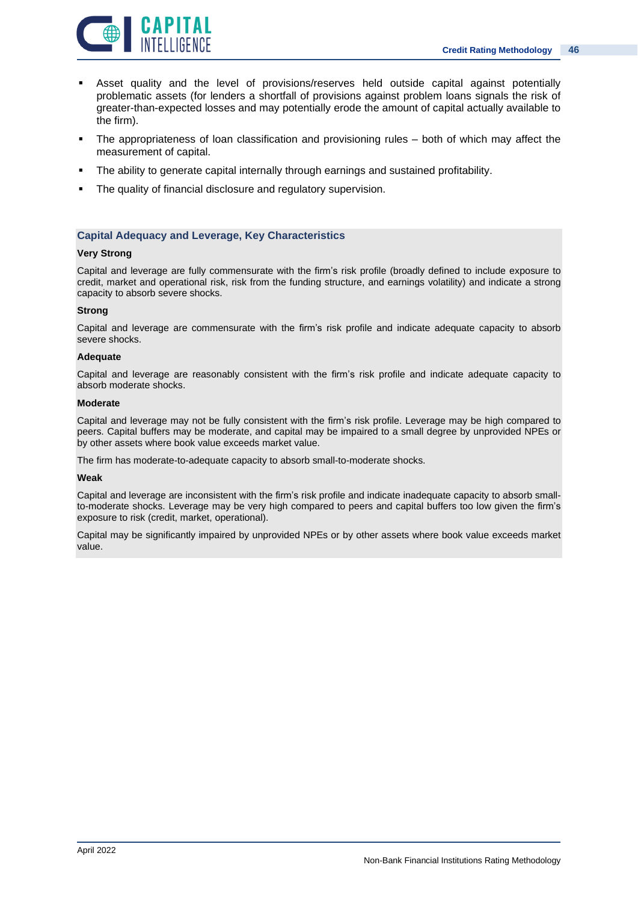- Asset quality and the level of provisions/reserves held outside capital against potentially problematic assets (for lenders a shortfall of provisions against problem loans signals the risk of greater-than-expected losses and may potentially erode the amount of capital actually available to the firm).
- The appropriateness of loan classification and provisioning rules – both of which may affect the measurement of capital.
- The ability to generate capital internally through earnings and sustained profitability.
- The quality of financial disclosure and regulatory supervision.

### Capital Adequacy and Leverage, Key Characteristics

**Very Strong**

Capital and leverage are fully commensurate with the firm's risk profile (broadly defined to include exposure to credit, market and operational risk, risk from the funding structure, and earnings volatility) and indicate a strong capacity to absorb severe shocks.

**Strong**

Capital and leverage are commensurate with the firm's risk profile and indicate adequate capacity to absorb severe shocks.

**Adequate**

Capital and leverage are reasonably consistent with the firm's risk profile and indicate adequate capacity to absorb moderate shocks.

**Moderate**

Capital and leverage may not be fully consistent with the firm's risk profile. Leverage may be high compared to peers. Capital buffers may be moderate, and capital may be impaired to a small degree by unprovided NPEs or by other assets where book value exceeds market value.

The firm has moderate-to-adequate capacity to absorb small-to-moderate shocks.

**Weak**

Capital and leverage are inconsistent with the firm's risk profile and indicate inadequate capacity to absorb small-to-moderate shocks. Leverage may be very high compared to peers and capital buffers too low given the firm's exposure to risk (credit, market, operational).

Capital may be significantly impaired by unprovided NPEs or by other assets where book value exceeds market value.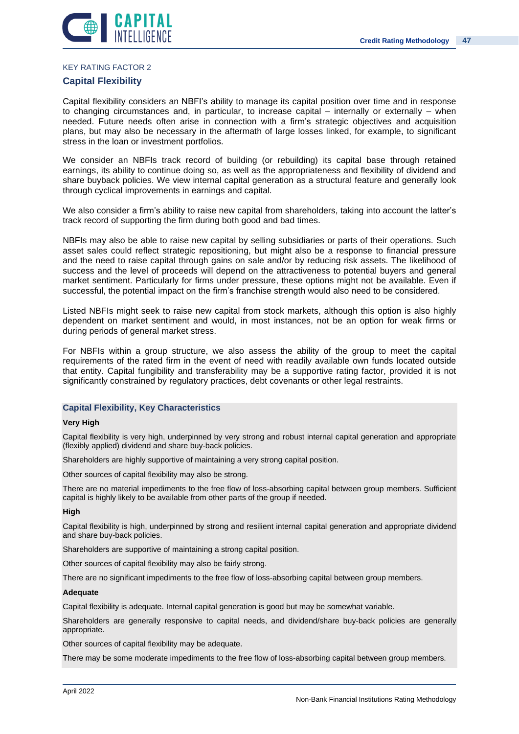KEY RATING FACTOR 2

## Capital Flexibility

Capital flexibility considers an NBFI's ability to manage its capital position over time and in response to changing circumstances and, in particular, to increase capital – internally or externally – when needed. Future needs often arise in connection with a firm's strategic objectives and acquisition plans, but may also be necessary in the aftermath of large losses linked, for example, to significant stress in the loan or investment portfolios.

We consider an NBFIs track record of building (or rebuilding) its capital base through retained earnings, its ability to continue doing so, as well as the appropriateness and flexibility of dividend and share buyback policies. We view internal capital generation as a structural feature and generally look through cyclical improvements in earnings and capital.

We also consider a firm's ability to raise new capital from shareholders, taking into account the latter's track record of supporting the firm during both good and bad times.

NBFIs may also be able to raise new capital by selling subsidiaries or parts of their operations. Such asset sales could reflect strategic repositioning, but might also be a response to financial pressure and the need to raise capital through gains on sale and/or by reducing risk assets. The likelihood of success and the level of proceeds will depend on the attractiveness to potential buyers and general market sentiment. Particularly for firms under pressure, these options might not be available. Even if successful, the potential impact on the firm's franchise strength would also need to be considered.

Listed NBFIs might seek to raise new capital from stock markets, although this option is also highly dependent on market sentiment and would, in most instances, not be an option for weak firms or during periods of general market stress.

For NBFIs within a group structure, we also assess the ability of the group to meet the capital requirements of the rated firm in the event of need with readily available own funds located outside that entity. Capital fungibility and transferability may be a supportive rating factor, provided it is not significantly constrained by regulatory practices, debt covenants or other legal restraints.

### Capital Flexibility, Key Characteristics

**Very High**

Capital flexibility is very high, underpinned by very strong and robust internal capital generation and appropriate (flexibly applied) dividend and share buy-back policies.

Shareholders are highly supportive of maintaining a very strong capital position.

Other sources of capital flexibility may also be strong.

There are no material impediments to the free flow of loss-absorbing capital between group members. Sufficient capital is highly likely to be available from other parts of the group if needed.

**High**

Capital flexibility is high, underpinned by strong and resilient internal capital generation and appropriate dividend and share buy-back policies.

Shareholders are supportive of maintaining a strong capital position.

Other sources of capital flexibility may also be fairly strong.

There are no significant impediments to the free flow of loss-absorbing capital between group members.

**Adequate**

Capital flexibility is adequate. Internal capital generation is good but may be somewhat variable.

Shareholders are generally responsive to capital needs, and dividend/share buy-back policies are generally appropriate.

Other sources of capital flexibility may be adequate.

There may be some moderate impediments to the free flow of loss-absorbing capital between group members.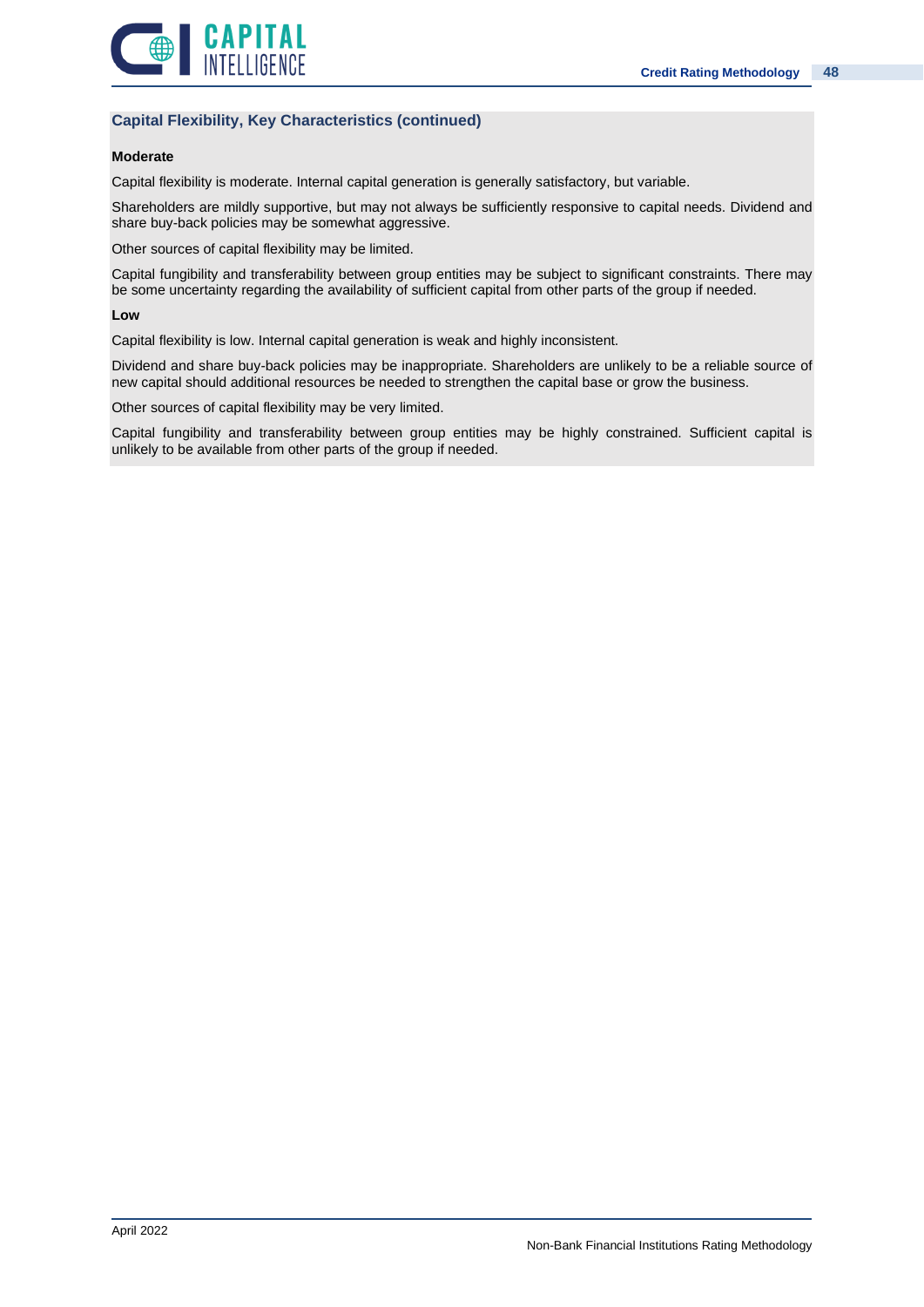### Capital Flexibility, Key Characteristics (continued)

**Moderate**

Capital flexibility is moderate. Internal capital generation is generally satisfactory, but variable.

Shareholders are mildly supportive, but may not always be sufficiently responsive to capital needs. Dividend and share buy-back policies may be somewhat aggressive.

Other sources of capital flexibility may be limited.

Capital fungibility and transferability between group entities may be subject to significant constraints. There may be some uncertainty regarding the availability of sufficient capital from other parts of the group if needed.

**Low**

Capital flexibility is low. Internal capital generation is weak and highly inconsistent.

Dividend and share buy-back policies may be inappropriate. Shareholders are unlikely to be a reliable source of new capital should additional resources be needed to strengthen the capital base or grow the business.

Other sources of capital flexibility may be very limited.

Capital fungibility and transferability between group entities may be highly constrained. Sufficient capital is unlikely to be available from other parts of the group if needed.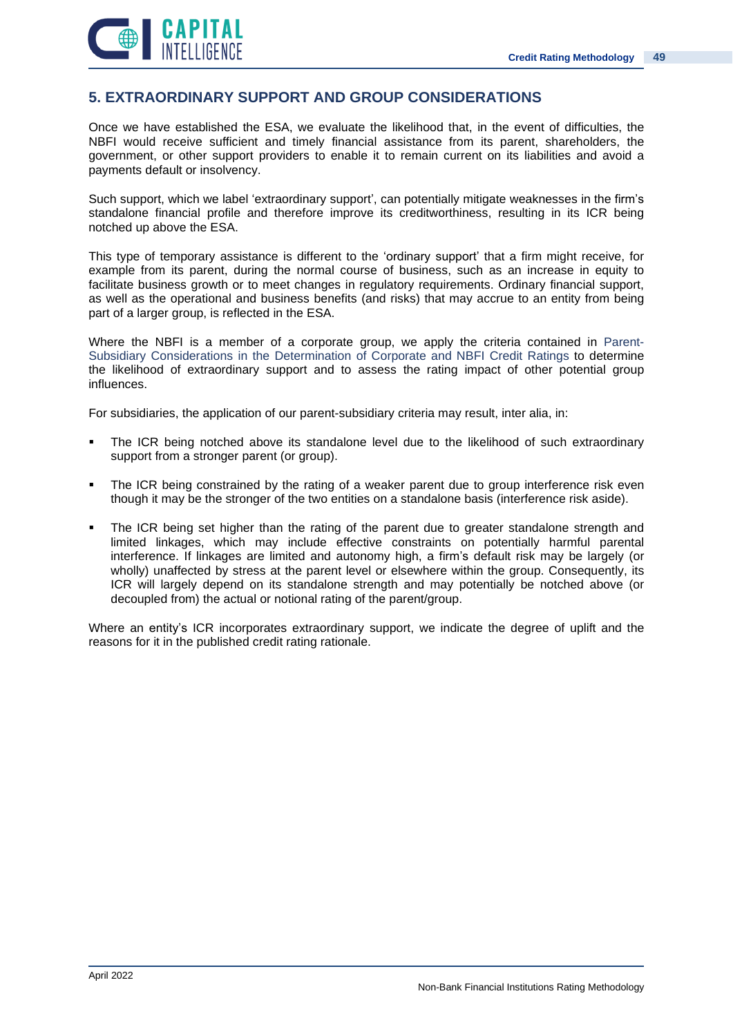## 5. EXTRAORDINARY SUPPORT AND GROUP CONSIDERATIONS

Once we have established the ESA, we evaluate the likelihood that, in the event of difficulties, the NBFI would receive sufficient and timely financial assistance from its parent, shareholders, the government, or other support providers to enable it to remain current on its liabilities and avoid a payments default or insolvency.

Such support, which we label 'extraordinary support', can potentially mitigate weaknesses in the firm's standalone financial profile and therefore improve its creditworthiness, resulting in its ICR being notched up above the ESA.

This type of temporary assistance is different to the 'ordinary support' that a firm might receive, for example from its parent, during the normal course of business, such as an increase in equity to facilitate business growth or to meet changes in regulatory requirements. Ordinary financial support, as well as the operational and business benefits (and risks) that may accrue to an entity from being part of a larger group, is reflected in the ESA.

Where the NBFI is a member of a corporate group, we apply the criteria contained in Parent-Subsidiary Considerations in the Determination of Corporate and NBFI Credit Ratings to determine the likelihood of extraordinary support and to assess the rating impact of other potential group influences.

For subsidiaries, the application of our parent-subsidiary criteria may result, inter alia, in:

- The ICR being notched above its standalone level due to the likelihood of such extraordinary support from a stronger parent (or group).
- The ICR being constrained by the rating of a weaker parent due to group interference risk even though it may be the stronger of the two entities on a standalone basis (interference risk aside).
- The ICR being set higher than the rating of the parent due to greater standalone strength and limited linkages, which may include effective constraints on potentially harmful parental interference. If linkages are limited and autonomy high, a firm's default risk may be largely (or wholly) unaffected by stress at the parent level or elsewhere within the group. Consequently, its ICR will largely depend on its standalone strength and may potentially be notched above (or decoupled from) the actual or notional rating of the parent/group.

Where an entity's ICR incorporates extraordinary support, we indicate the degree of uplift and the reasons for it in the published credit rating rationale.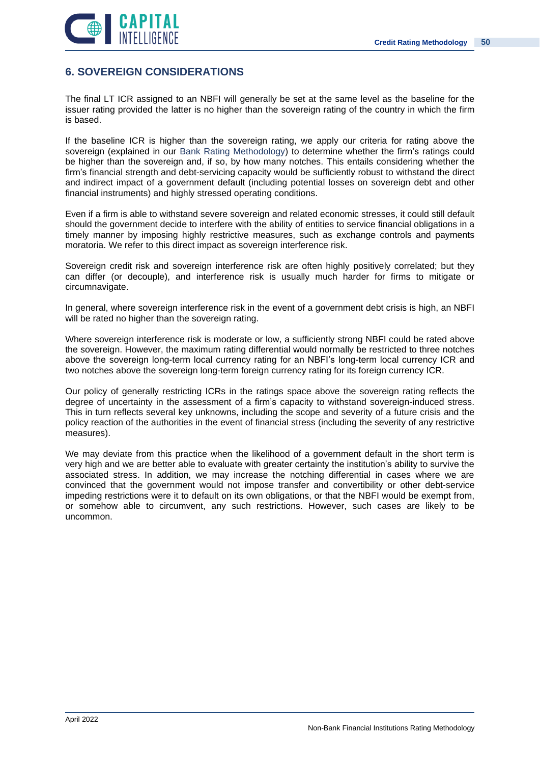## 6. SOVEREIGN CONSIDERATIONS

The final LT ICR assigned to an NBFI will generally be set at the same level as the baseline for the issuer rating provided the latter is no higher than the sovereign rating of the country in which the firm is based.

If the baseline ICR is higher than the sovereign rating, we apply our criteria for rating above the sovereign (explained in our Bank Rating Methodology) to determine whether the firm's ratings could be higher than the sovereign and, if so, by how many notches. This entails considering whether the firm's financial strength and debt-servicing capacity would be sufficiently robust to withstand the direct and indirect impact of a government default (including potential losses on sovereign debt and other financial instruments) and highly stressed operating conditions.

Even if a firm is able to withstand severe sovereign and related economic stresses, it could still default should the government decide to interfere with the ability of entities to service financial obligations in a timely manner by imposing highly restrictive measures, such as exchange controls and payments moratoria. We refer to this direct impact as sovereign interference risk.

Sovereign credit risk and sovereign interference risk are often highly positively correlated; but they can differ (or decouple), and interference risk is usually much harder for firms to mitigate or circumnavigate.

In general, where sovereign interference risk in the event of a government debt crisis is high, an NBFI will be rated no higher than the sovereign rating.

Where sovereign interference risk is moderate or low, a sufficiently strong NBFI could be rated above the sovereign. However, the maximum rating differential would normally be restricted to three notches above the sovereign long-term local currency rating for an NBFI's long-term local currency ICR and two notches above the sovereign long-term foreign currency rating for its foreign currency ICR.

Our policy of generally restricting ICRs in the ratings space above the sovereign rating reflects the degree of uncertainty in the assessment of a firm's capacity to withstand sovereign-induced stress. This in turn reflects several key unknowns, including the scope and severity of a future crisis and the policy reaction of the authorities in the event of financial stress (including the severity of any restrictive measures).

We may deviate from this practice when the likelihood of a government default in the short term is very high and we are better able to evaluate with greater certainty the institution's ability to survive the associated stress. In addition, we may increase the notching differential in cases where we are convinced that the government would not impose transfer and convertibility or other debt-service impeding restrictions were it to default on its own obligations, or that the NBFI would be exempt from, or somehow able to circumvent, any such restrictions. However, such cases are likely to be uncommon.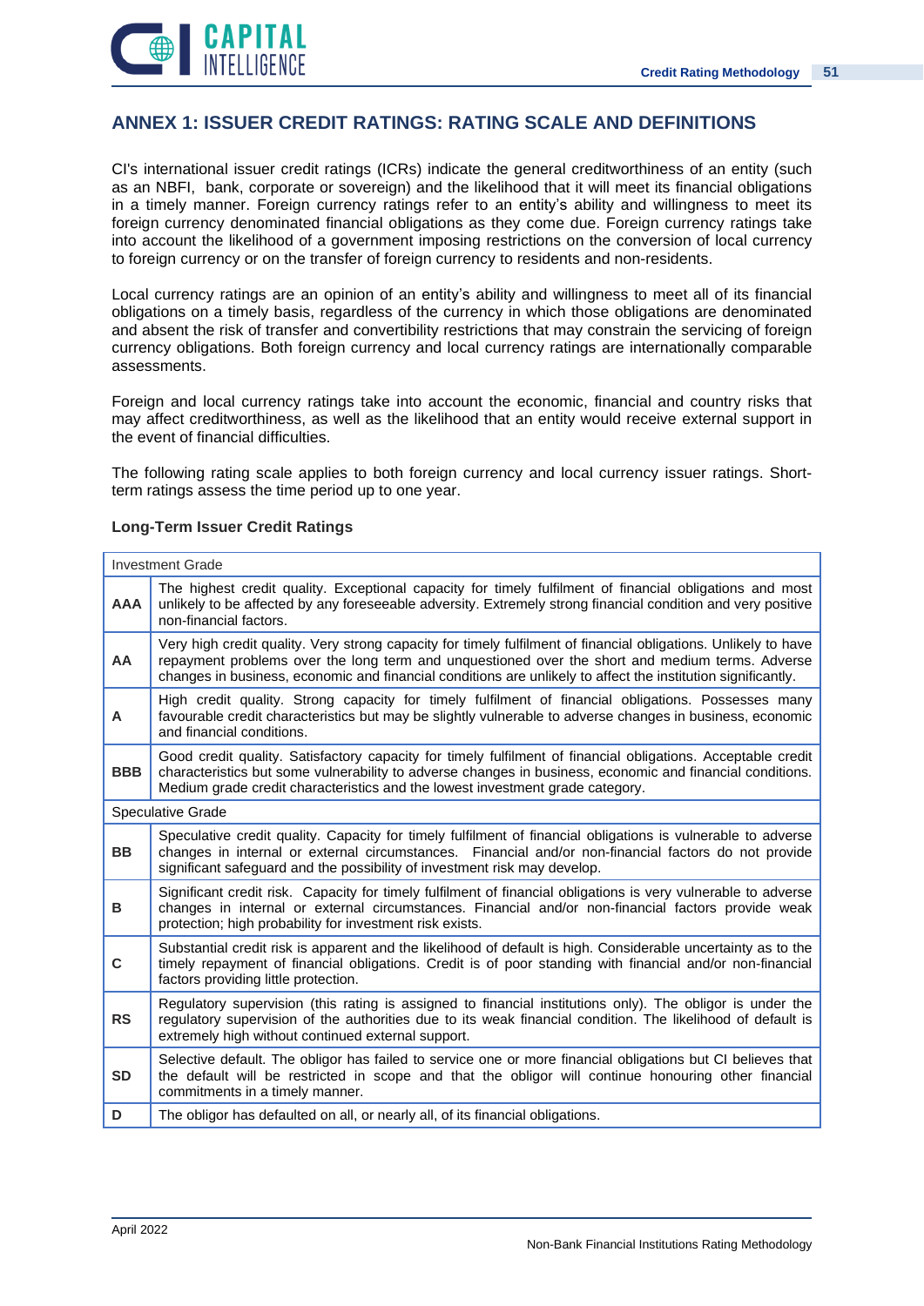## ANNEX 1: ISSUER CREDIT RATINGS: RATING SCALE AND DEFINITIONS

CI's international issuer credit ratings (ICRs) indicate the general creditworthiness of an entity (such as an NBFI, bank, corporate or sovereign) and the likelihood that it will meet its financial obligations in a timely manner. Foreign currency ratings refer to an entity's ability and willingness to meet its foreign currency denominated financial obligations as they come due. Foreign currency ratings take into account the likelihood of a government imposing restrictions on the conversion of local currency to foreign currency or on the transfer of foreign currency to residents and non-residents.

Local currency ratings are an opinion of an entity's ability and willingness to meet all of its financial obligations on a timely basis, regardless of the currency in which those obligations are denominated and absent the risk of transfer and convertibility restrictions that may constrain the servicing of foreign currency obligations. Both foreign currency and local currency ratings are internationally comparable assessments.

Foreign and local currency ratings take into account the economic, financial and country risks that may affect creditworthiness, as well as the likelihood that an entity would receive external support in the event of financial difficulties.

The following rating scale applies to both foreign currency and local currency issuer ratings. Short-term ratings assess the time period up to one year.

**Long-Term Issuer Credit Ratings**

| Investment Grade | |
|---|---|
| **AAA** | The highest credit quality. Exceptional capacity for timely fulfilment of financial obligations and most unlikely to be affected by any foreseeable adversity. Extremely strong financial condition and very positive non-financial factors. |
| **AA** | Very high credit quality. Very strong capacity for timely fulfilment of financial obligations. Unlikely to have repayment problems over the long term and unquestioned over the short and medium terms. Adverse changes in business, economic and financial conditions are unlikely to affect the institution significantly. |
| **A** | High credit quality. Strong capacity for timely fulfilment of financial obligations. Possesses many favourable credit characteristics but may be slightly vulnerable to adverse changes in business, economic and financial conditions. |
| **BBB** | Good credit quality. Satisfactory capacity for timely fulfilment of financial obligations. Acceptable credit characteristics but some vulnerability to adverse changes in business, economic and financial conditions. Medium grade credit characteristics and the lowest investment grade category. |
| Speculative Grade | |
| **BB** | Speculative credit quality. Capacity for timely fulfilment of financial obligations is vulnerable to adverse changes in internal or external circumstances. Financial and/or non-financial factors do not provide significant safeguard and the possibility of investment risk may develop. |
| **B** | Significant credit risk. Capacity for timely fulfilment of financial obligations is very vulnerable to adverse changes in internal or external circumstances. Financial and/or non-financial factors provide weak protection; high probability for investment risk exists. |
| **C** | Substantial credit risk is apparent and the likelihood of default is high. Considerable uncertainty as to the timely repayment of financial obligations. Credit is of poor standing with financial and/or non-financial factors providing little protection. |
| **RS** | Regulatory supervision (this rating is assigned to financial institutions only). The obligor is under the regulatory supervision of the authorities due to its weak financial condition. The likelihood of default is extremely high without continued external support. |
| **SD** | Selective default. The obligor has failed to service one or more financial obligations but CI believes that the default will be restricted in scope and that the obligor will continue honouring other financial commitments in a timely manner. |
| **D** | The obligor has defaulted on all, or nearly all, of its financial obligations. |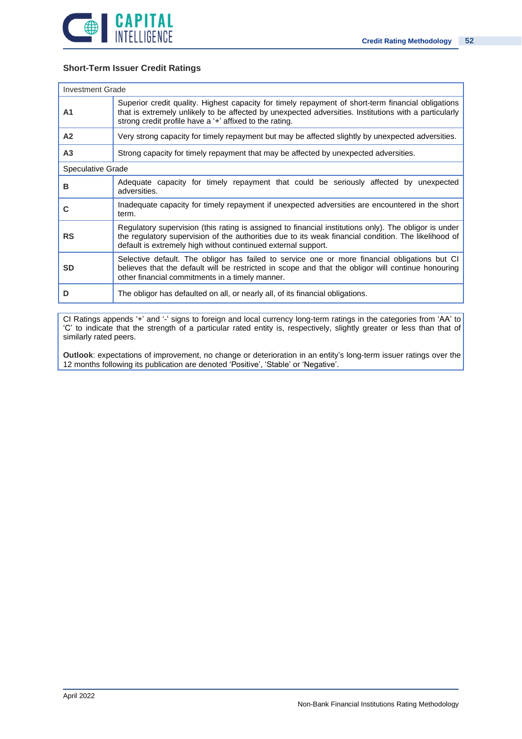### Short-Term Issuer Credit Ratings

| Investment Grade | |
|---|---|
| **A1** | Superior credit quality. Highest capacity for timely repayment of short-term financial obligations that is extremely unlikely to be affected by unexpected adversities. Institutions with a particularly strong credit profile have a '+' affixed to the rating. |
| **A2** | Very strong capacity for timely repayment but may be affected slightly by unexpected adversities. |
| **A3** | Strong capacity for timely repayment that may be affected by unexpected adversities. |
| Speculative Grade | |
| **B** | Adequate capacity for timely repayment that could be seriously affected by unexpected adversities. |
| **C** | Inadequate capacity for timely repayment if unexpected adversities are encountered in the short term. |
| **RS** | Regulatory supervision (this rating is assigned to financial institutions only). The obligor is under the regulatory supervision of the authorities due to its weak financial condition. The likelihood of default is extremely high without continued external support. |
| **SD** | Selective default. The obligor has failed to service one or more financial obligations but CI believes that the default will be restricted in scope and that the obligor will continue honouring other financial commitments in a timely manner. |
| **D** | The obligor has defaulted on all, or nearly all, of its financial obligations. |

CI Ratings appends '+' and '-' signs to foreign and local currency long-term ratings in the categories from 'AA' to 'C' to indicate that the strength of a particular rated entity is, respectively, slightly greater or less than that of similarly rated peers.

**Outlook**: expectations of improvement, no change or deterioration in an entity's long-term issuer ratings over the 12 months following its publication are denoted 'Positive', 'Stable' or 'Negative'.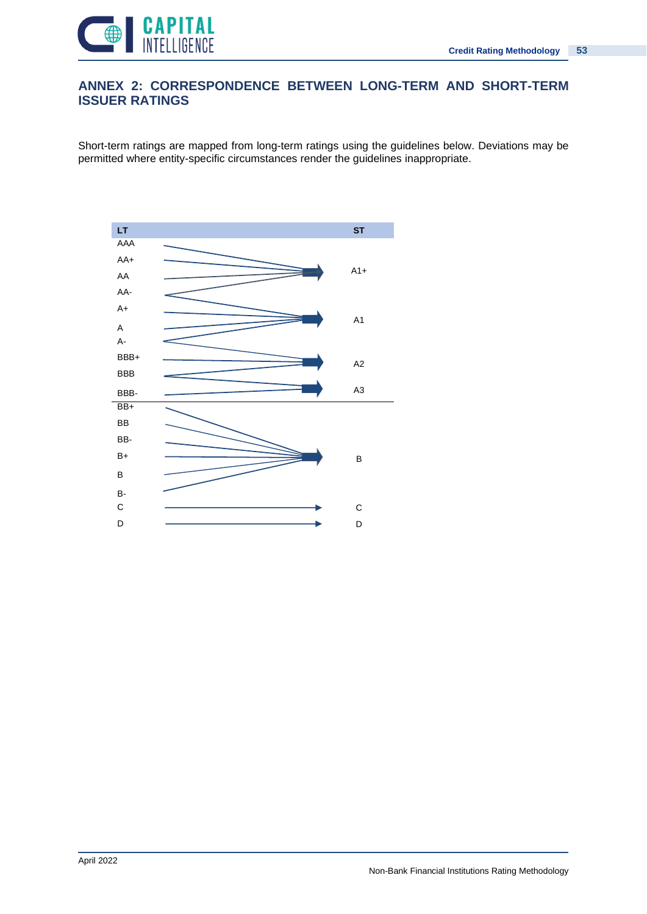# ANNEX 2: CORRESPONDENCE BETWEEN LONG-TERM AND SHORT-TERM ISSUER RATINGS

Short-term ratings are mapped from long-term ratings using the guidelines below. Deviations may be permitted where entity-specific circumstances render the guidelines inappropriate.

| LT | ST |
|---|---|
| AAA | A1+ |
| AA+ | A1+ |
| AA | A1+ |
| AA- | A1+ / A1 |
| A+ | A1 |
| A | A1 |
| A- | A1 / A2 |
| BBB+ | A2 |
| BBB | A2 / A3 |
| BBB- | A3 |
| BB+ | B |
| BB | B |
| BB- | B |
| B+ | B |
| B | B |
| B- | B |
| C | C |
| D | D |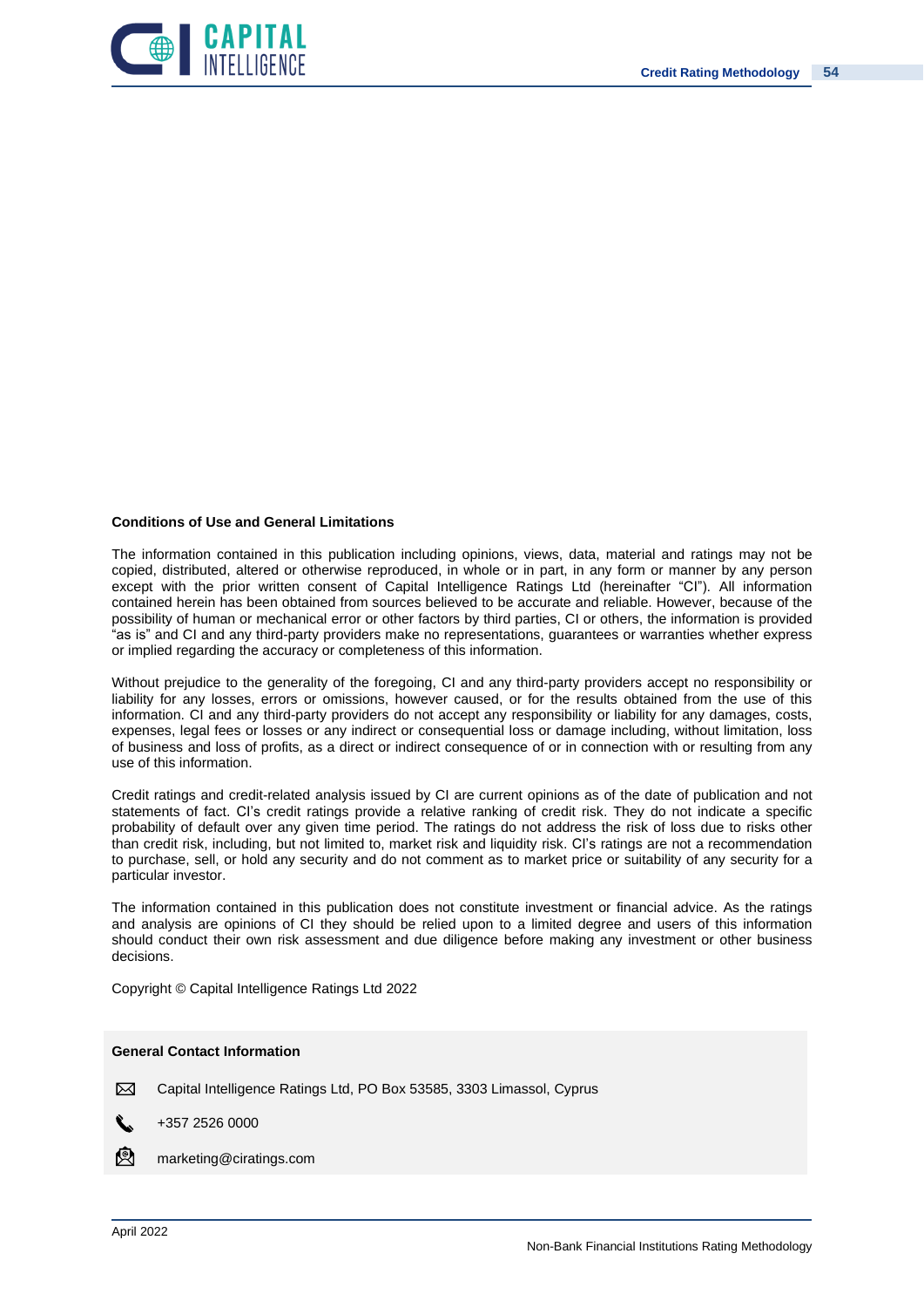**Conditions of Use and General Limitations**

The information contained in this publication including opinions, views, data, material and ratings may not be copied, distributed, altered or otherwise reproduced, in whole or in part, in any form or manner by any person except with the prior written consent of Capital Intelligence Ratings Ltd (hereinafter "CI"). All information contained herein has been obtained from sources believed to be accurate and reliable. However, because of the possibility of human or mechanical error or other factors by third parties, CI or others, the information is provided "as is" and CI and any third-party providers make no representations, guarantees or warranties whether express or implied regarding the accuracy or completeness of this information.

Without prejudice to the generality of the foregoing, CI and any third-party providers accept no responsibility or liability for any losses, errors or omissions, however caused, or for the results obtained from the use of this information. CI and any third-party providers do not accept any responsibility or liability for any damages, costs, expenses, legal fees or losses or any indirect or consequential loss or damage including, without limitation, loss of business and loss of profits, as a direct or indirect consequence of or in connection with or resulting from any use of this information.

Credit ratings and credit-related analysis issued by CI are current opinions as of the date of publication and not statements of fact. CI's credit ratings provide a relative ranking of credit risk. They do not indicate a specific probability of default over any given time period. The ratings do not address the risk of loss due to risks other than credit risk, including, but not limited to, market risk and liquidity risk. CI's ratings are not a recommendation to purchase, sell, or hold any security and do not comment as to market price or suitability of any security for a particular investor.

The information contained in this publication does not constitute investment or financial advice. As the ratings and analysis are opinions of CI they should be relied upon to a limited degree and users of this information should conduct their own risk assessment and due diligence before making any investment or other business decisions.

Copyright © Capital Intelligence Ratings Ltd 2022

**General Contact Information**

Capital Intelligence Ratings Ltd, PO Box 53585, 3303 Limassol, Cyprus

+357 2526 0000

marketing@ciratings.com